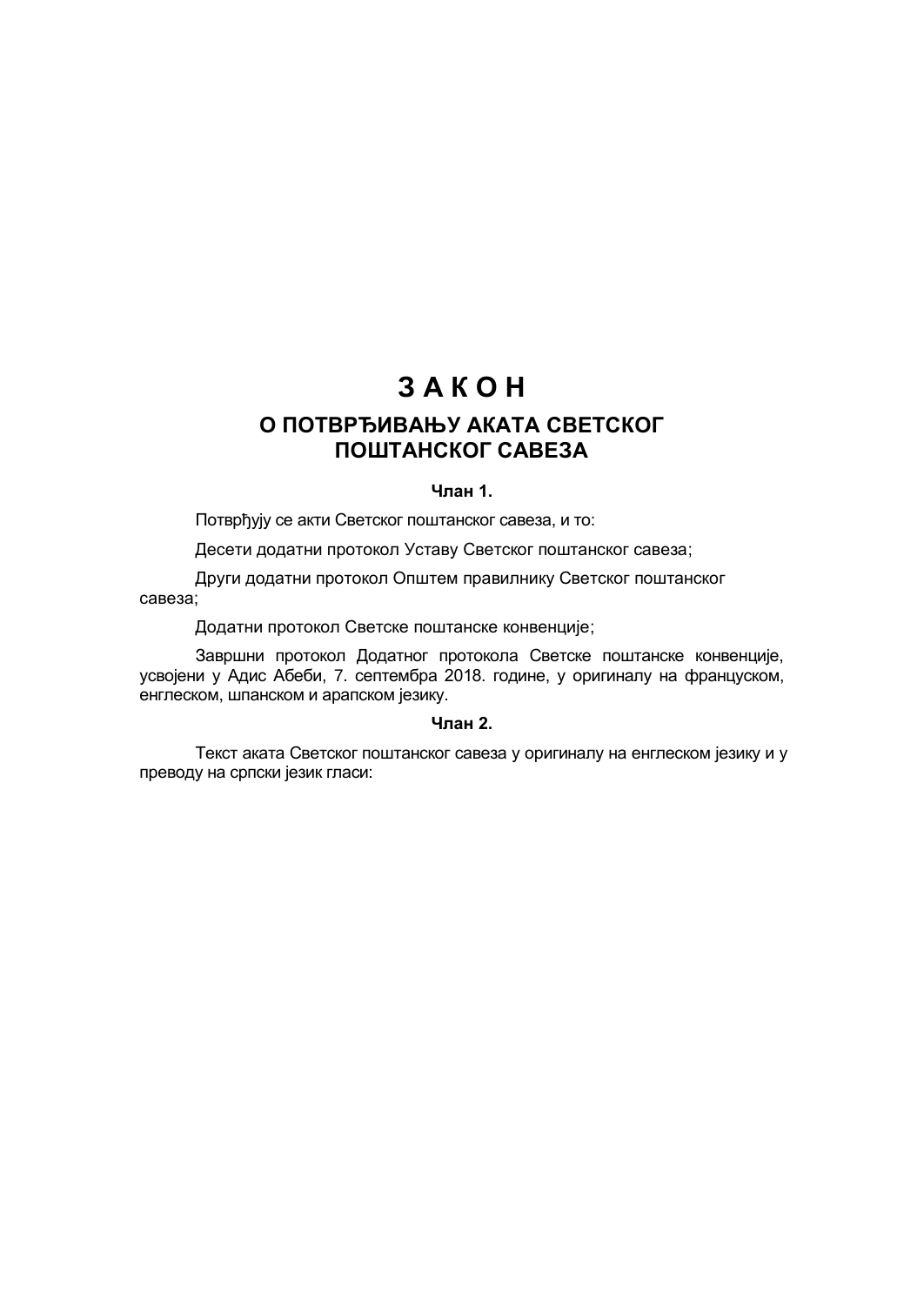# З А К О Н

## О ПОТВРЂИВАЊУ АКАТА СВЕТСКОГ ПОШТАНСКОГ САВЕЗА

**Члан 1.**

Потврђују се акти Светског поштанског савеза, и то:

Десети додатни протокол Уставу Светског поштанског савеза;

Други додатни протокол Општем правилнику Светског поштанског савеза;

Додатни протокол Светске поштанске конвенције;

Завршни протокол Додатног протокола Светске поштанске конвенције, усвојени у Адис Абеби, 7. септембра 2018. године, у оригиналу на француском, енглеском, шпанском и арапском језику.

**Члан 2.**

Текст аката Светског поштанског савеза у оригиналу на енглеском језику и у преводу на српски језик гласи: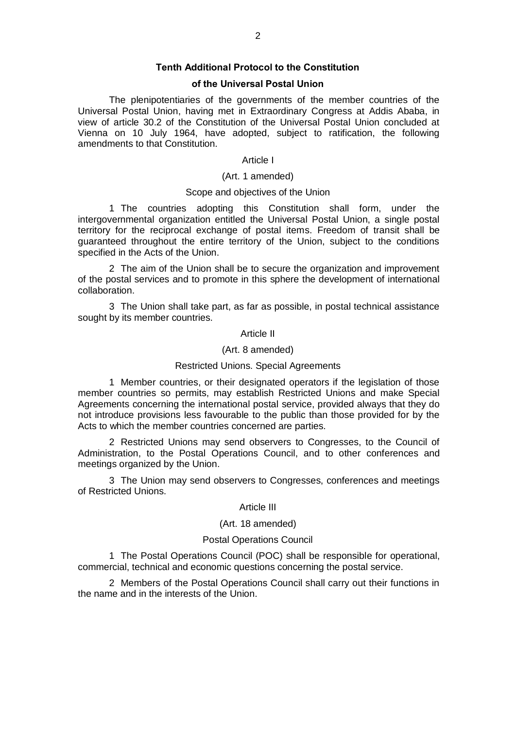## Tenth Additional Protocol to the Constitution of the Universal Postal Union

The plenipotentiaries of the governments of the member countries of the Universal Postal Union, having met in Extraordinary Congress at Addis Ababa, in view of article 30.2 of the Constitution of the Universal Postal Union concluded at Vienna on 10 July 1964, have adopted, subject to ratification, the following amendments to that Constitution.

### Article I

(Art. 1 amended)

Scope and objectives of the Union

1 The countries adopting this Constitution shall form, under the intergovernmental organization entitled the Universal Postal Union, a single postal territory for the reciprocal exchange of postal items. Freedom of transit shall be guaranteed throughout the entire territory of the Union, subject to the conditions specified in the Acts of the Union.

2 The aim of the Union shall be to secure the organization and improvement of the postal services and to promote in this sphere the development of international collaboration.

3 The Union shall take part, as far as possible, in postal technical assistance sought by its member countries.

### Article II

(Art. 8 amended)

Restricted Unions. Special Agreements

1 Member countries, or their designated operators if the legislation of those member countries so permits, may establish Restricted Unions and make Special Agreements concerning the international postal service, provided always that they do not introduce provisions less favourable to the public than those provided for by the Acts to which the member countries concerned are parties.

2 Restricted Unions may send observers to Congresses, to the Council of Administration, to the Postal Operations Council, and to other conferences and meetings organized by the Union.

3 The Union may send observers to Congresses, conferences and meetings of Restricted Unions.

### Article III

(Art. 18 amended)

Postal Operations Council

1 The Postal Operations Council (POC) shall be responsible for operational, commercial, technical and economic questions concerning the postal service.

2 Members of the Postal Operations Council shall carry out their functions in the name and in the interests of the Union.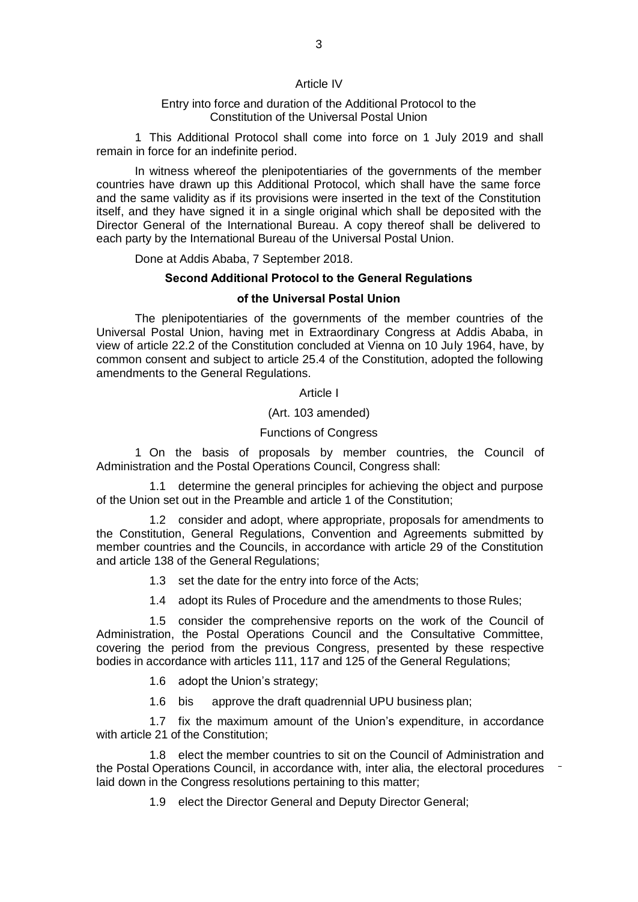### Article IV

### Entry into force and duration of the Additional Protocol to the Constitution of the Universal Postal Union

1 This Additional Protocol shall come into force on 1 July 2019 and shall remain in force for an indefinite period.

In witness whereof the plenipotentiaries of the governments of the member countries have drawn up this Additional Protocol, which shall have the same force and the same validity as if its provisions were inserted in the text of the Constitution itself, and they have signed it in a single original which shall be deposited with the Director General of the International Bureau. A copy thereof shall be delivered to each party by the International Bureau of the Universal Postal Union.

Done at Addis Ababa, 7 September 2018.

## Second Additional Protocol to the General Regulations of the Universal Postal Union

The plenipotentiaries of the governments of the member countries of the Universal Postal Union, having met in Extraordinary Congress at Addis Ababa, in view of article 22.2 of the Constitution concluded at Vienna on 10 July 1964, have, by common consent and subject to article 25.4 of the Constitution, adopted the following amendments to the General Regulations.

### Article I

### (Art. 103 amended)

### Functions of Congress

1 On the basis of proposals by member countries, the Council of Administration and the Postal Operations Council, Congress shall:

1.1 determine the general principles for achieving the object and purpose of the Union set out in the Preamble and article 1 of the Constitution;

1.2 consider and adopt, where appropriate, proposals for amendments to the Constitution, General Regulations, Convention and Agreements submitted by member countries and the Councils, in accordance with article 29 of the Constitution and article 138 of the General Regulations;

1.3 set the date for the entry into force of the Acts;

1.4 adopt its Rules of Procedure and the amendments to those Rules;

1.5 consider the comprehensive reports on the work of the Council of Administration, the Postal Operations Council and the Consultative Committee, covering the period from the previous Congress, presented by these respective bodies in accordance with articles 111, 117 and 125 of the General Regulations;

1.6 adopt the Union's strategy;

1.6 bis approve the draft quadrennial UPU business plan;

1.7 fix the maximum amount of the Union's expenditure, in accordance with article 21 of the Constitution;

1.8 elect the member countries to sit on the Council of Administration and the Postal Operations Council, in accordance with, inter alia, the electoral procedures laid down in the Congress resolutions pertaining to this matter;

1.9 elect the Director General and Deputy Director General;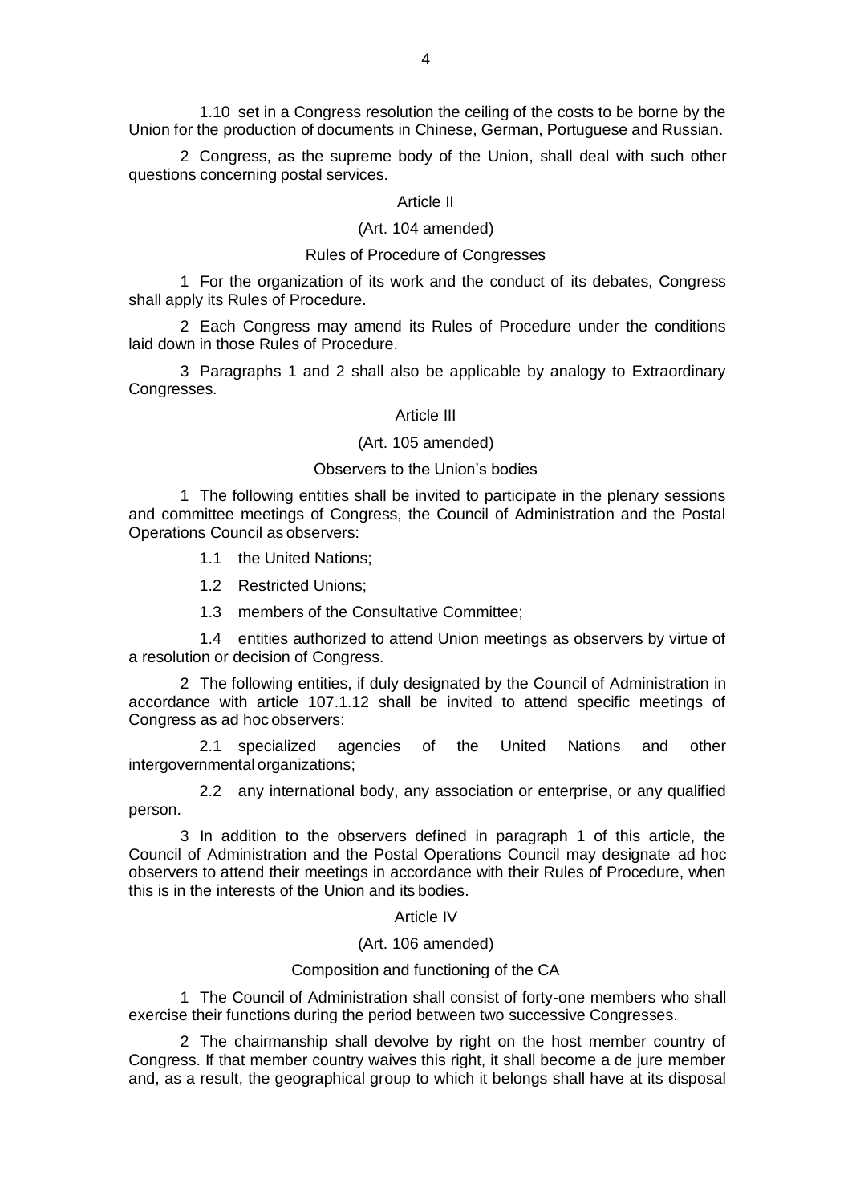1.10 set in a Congress resolution the ceiling of the costs to be borne by the Union for the production of documents in Chinese, German, Portuguese and Russian.

2 Congress, as the supreme body of the Union, shall deal with such other questions concerning postal services.

Article II

(Art. 104 amended)

Rules of Procedure of Congresses

1 For the organization of its work and the conduct of its debates, Congress shall apply its Rules of Procedure.

2 Each Congress may amend its Rules of Procedure under the conditions laid down in those Rules of Procedure.

3 Paragraphs 1 and 2 shall also be applicable by analogy to Extraordinary Congresses.

Article III

(Art. 105 amended)

Observers to the Union's bodies

1 The following entities shall be invited to participate in the plenary sessions and committee meetings of Congress, the Council of Administration and the Postal Operations Council as observers:

1.1 the United Nations;

1.2 Restricted Unions;

1.3 members of the Consultative Committee;

1.4 entities authorized to attend Union meetings as observers by virtue of a resolution or decision of Congress.

2 The following entities, if duly designated by the Council of Administration in accordance with article 107.1.12 shall be invited to attend specific meetings of Congress as ad hoc observers:

2.1 specialized agencies of the United Nations and other intergovernmental organizations;

2.2 any international body, any association or enterprise, or any qualified person.

3 In addition to the observers defined in paragraph 1 of this article, the Council of Administration and the Postal Operations Council may designate ad hoc observers to attend their meetings in accordance with their Rules of Procedure, when this is in the interests of the Union and its bodies.

Article IV

(Art. 106 amended)

Composition and functioning of the CA

1 The Council of Administration shall consist of forty-one members who shall exercise their functions during the period between two successive Congresses.

2 The chairmanship shall devolve by right on the host member country of Congress. If that member country waives this right, it shall become a de jure member and, as a result, the geographical group to which it belongs shall have at its disposal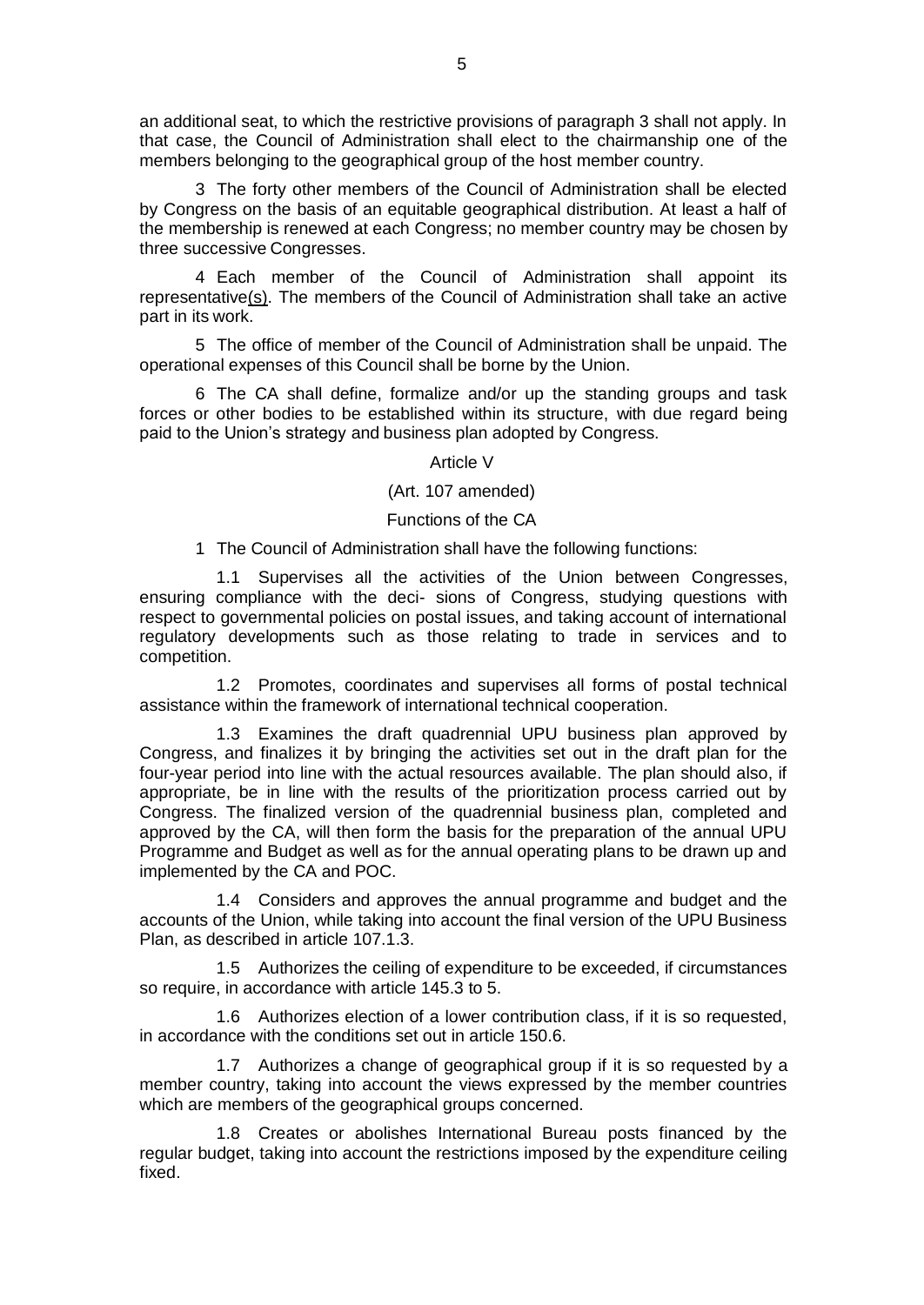an additional seat, to which the restrictive provisions of paragraph 3 shall not apply. In that case, the Council of Administration shall elect to the chairmanship one of the members belonging to the geographical group of the host member country.

3 The forty other members of the Council of Administration shall be elected by Congress on the basis of an equitable geographical distribution. At least a half of the membership is renewed at each Congress; no member country may be chosen by three successive Congresses.

4 Each member of the Council of Administration shall appoint its representative(s). The members of the Council of Administration shall take an active part in its work.

5 The office of member of the Council of Administration shall be unpaid. The operational expenses of this Council shall be borne by the Union.

6 The CA shall define, formalize and/or up the standing groups and task forces or other bodies to be established within its structure, with due regard being paid to the Union's strategy and business plan adopted by Congress.

Article V

(Art. 107 amended)

Functions of the CA

1 The Council of Administration shall have the following functions:

1.1 Supervises all the activities of the Union between Congresses, ensuring compliance with the deci- sions of Congress, studying questions with respect to governmental policies on postal issues, and taking account of international regulatory developments such as those relating to trade in services and to competition.

1.2 Promotes, coordinates and supervises all forms of postal technical assistance within the framework of international technical cooperation.

1.3 Examines the draft quadrennial UPU business plan approved by Congress, and finalizes it by bringing the activities set out in the draft plan for the four-year period into line with the actual resources available. The plan should also, if appropriate, be in line with the results of the prioritization process carried out by Congress. The finalized version of the quadrennial business plan, completed and approved by the CA, will then form the basis for the preparation of the annual UPU Programme and Budget as well as for the annual operating plans to be drawn up and implemented by the CA and POC.

1.4 Considers and approves the annual programme and budget and the accounts of the Union, while taking into account the final version of the UPU Business Plan, as described in article 107.1.3.

1.5 Authorizes the ceiling of expenditure to be exceeded, if circumstances so require, in accordance with article 145.3 to 5.

1.6 Authorizes election of a lower contribution class, if it is so requested, in accordance with the conditions set out in article 150.6.

1.7 Authorizes a change of geographical group if it is so requested by a member country, taking into account the views expressed by the member countries which are members of the geographical groups concerned.

1.8 Creates or abolishes International Bureau posts financed by the regular budget, taking into account the restrictions imposed by the expenditure ceiling fixed.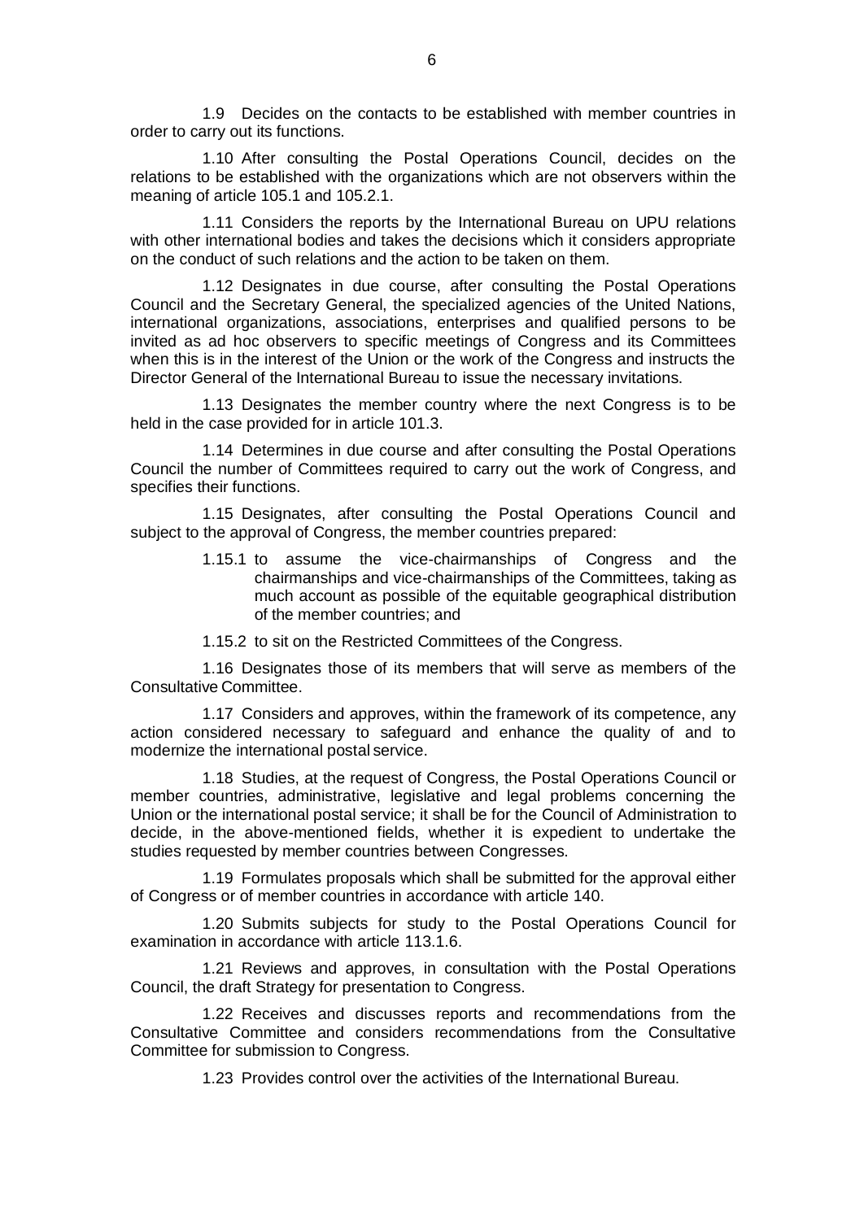1.9 Decides on the contacts to be established with member countries in order to carry out its functions.

1.10 After consulting the Postal Operations Council, decides on the relations to be established with the organizations which are not observers within the meaning of article 105.1 and 105.2.1.

1.11 Considers the reports by the International Bureau on UPU relations with other international bodies and takes the decisions which it considers appropriate on the conduct of such relations and the action to be taken on them.

1.12 Designates in due course, after consulting the Postal Operations Council and the Secretary General, the specialized agencies of the United Nations, international organizations, associations, enterprises and qualified persons to be invited as ad hoc observers to specific meetings of Congress and its Committees when this is in the interest of the Union or the work of the Congress and instructs the Director General of the International Bureau to issue the necessary invitations.

1.13 Designates the member country where the next Congress is to be held in the case provided for in article 101.3.

1.14 Determines in due course and after consulting the Postal Operations Council the number of Committees required to carry out the work of Congress, and specifies their functions.

1.15 Designates, after consulting the Postal Operations Council and subject to the approval of Congress, the member countries prepared:

- 1.15.1 to assume the vice-chairmanships of Congress and the chairmanships and vice-chairmanships of the Committees, taking as much account as possible of the equitable geographical distribution of the member countries; and
- 1.15.2 to sit on the Restricted Committees of the Congress.

1.16 Designates those of its members that will serve as members of the Consultative Committee.

1.17 Considers and approves, within the framework of its competence, any action considered necessary to safeguard and enhance the quality of and to modernize the international postal service.

1.18 Studies, at the request of Congress, the Postal Operations Council or member countries, administrative, legislative and legal problems concerning the Union or the international postal service; it shall be for the Council of Administration to decide, in the above-mentioned fields, whether it is expedient to undertake the studies requested by member countries between Congresses.

1.19 Formulates proposals which shall be submitted for the approval either of Congress or of member countries in accordance with article 140.

1.20 Submits subjects for study to the Postal Operations Council for examination in accordance with article 113.1.6.

1.21 Reviews and approves, in consultation with the Postal Operations Council, the draft Strategy for presentation to Congress.

1.22 Receives and discusses reports and recommendations from the Consultative Committee and considers recommendations from the Consultative Committee for submission to Congress.

1.23 Provides control over the activities of the International Bureau.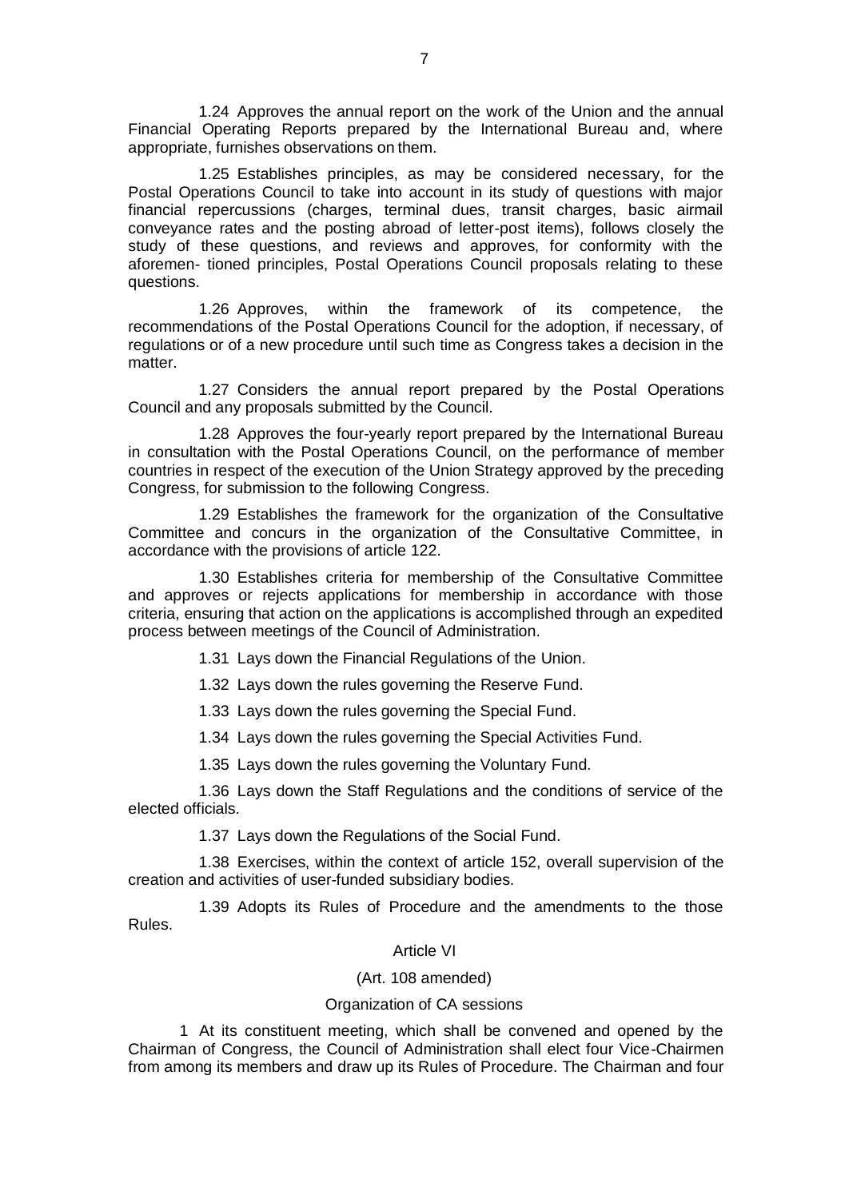1.24 Approves the annual report on the work of the Union and the annual Financial Operating Reports prepared by the International Bureau and, where appropriate, furnishes observations on them.

1.25 Establishes principles, as may be considered necessary, for the Postal Operations Council to take into account in its study of questions with major financial repercussions (charges, terminal dues, transit charges, basic airmail conveyance rates and the posting abroad of letter-post items), follows closely the study of these questions, and reviews and approves, for conformity with the aforemen- tioned principles, Postal Operations Council proposals relating to these questions.

1.26 Approves, within the framework of its competence, the recommendations of the Postal Operations Council for the adoption, if necessary, of regulations or of a new procedure until such time as Congress takes a decision in the matter.

1.27 Considers the annual report prepared by the Postal Operations Council and any proposals submitted by the Council.

1.28 Approves the four-yearly report prepared by the International Bureau in consultation with the Postal Operations Council, on the performance of member countries in respect of the execution of the Union Strategy approved by the preceding Congress, for submission to the following Congress.

1.29 Establishes the framework for the organization of the Consultative Committee and concurs in the organization of the Consultative Committee, in accordance with the provisions of article 122.

1.30 Establishes criteria for membership of the Consultative Committee and approves or rejects applications for membership in accordance with those criteria, ensuring that action on the applications is accomplished through an expedited process between meetings of the Council of Administration.

1.31 Lays down the Financial Regulations of the Union.

1.32 Lays down the rules governing the Reserve Fund.

1.33 Lays down the rules governing the Special Fund.

1.34 Lays down the rules governing the Special Activities Fund.

1.35 Lays down the rules governing the Voluntary Fund.

1.36 Lays down the Staff Regulations and the conditions of service of the elected officials.

1.37 Lays down the Regulations of the Social Fund.

1.38 Exercises, within the context of article 152, overall supervision of the creation and activities of user-funded subsidiary bodies.

1.39 Adopts its Rules of Procedure and the amendments to the those Rules.

### Article VI

(Art. 108 amended)

Organization of CA sessions

1 At its constituent meeting, which shall be convened and opened by the Chairman of Congress, the Council of Administration shall elect four Vice-Chairmen from among its members and draw up its Rules of Procedure. The Chairman and four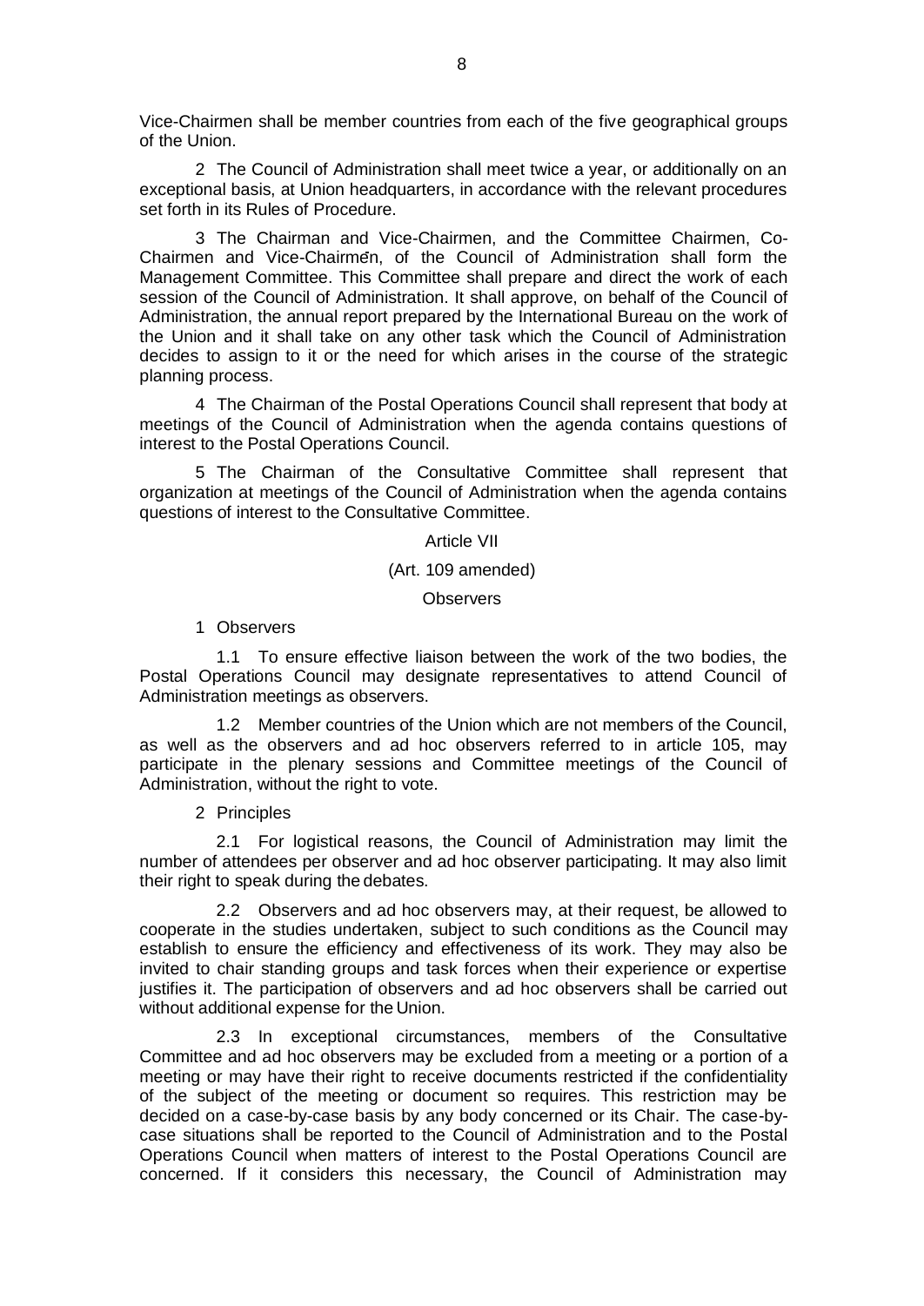Vice-Chairmen shall be member countries from each of the five geographical groups of the Union.

2 The Council of Administration shall meet twice a year, or additionally on an exceptional basis, at Union headquarters, in accordance with the relevant procedures set forth in its Rules of Procedure.

3 The Chairman and Vice-Chairmen, and the Committee Chairmen, Co-Chairmen and Vice-Chairmen, of the Council of Administration shall form the Management Committee. This Committee shall prepare and direct the work of each session of the Council of Administration. It shall approve, on behalf of the Council of Administration, the annual report prepared by the International Bureau on the work of the Union and it shall take on any other task which the Council of Administration decides to assign to it or the need for which arises in the course of the strategic planning process.

4 The Chairman of the Postal Operations Council shall represent that body at meetings of the Council of Administration when the agenda contains questions of interest to the Postal Operations Council.

5 The Chairman of the Consultative Committee shall represent that organization at meetings of the Council of Administration when the agenda contains questions of interest to the Consultative Committee.

## Article VII

### (Art. 109 amended)

### Observers

1 Observers

1.1 To ensure effective liaison between the work of the two bodies, the Postal Operations Council may designate representatives to attend Council of Administration meetings as observers.

1.2 Member countries of the Union which are not members of the Council, as well as the observers and ad hoc observers referred to in article 105, may participate in the plenary sessions and Committee meetings of the Council of Administration, without the right to vote.

2 Principles

2.1 For logistical reasons, the Council of Administration may limit the number of attendees per observer and ad hoc observer participating. It may also limit their right to speak during the debates.

2.2 Observers and ad hoc observers may, at their request, be allowed to cooperate in the studies undertaken, subject to such conditions as the Council may establish to ensure the efficiency and effectiveness of its work. They may also be invited to chair standing groups and task forces when their experience or expertise justifies it. The participation of observers and ad hoc observers shall be carried out without additional expense for the Union.

2.3 In exceptional circumstances, members of the Consultative Committee and ad hoc observers may be excluded from a meeting or a portion of a meeting or may have their right to receive documents restricted if the confidentiality of the subject of the meeting or document so requires. This restriction may be decided on a case-by-case basis by any body concerned or its Chair. The case-by-case situations shall be reported to the Council of Administration and to the Postal Operations Council when matters of interest to the Postal Operations Council are concerned. If it considers this necessary, the Council of Administration may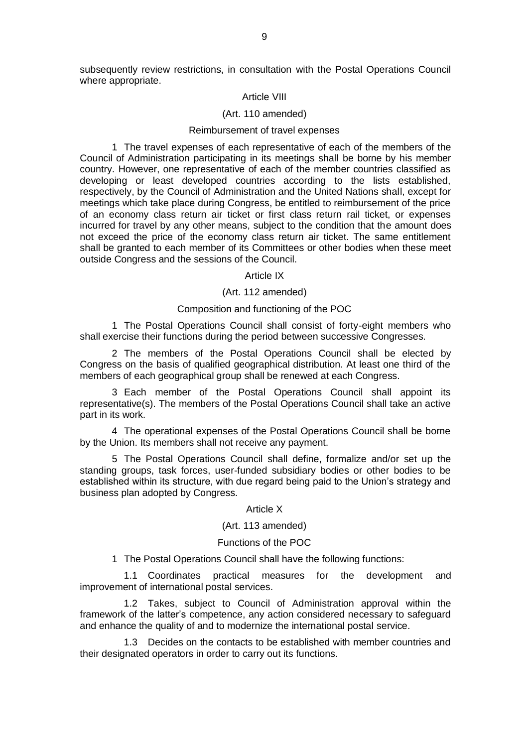subsequently review restrictions, in consultation with the Postal Operations Council where appropriate.

### Article VIII

(Art. 110 amended)

Reimbursement of travel expenses

1 The travel expenses of each representative of each of the members of the Council of Administration participating in its meetings shall be borne by his member country. However, one representative of each of the member countries classified as developing or least developed countries according to the lists established, respectively, by the Council of Administration and the United Nations shall, except for meetings which take place during Congress, be entitled to reimbursement of the price of an economy class return air ticket or first class return rail ticket, or expenses incurred for travel by any other means, subject to the condition that the amount does not exceed the price of the economy class return air ticket. The same entitlement shall be granted to each member of its Committees or other bodies when these meet outside Congress and the sessions of the Council.

### Article IX

(Art. 112 amended)

Composition and functioning of the POC

1 The Postal Operations Council shall consist of forty-eight members who shall exercise their functions during the period between successive Congresses.

2 The members of the Postal Operations Council shall be elected by Congress on the basis of qualified geographical distribution. At least one third of the members of each geographical group shall be renewed at each Congress.

3 Each member of the Postal Operations Council shall appoint its representative(s). The members of the Postal Operations Council shall take an active part in its work.

4 The operational expenses of the Postal Operations Council shall be borne by the Union. Its members shall not receive any payment.

5 The Postal Operations Council shall define, formalize and/or set up the standing groups, task forces, user-funded subsidiary bodies or other bodies to be established within its structure, with due regard being paid to the Union's strategy and business plan adopted by Congress.

### Article X

(Art. 113 amended)

Functions of the POC

1 The Postal Operations Council shall have the following functions:

1.1 Coordinates practical measures for the development and improvement of international postal services.

1.2 Takes, subject to Council of Administration approval within the framework of the latter's competence, any action considered necessary to safeguard and enhance the quality of and to modernize the international postal service.

1.3 Decides on the contacts to be established with member countries and their designated operators in order to carry out its functions.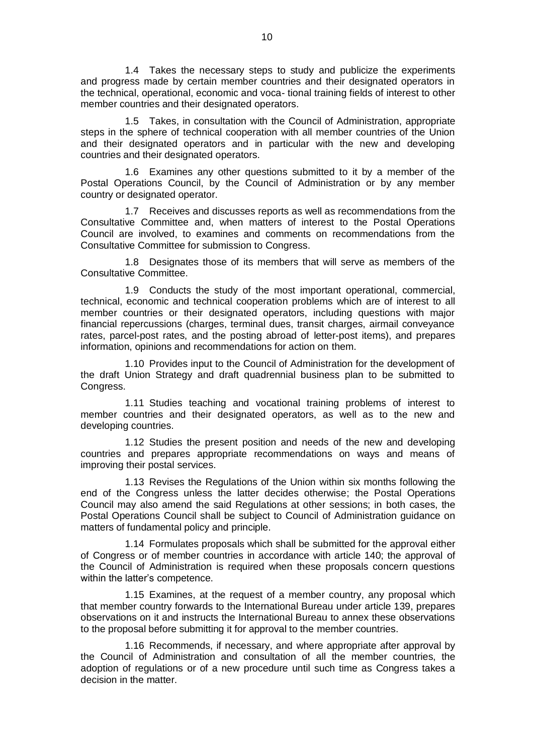1.4 Takes the necessary steps to study and publicize the experiments and progress made by certain member countries and their designated operators in the technical, operational, economic and voca- tional training fields of interest to other member countries and their designated operators.

1.5 Takes, in consultation with the Council of Administration, appropriate steps in the sphere of technical cooperation with all member countries of the Union and their designated operators and in particular with the new and developing countries and their designated operators.

1.6 Examines any other questions submitted to it by a member of the Postal Operations Council, by the Council of Administration or by any member country or designated operator.

1.7 Receives and discusses reports as well as recommendations from the Consultative Committee and, when matters of interest to the Postal Operations Council are involved, to examines and comments on recommendations from the Consultative Committee for submission to Congress.

1.8 Designates those of its members that will serve as members of the Consultative Committee.

1.9 Conducts the study of the most important operational, commercial, technical, economic and technical cooperation problems which are of interest to all member countries or their designated operators, including questions with major financial repercussions (charges, terminal dues, transit charges, airmail conveyance rates, parcel-post rates, and the posting abroad of letter-post items), and prepares information, opinions and recommendations for action on them.

1.10 Provides input to the Council of Administration for the development of the draft Union Strategy and draft quadrennial business plan to be submitted to Congress.

1.11 Studies teaching and vocational training problems of interest to member countries and their designated operators, as well as to the new and developing countries.

1.12 Studies the present position and needs of the new and developing countries and prepares appropriate recommendations on ways and means of improving their postal services.

1.13 Revises the Regulations of the Union within six months following the end of the Congress unless the latter decides otherwise; the Postal Operations Council may also amend the said Regulations at other sessions; in both cases, the Postal Operations Council shall be subject to Council of Administration guidance on matters of fundamental policy and principle.

1.14 Formulates proposals which shall be submitted for the approval either of Congress or of member countries in accordance with article 140; the approval of the Council of Administration is required when these proposals concern questions within the latter's competence.

1.15 Examines, at the request of a member country, any proposal which that member country forwards to the International Bureau under article 139, prepares observations on it and instructs the International Bureau to annex these observations to the proposal before submitting it for approval to the member countries.

1.16 Recommends, if necessary, and where appropriate after approval by the Council of Administration and consultation of all the member countries, the adoption of regulations or of a new procedure until such time as Congress takes a decision in the matter.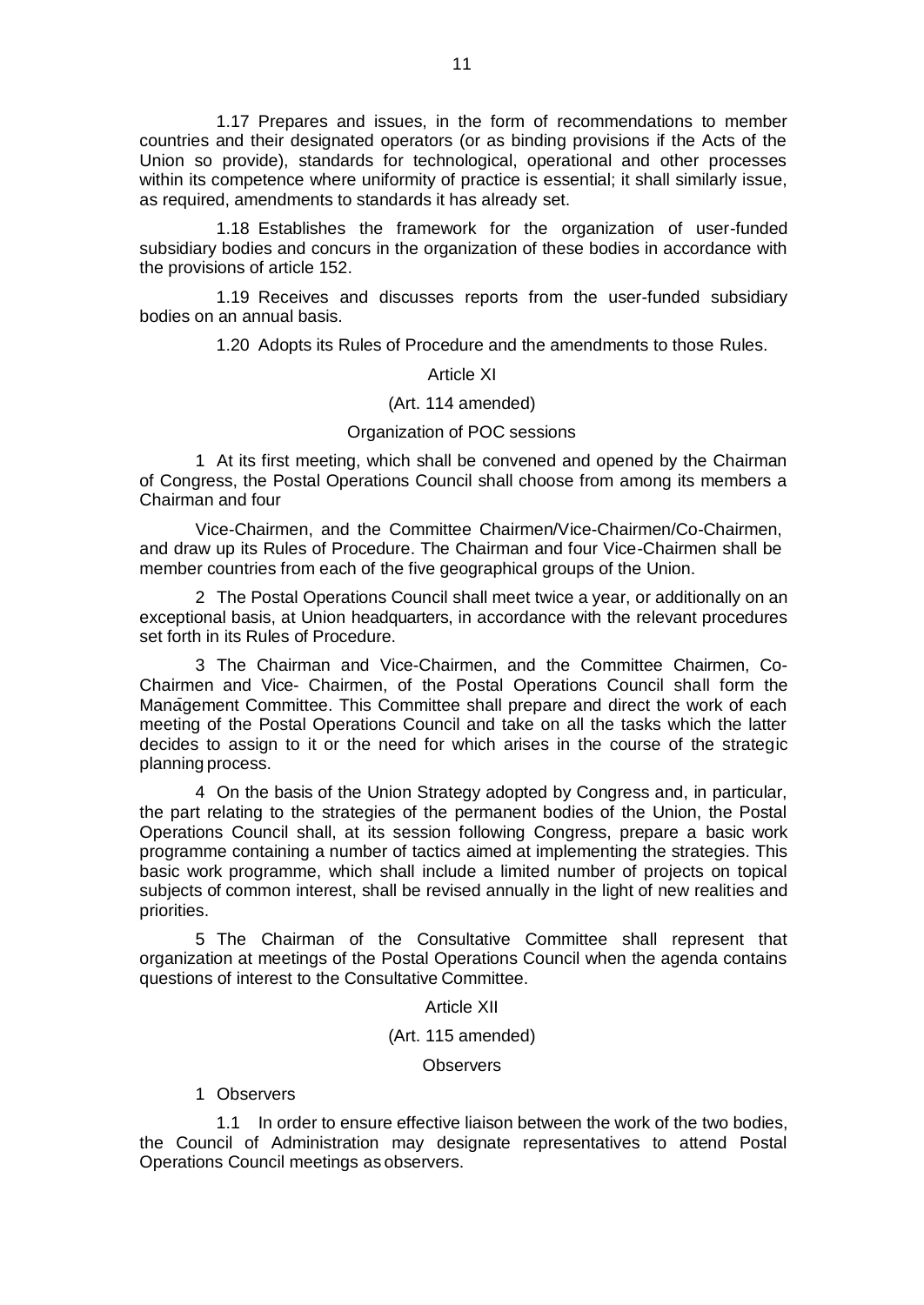1.17 Prepares and issues, in the form of recommendations to member countries and their designated operators (or as binding provisions if the Acts of the Union so provide), standards for technological, operational and other processes within its competence where uniformity of practice is essential; it shall similarly issue, as required, amendments to standards it has already set.

1.18 Establishes the framework for the organization of user-funded subsidiary bodies and concurs in the organization of these bodies in accordance with the provisions of article 152.

1.19 Receives and discusses reports from the user-funded subsidiary bodies on an annual basis.

1.20 Adopts its Rules of Procedure and the amendments to those Rules.

Article XI

(Art. 114 amended)

Organization of POC sessions

1 At its first meeting, which shall be convened and opened by the Chairman of Congress, the Postal Operations Council shall choose from among its members a Chairman and four

Vice-Chairmen, and the Committee Chairmen/Vice-Chairmen/Co-Chairmen, and draw up its Rules of Procedure. The Chairman and four Vice-Chairmen shall be member countries from each of the five geographical groups of the Union.

2 The Postal Operations Council shall meet twice a year, or additionally on an exceptional basis, at Union headquarters, in accordance with the relevant procedures set forth in its Rules of Procedure.

3 The Chairman and Vice-Chairmen, and the Committee Chairmen, Co-Chairmen and Vice- Chairmen, of the Postal Operations Council shall form the Management Committee. This Committee shall prepare and direct the work of each meeting of the Postal Operations Council and take on all the tasks which the latter decides to assign to it or the need for which arises in the course of the strategic planning process.

4 On the basis of the Union Strategy adopted by Congress and, in particular, the part relating to the strategies of the permanent bodies of the Union, the Postal Operations Council shall, at its session following Congress, prepare a basic work programme containing a number of tactics aimed at implementing the strategies. This basic work programme, which shall include a limited number of projects on topical subjects of common interest, shall be revised annually in the light of new realities and priorities.

5 The Chairman of the Consultative Committee shall represent that organization at meetings of the Postal Operations Council when the agenda contains questions of interest to the Consultative Committee.

Article XII

(Art. 115 amended)

Observers

1 Observers

1.1 In order to ensure effective liaison between the work of the two bodies, the Council of Administration may designate representatives to attend Postal Operations Council meetings as observers.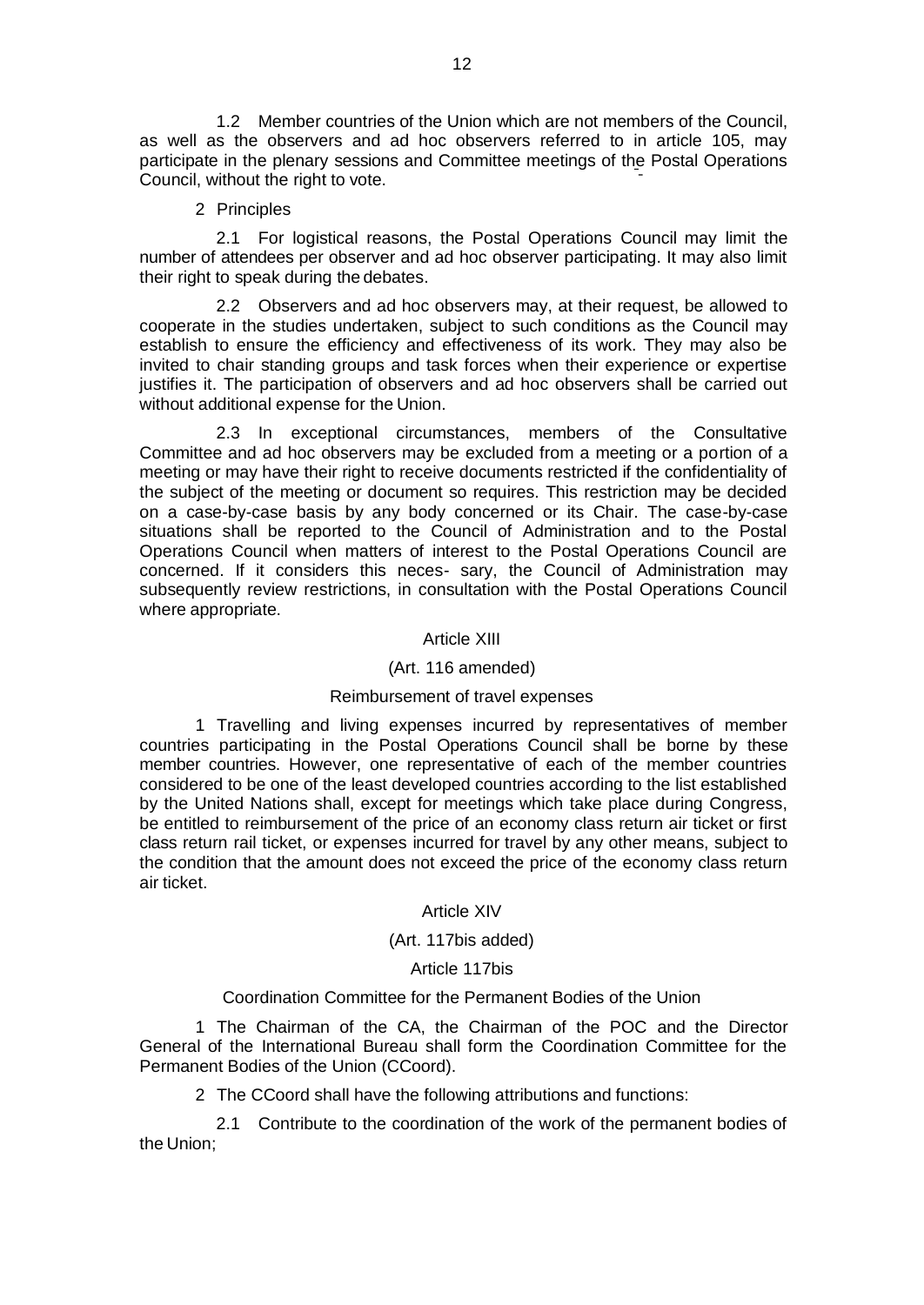1.2 Member countries of the Union which are not members of the Council, as well as the observers and ad hoc observers referred to in article 105, may participate in the plenary sessions and Committee meetings of the Postal Operations Council, without the right to vote.

2 Principles

2.1 For logistical reasons, the Postal Operations Council may limit the number of attendees per observer and ad hoc observer participating. It may also limit their right to speak during the debates.

2.2 Observers and ad hoc observers may, at their request, be allowed to cooperate in the studies undertaken, subject to such conditions as the Council may establish to ensure the efficiency and effectiveness of its work. They may also be invited to chair standing groups and task forces when their experience or expertise justifies it. The participation of observers and ad hoc observers shall be carried out without additional expense for the Union.

2.3 In exceptional circumstances, members of the Consultative Committee and ad hoc observers may be excluded from a meeting or a portion of a meeting or may have their right to receive documents restricted if the confidentiality of the subject of the meeting or document so requires. This restriction may be decided on a case-by-case basis by any body concerned or its Chair. The case-by-case situations shall be reported to the Council of Administration and to the Postal Operations Council when matters of interest to the Postal Operations Council are concerned. If it considers this neces- sary, the Council of Administration may subsequently review restrictions, in consultation with the Postal Operations Council where appropriate.

Article XIII

(Art. 116 amended)

Reimbursement of travel expenses

1 Travelling and living expenses incurred by representatives of member countries participating in the Postal Operations Council shall be borne by these member countries. However, one representative of each of the member countries considered to be one of the least developed countries according to the list established by the United Nations shall, except for meetings which take place during Congress, be entitled to reimbursement of the price of an economy class return air ticket or first class return rail ticket, or expenses incurred for travel by any other means, subject to the condition that the amount does not exceed the price of the economy class return air ticket.

Article XIV

(Art. 117bis added)

Article 117bis

Coordination Committee for the Permanent Bodies of the Union

1 The Chairman of the CA, the Chairman of the POC and the Director General of the International Bureau shall form the Coordination Committee for the Permanent Bodies of the Union (CCoord).

2 The CCoord shall have the following attributions and functions:

2.1 Contribute to the coordination of the work of the permanent bodies of the Union;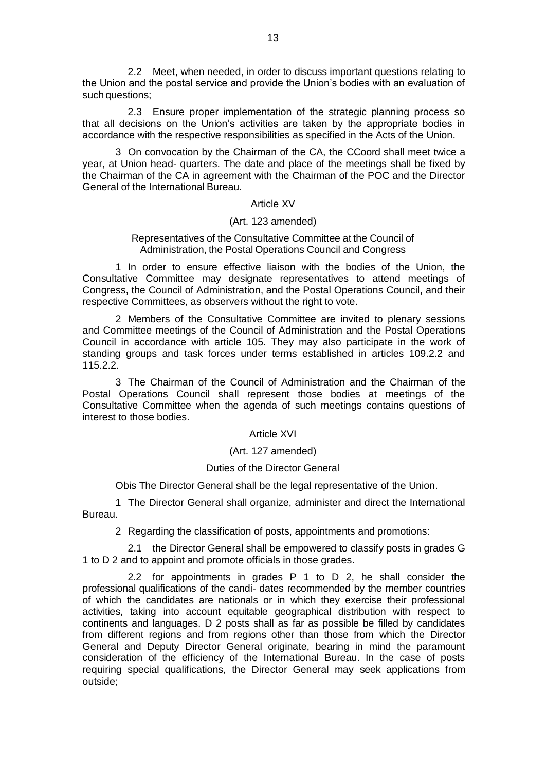2.2 Meet, when needed, in order to discuss important questions relating to the Union and the postal service and provide the Union's bodies with an evaluation of such questions;

2.3 Ensure proper implementation of the strategic planning process so that all decisions on the Union's activities are taken by the appropriate bodies in accordance with the respective responsibilities as specified in the Acts of the Union.

3 On convocation by the Chairman of the CA, the CCoord shall meet twice a year, at Union head- quarters. The date and place of the meetings shall be fixed by the Chairman of the CA in agreement with the Chairman of the POC and the Director General of the International Bureau.

## Article XV

(Art. 123 amended)

### Representatives of the Consultative Committee at the Council of Administration, the Postal Operations Council and Congress

1 In order to ensure effective liaison with the bodies of the Union, the Consultative Committee may designate representatives to attend meetings of Congress, the Council of Administration, and the Postal Operations Council, and their respective Committees, as observers without the right to vote.

2 Members of the Consultative Committee are invited to plenary sessions and Committee meetings of the Council of Administration and the Postal Operations Council in accordance with article 105. They may also participate in the work of standing groups and task forces under terms established in articles 109.2.2 and 115.2.2.

3 The Chairman of the Council of Administration and the Chairman of the Postal Operations Council shall represent those bodies at meetings of the Consultative Committee when the agenda of such meetings contains questions of interest to those bodies.

## Article XVI

(Art. 127 amended)

### Duties of the Director General

0bis The Director General shall be the legal representative of the Union.

1 The Director General shall organize, administer and direct the International Bureau.

2 Regarding the classification of posts, appointments and promotions:

2.1 the Director General shall be empowered to classify posts in grades G 1 to D 2 and to appoint and promote officials in those grades.

2.2 for appointments in grades P 1 to D 2, he shall consider the professional qualifications of the candi- dates recommended by the member countries of which the candidates are nationals or in which they exercise their professional activities, taking into account equitable geographical distribution with respect to continents and languages. D 2 posts shall as far as possible be filled by candidates from different regions and from regions other than those from which the Director General and Deputy Director General originate, bearing in mind the paramount consideration of the efficiency of the International Bureau. In the case of posts requiring special qualifications, the Director General may seek applications from outside;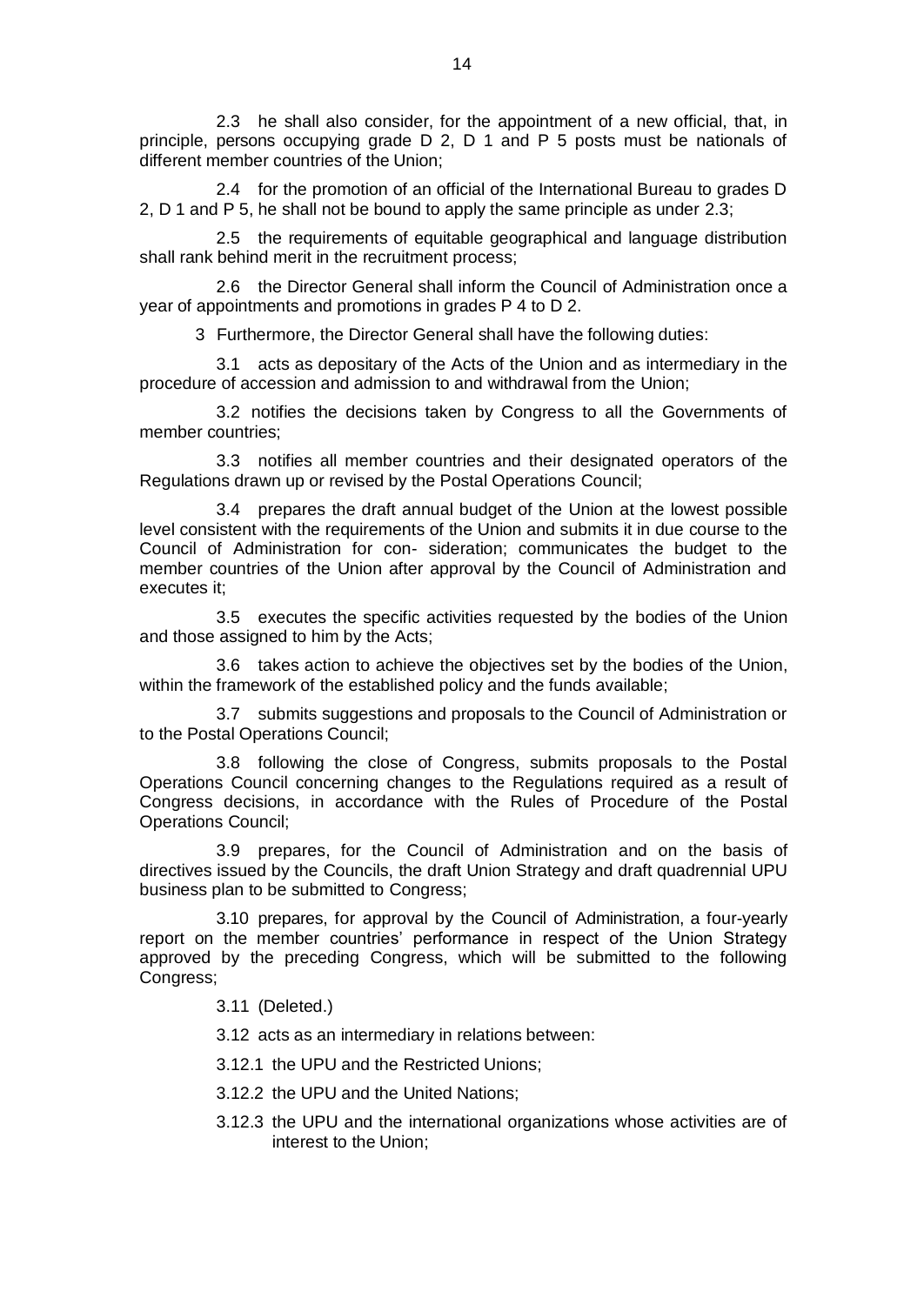2.3 he shall also consider, for the appointment of a new official, that, in principle, persons occupying grade D 2, D 1 and P 5 posts must be nationals of different member countries of the Union;

2.4 for the promotion of an official of the International Bureau to grades D 2, D 1 and P 5, he shall not be bound to apply the same principle as under 2.3;

2.5 the requirements of equitable geographical and language distribution shall rank behind merit in the recruitment process;

2.6 the Director General shall inform the Council of Administration once a year of appointments and promotions in grades P 4 to D 2.

3 Furthermore, the Director General shall have the following duties:

3.1 acts as depositary of the Acts of the Union and as intermediary in the procedure of accession and admission to and withdrawal from the Union;

3.2 notifies the decisions taken by Congress to all the Governments of member countries;

3.3 notifies all member countries and their designated operators of the Regulations drawn up or revised by the Postal Operations Council;

3.4 prepares the draft annual budget of the Union at the lowest possible level consistent with the requirements of the Union and submits it in due course to the Council of Administration for con- sideration; communicates the budget to the member countries of the Union after approval by the Council of Administration and executes it;

3.5 executes the specific activities requested by the bodies of the Union and those assigned to him by the Acts;

3.6 takes action to achieve the objectives set by the bodies of the Union, within the framework of the established policy and the funds available;

3.7 submits suggestions and proposals to the Council of Administration or to the Postal Operations Council;

3.8 following the close of Congress, submits proposals to the Postal Operations Council concerning changes to the Regulations required as a result of Congress decisions, in accordance with the Rules of Procedure of the Postal Operations Council;

3.9 prepares, for the Council of Administration and on the basis of directives issued by the Councils, the draft Union Strategy and draft quadrennial UPU business plan to be submitted to Congress;

3.10 prepares, for approval by the Council of Administration, a four-yearly report on the member countries' performance in respect of the Union Strategy approved by the preceding Congress, which will be submitted to the following Congress;

3.11 (Deleted.)

3.12 acts as an intermediary in relations between:

3.12.1 the UPU and the Restricted Unions;

3.12.2 the UPU and the United Nations;

3.12.3 the UPU and the international organizations whose activities are of interest to the Union;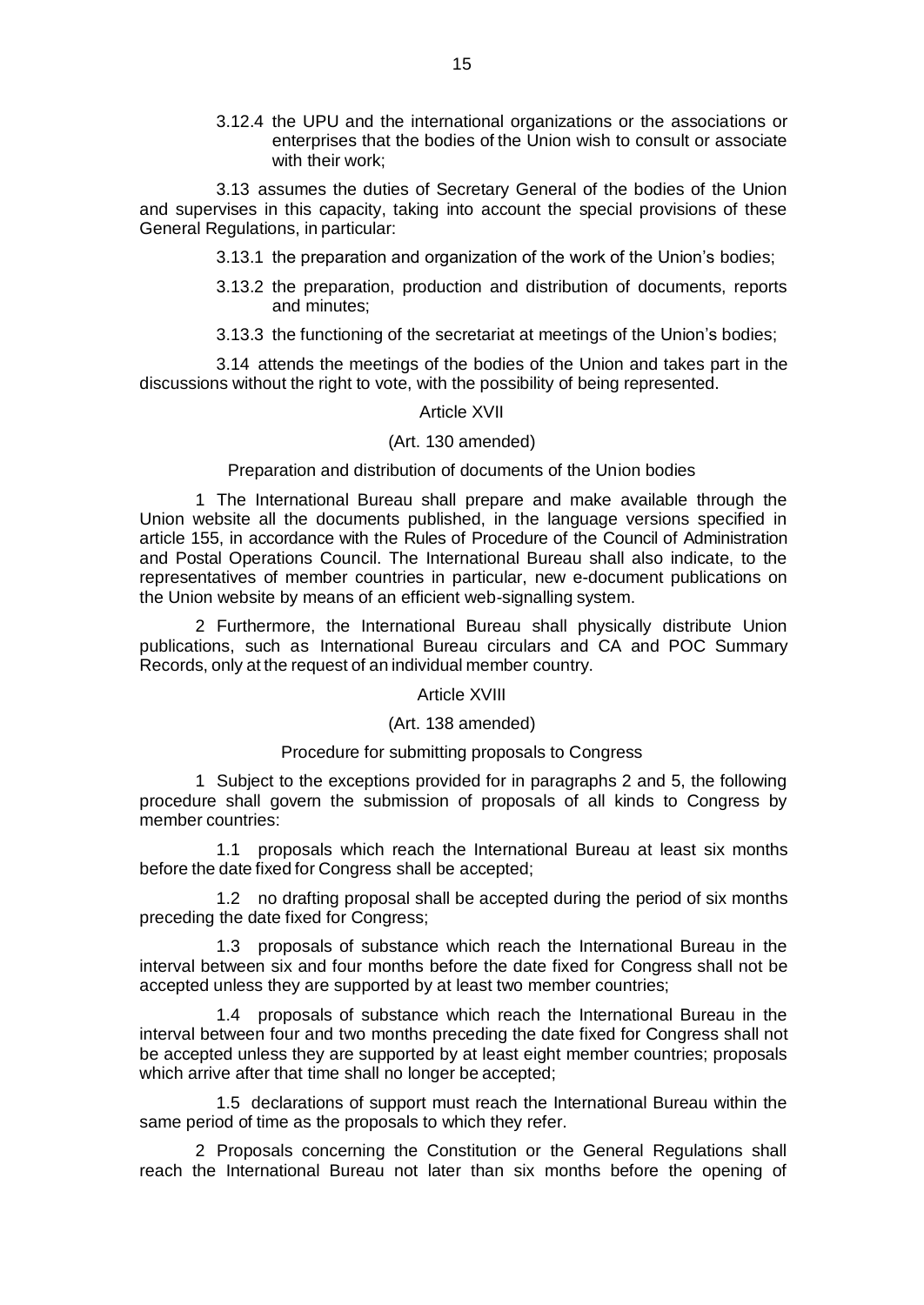3.12.4 the UPU and the international organizations or the associations or enterprises that the bodies of the Union wish to consult or associate with their work;

3.13 assumes the duties of Secretary General of the bodies of the Union and supervises in this capacity, taking into account the special provisions of these General Regulations, in particular:

3.13.1 the preparation and organization of the work of the Union's bodies;

3.13.2 the preparation, production and distribution of documents, reports and minutes;

3.13.3 the functioning of the secretariat at meetings of the Union's bodies;

3.14 attends the meetings of the bodies of the Union and takes part in the discussions without the right to vote, with the possibility of being represented.

Article XVII

(Art. 130 amended)

Preparation and distribution of documents of the Union bodies

1 The International Bureau shall prepare and make available through the Union website all the documents published, in the language versions specified in article 155, in accordance with the Rules of Procedure of the Council of Administration and Postal Operations Council. The International Bureau shall also indicate, to the representatives of member countries in particular, new e-document publications on the Union website by means of an efficient web-signalling system.

2 Furthermore, the International Bureau shall physically distribute Union publications, such as International Bureau circulars and CA and POC Summary Records, only at the request of an individual member country.

Article XVIII

(Art. 138 amended)

Procedure for submitting proposals to Congress

1 Subject to the exceptions provided for in paragraphs 2 and 5, the following procedure shall govern the submission of proposals of all kinds to Congress by member countries:

1.1 proposals which reach the International Bureau at least six months before the date fixed for Congress shall be accepted;

1.2 no drafting proposal shall be accepted during the period of six months preceding the date fixed for Congress;

1.3 proposals of substance which reach the International Bureau in the interval between six and four months before the date fixed for Congress shall not be accepted unless they are supported by at least two member countries;

1.4 proposals of substance which reach the International Bureau in the interval between four and two months preceding the date fixed for Congress shall not be accepted unless they are supported by at least eight member countries; proposals which arrive after that time shall no longer be accepted;

1.5 declarations of support must reach the International Bureau within the same period of time as the proposals to which they refer.

2 Proposals concerning the Constitution or the General Regulations shall reach the International Bureau not later than six months before the opening of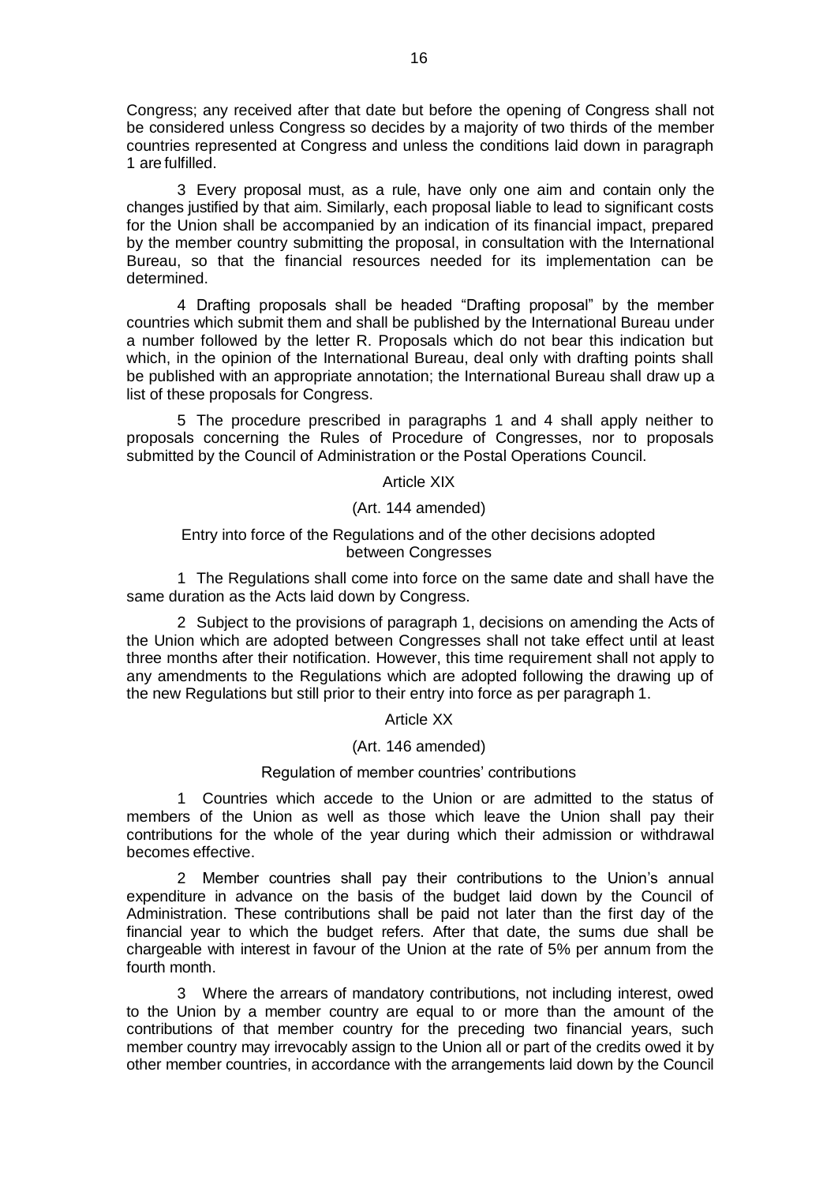Congress; any received after that date but before the opening of Congress shall not be considered unless Congress so decides by a majority of two thirds of the member countries represented at Congress and unless the conditions laid down in paragraph 1 are fulfilled.

3 Every proposal must, as a rule, have only one aim and contain only the changes justified by that aim. Similarly, each proposal liable to lead to significant costs for the Union shall be accompanied by an indication of its financial impact, prepared by the member country submitting the proposal, in consultation with the International Bureau, so that the financial resources needed for its implementation can be determined.

4 Drafting proposals shall be headed "Drafting proposal" by the member countries which submit them and shall be published by the International Bureau under a number followed by the letter R. Proposals which do not bear this indication but which, in the opinion of the International Bureau, deal only with drafting points shall be published with an appropriate annotation; the International Bureau shall draw up a list of these proposals for Congress.

5 The procedure prescribed in paragraphs 1 and 4 shall apply neither to proposals concerning the Rules of Procedure of Congresses, nor to proposals submitted by the Council of Administration or the Postal Operations Council.

### Article XIX

(Art. 144 amended)

Entry into force of the Regulations and of the other decisions adopted between Congresses

1 The Regulations shall come into force on the same date and shall have the same duration as the Acts laid down by Congress.

2 Subject to the provisions of paragraph 1, decisions on amending the Acts of the Union which are adopted between Congresses shall not take effect until at least three months after their notification. However, this time requirement shall not apply to any amendments to the Regulations which are adopted following the drawing up of the new Regulations but still prior to their entry into force as per paragraph 1.

### Article XX

(Art. 146 amended)

Regulation of member countries' contributions

1 Countries which accede to the Union or are admitted to the status of members of the Union as well as those which leave the Union shall pay their contributions for the whole of the year during which their admission or withdrawal becomes effective.

2 Member countries shall pay their contributions to the Union's annual expenditure in advance on the basis of the budget laid down by the Council of Administration. These contributions shall be paid not later than the first day of the financial year to which the budget refers. After that date, the sums due shall be chargeable with interest in favour of the Union at the rate of 5% per annum from the fourth month.

3 Where the arrears of mandatory contributions, not including interest, owed to the Union by a member country are equal to or more than the amount of the contributions of that member country for the preceding two financial years, such member country may irrevocably assign to the Union all or part of the credits owed it by other member countries, in accordance with the arrangements laid down by the Council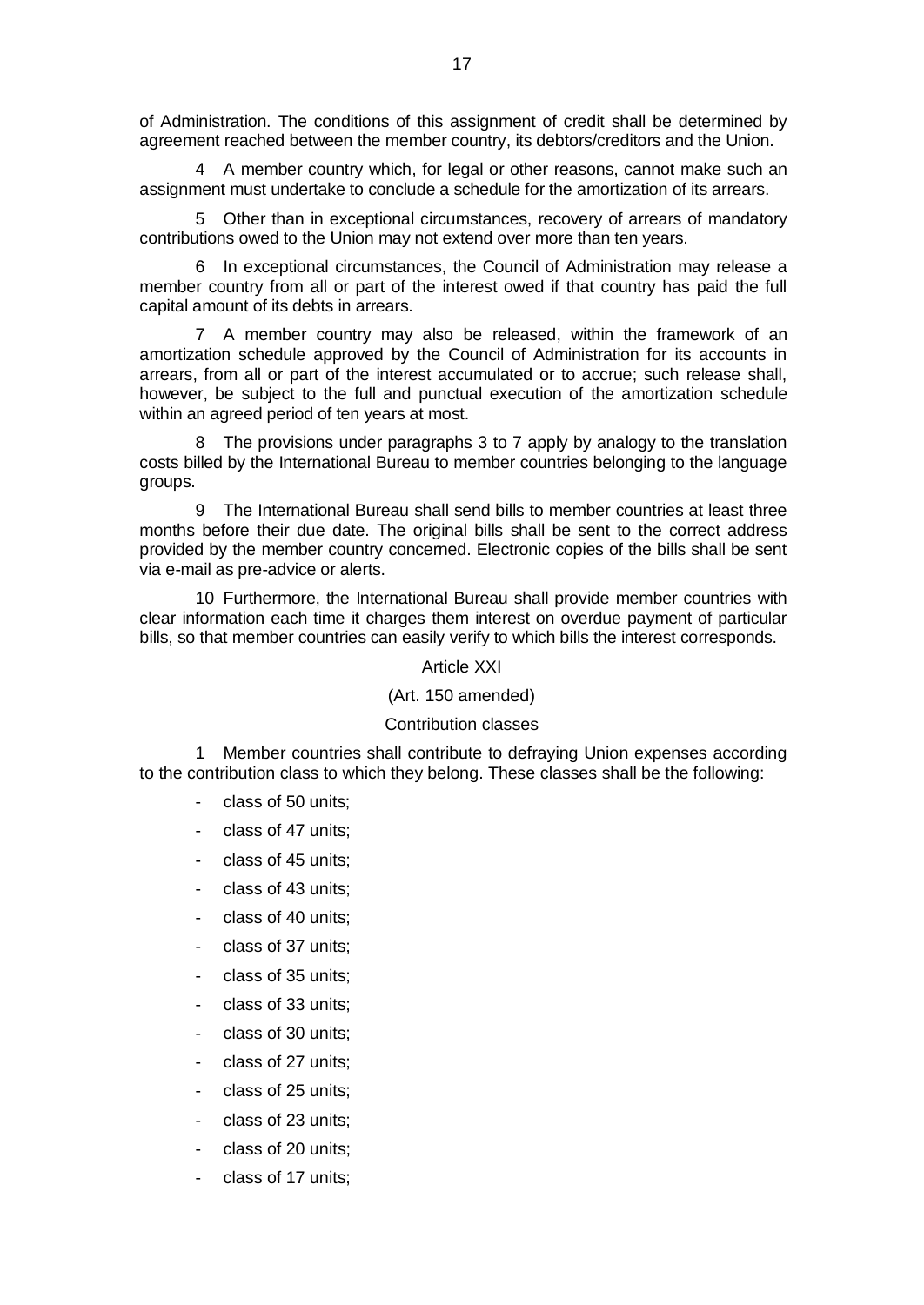of Administration. The conditions of this assignment of credit shall be determined by agreement reached between the member country, its debtors/creditors and the Union.

4 A member country which, for legal or other reasons, cannot make such an assignment must undertake to conclude a schedule for the amortization of its arrears.

5 Other than in exceptional circumstances, recovery of arrears of mandatory contributions owed to the Union may not extend over more than ten years.

6 In exceptional circumstances, the Council of Administration may release a member country from all or part of the interest owed if that country has paid the full capital amount of its debts in arrears.

7 A member country may also be released, within the framework of an amortization schedule approved by the Council of Administration for its accounts in arrears, from all or part of the interest accumulated or to accrue; such release shall, however, be subject to the full and punctual execution of the amortization schedule within an agreed period of ten years at most.

8 The provisions under paragraphs 3 to 7 apply by analogy to the translation costs billed by the International Bureau to member countries belonging to the language groups.

9 The International Bureau shall send bills to member countries at least three months before their due date. The original bills shall be sent to the correct address provided by the member country concerned. Electronic copies of the bills shall be sent via e-mail as pre-advice or alerts.

10 Furthermore, the International Bureau shall provide member countries with clear information each time it charges them interest on overdue payment of particular bills, so that member countries can easily verify to which bills the interest corresponds.

Article XXI

(Art. 150 amended)

Contribution classes

1 Member countries shall contribute to defraying Union expenses according to the contribution class to which they belong. These classes shall be the following:

- class of 50 units;
- class of 47 units;
- class of 45 units;
- class of 43 units;
- class of 40 units;
- class of 37 units;
- class of 35 units;
- class of 33 units;
- class of 30 units;
- class of 27 units;
- class of 25 units;
- class of 23 units;
- class of 20 units;
- class of 17 units;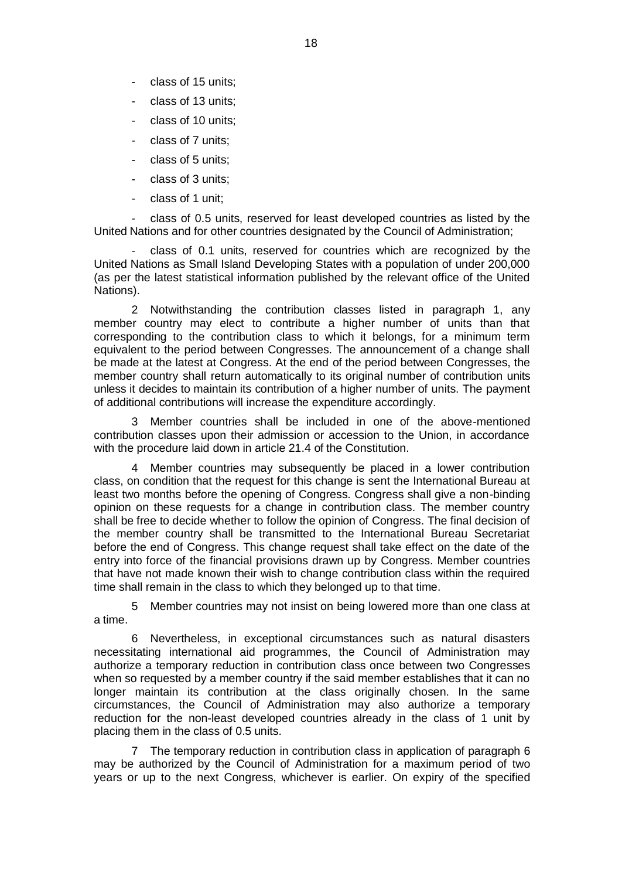- class of 15 units;
- class of 13 units;
- class of 10 units;
- class of 7 units;
- class of 5 units;
- class of 3 units;
- class of 1 unit;
- class of 0.5 units, reserved for least developed countries as listed by the United Nations and for other countries designated by the Council of Administration;
- class of 0.1 units, reserved for countries which are recognized by the United Nations as Small Island Developing States with a population of under 200,000 (as per the latest statistical information published by the relevant office of the United Nations).

2 Notwithstanding the contribution classes listed in paragraph 1, any member country may elect to contribute a higher number of units than that corresponding to the contribution class to which it belongs, for a minimum term equivalent to the period between Congresses. The announcement of a change shall be made at the latest at Congress. At the end of the period between Congresses, the member country shall return automatically to its original number of contribution units unless it decides to maintain its contribution of a higher number of units. The payment of additional contributions will increase the expenditure accordingly.

3 Member countries shall be included in one of the above-mentioned contribution classes upon their admission or accession to the Union, in accordance with the procedure laid down in article 21.4 of the Constitution.

4 Member countries may subsequently be placed in a lower contribution class, on condition that the request for this change is sent the International Bureau at least two months before the opening of Congress. Congress shall give a non-binding opinion on these requests for a change in contribution class. The member country shall be free to decide whether to follow the opinion of Congress. The final decision of the member country shall be transmitted to the International Bureau Secretariat before the end of Congress. This change request shall take effect on the date of the entry into force of the financial provisions drawn up by Congress. Member countries that have not made known their wish to change contribution class within the required time shall remain in the class to which they belonged up to that time.

5 Member countries may not insist on being lowered more than one class at a time.

6 Nevertheless, in exceptional circumstances such as natural disasters necessitating international aid programmes, the Council of Administration may authorize a temporary reduction in contribution class once between two Congresses when so requested by a member country if the said member establishes that it can no longer maintain its contribution at the class originally chosen. In the same circumstances, the Council of Administration may also authorize a temporary reduction for the non-least developed countries already in the class of 1 unit by placing them in the class of 0.5 units.

7 The temporary reduction in contribution class in application of paragraph 6 may be authorized by the Council of Administration for a maximum period of two years or up to the next Congress, whichever is earlier. On expiry of the specified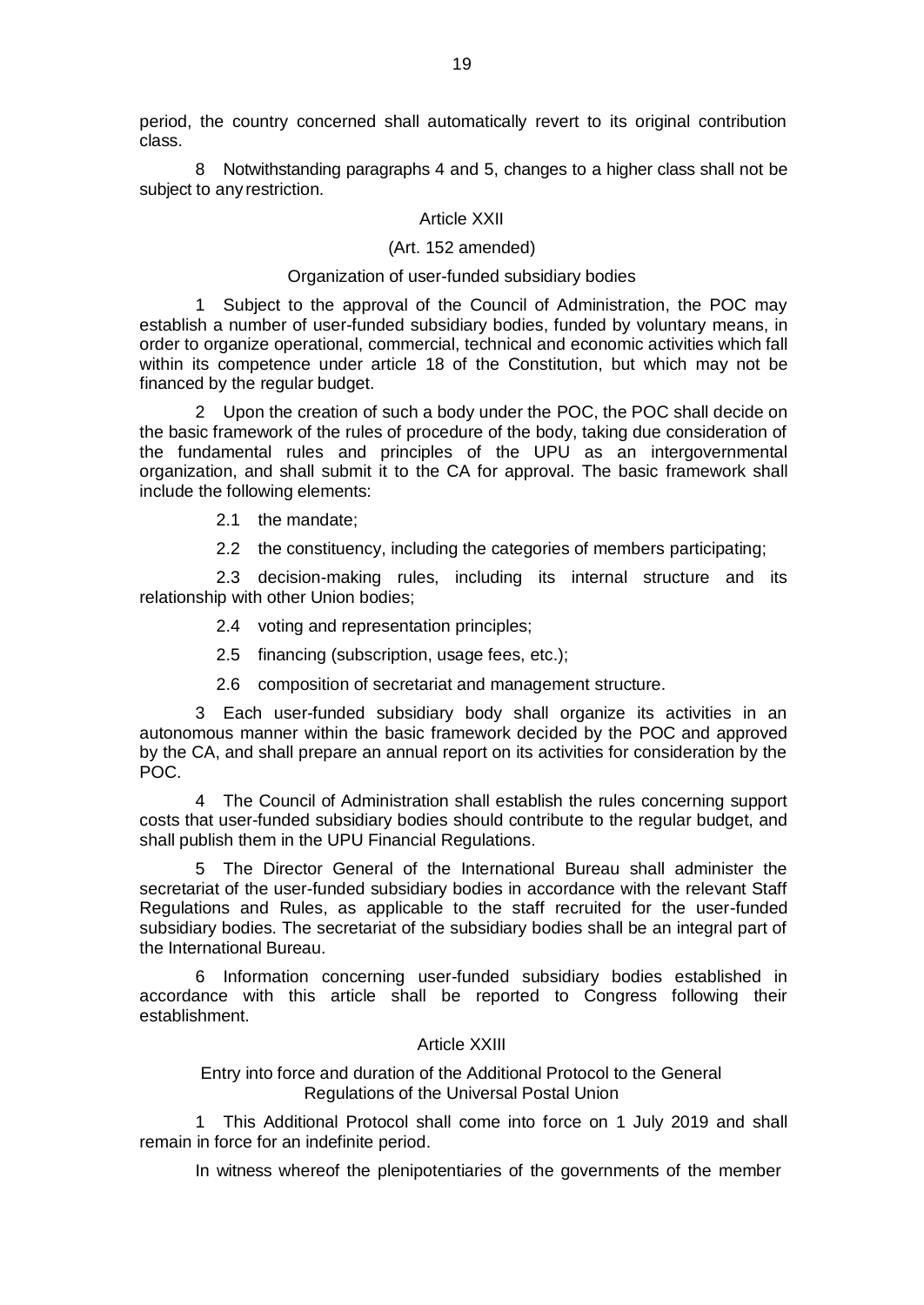period, the country concerned shall automatically revert to its original contribution class.

8 Notwithstanding paragraphs 4 and 5, changes to a higher class shall not be subject to any restriction.

## Article XXII

(Art. 152 amended)

### Organization of user-funded subsidiary bodies

1 Subject to the approval of the Council of Administration, the POC may establish a number of user-funded subsidiary bodies, funded by voluntary means, in order to organize operational, commercial, technical and economic activities which fall within its competence under article 18 of the Constitution, but which may not be financed by the regular budget.

2 Upon the creation of such a body under the POC, the POC shall decide on the basic framework of the rules of procedure of the body, taking due consideration of the fundamental rules and principles of the UPU as an intergovernmental organization, and shall submit it to the CA for approval. The basic framework shall include the following elements:

2.1 the mandate;

2.2 the constituency, including the categories of members participating;

2.3 decision-making rules, including its internal structure and its relationship with other Union bodies;

2.4 voting and representation principles;

2.5 financing (subscription, usage fees, etc.);

2.6 composition of secretariat and management structure.

3 Each user-funded subsidiary body shall organize its activities in an autonomous manner within the basic framework decided by the POC and approved by the CA, and shall prepare an annual report on its activities for consideration by the POC.

4 The Council of Administration shall establish the rules concerning support costs that user-funded subsidiary bodies should contribute to the regular budget, and shall publish them in the UPU Financial Regulations.

5 The Director General of the International Bureau shall administer the secretariat of the user-funded subsidiary bodies in accordance with the relevant Staff Regulations and Rules, as applicable to the staff recruited for the user-funded subsidiary bodies. The secretariat of the subsidiary bodies shall be an integral part of the International Bureau.

6 Information concerning user-funded subsidiary bodies established in accordance with this article shall be reported to Congress following their establishment.

## Article XXIII

### Entry into force and duration of the Additional Protocol to the General Regulations of the Universal Postal Union

1 This Additional Protocol shall come into force on 1 July 2019 and shall remain in force for an indefinite period.

In witness whereof the plenipotentiaries of the governments of the member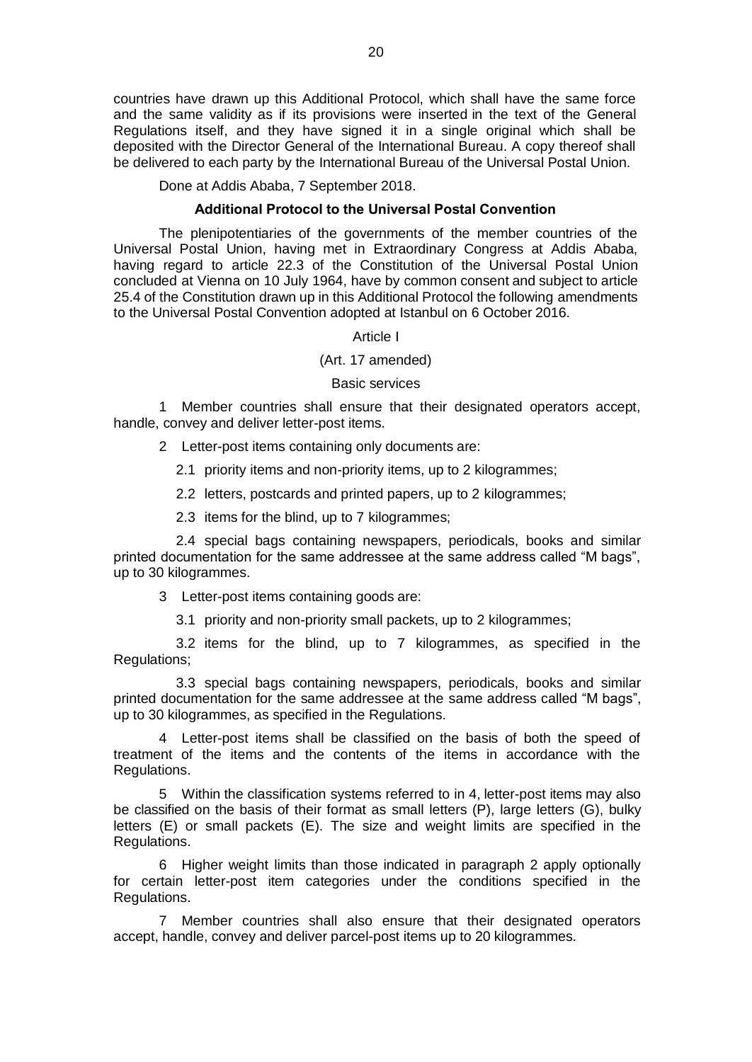countries have drawn up this Additional Protocol, which shall have the same force and the same validity as if its provisions were inserted in the text of the General Regulations itself, and they have signed it in a single original which shall be deposited with the Director General of the International Bureau. A copy thereof shall be delivered to each party by the International Bureau of the Universal Postal Union.

Done at Addis Ababa, 7 September 2018.

**Additional Protocol to the Universal Postal Convention**

The plenipotentiaries of the governments of the member countries of the Universal Postal Union, having met in Extraordinary Congress at Addis Ababa, having regard to article 22.3 of the Constitution of the Universal Postal Union concluded at Vienna on 10 July 1964, have by common consent and subject to article 25.4 of the Constitution drawn up in this Additional Protocol the following amendments to the Universal Postal Convention adopted at Istanbul on 6 October 2016.

Article I

(Art. 17 amended)

Basic services

1 Member countries shall ensure that their designated operators accept, handle, convey and deliver letter-post items.

2 Letter-post items containing only documents are:

2.1 priority items and non-priority items, up to 2 kilogrammes;

2.2 letters, postcards and printed papers, up to 2 kilogrammes;

2.3 items for the blind, up to 7 kilogrammes;

2.4 special bags containing newspapers, periodicals, books and similar printed documentation for the same addressee at the same address called "M bags", up to 30 kilogrammes.

3 Letter-post items containing goods are:

3.1 priority and non-priority small packets, up to 2 kilogrammes;

3.2 items for the blind, up to 7 kilogrammes, as specified in the Regulations;

3.3 special bags containing newspapers, periodicals, books and similar printed documentation for the same addressee at the same address called "M bags", up to 30 kilogrammes, as specified in the Regulations.

4 Letter-post items shall be classified on the basis of both the speed of treatment of the items and the contents of the items in accordance with the Regulations.

5 Within the classification systems referred to in 4, letter-post items may also be classified on the basis of their format as small letters (P), large letters (G), bulky letters (E) or small packets (E). The size and weight limits are specified in the Regulations.

6 Higher weight limits than those indicated in paragraph 2 apply optionally for certain letter-post item categories under the conditions specified in the Regulations.

7 Member countries shall also ensure that their designated operators accept, handle, convey and deliver parcel-post items up to 20 kilogrammes.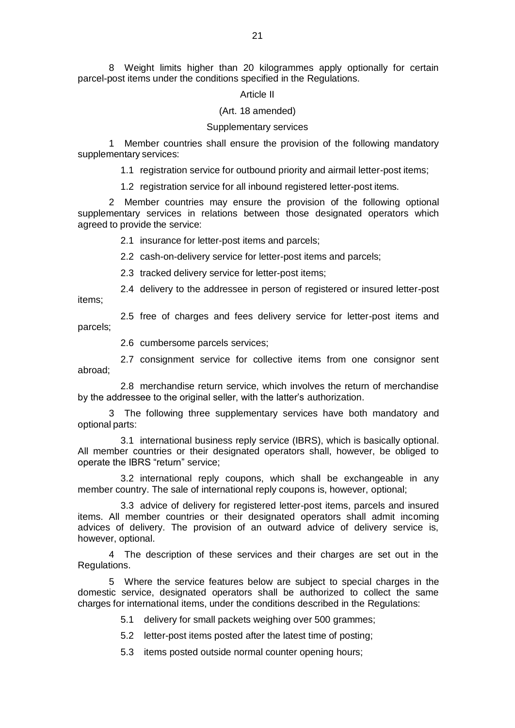8 Weight limits higher than 20 kilogrammes apply optionally for certain parcel-post items under the conditions specified in the Regulations.

### Article II

### (Art. 18 amended)

### Supplementary services

1 Member countries shall ensure the provision of the following mandatory supplementary services:

1.1 registration service for outbound priority and airmail letter-post items;

1.2 registration service for all inbound registered letter-post items.

2 Member countries may ensure the provision of the following optional supplementary services in relations between those designated operators which agreed to provide the service:

2.1 insurance for letter-post items and parcels;

2.2 cash-on-delivery service for letter-post items and parcels;

2.3 tracked delivery service for letter-post items;

2.4 delivery to the addressee in person of registered or insured letter-post items;

2.5 free of charges and fees delivery service for letter-post items and parcels;

2.6 cumbersome parcels services;

2.7 consignment service for collective items from one consignor sent abroad;

2.8 merchandise return service, which involves the return of merchandise by the addressee to the original seller, with the latter's authorization.

3 The following three supplementary services have both mandatory and optional parts:

3.1 international business reply service (IBRS), which is basically optional. All member countries or their designated operators shall, however, be obliged to operate the IBRS "return" service;

3.2 international reply coupons, which shall be exchangeable in any member country. The sale of international reply coupons is, however, optional;

3.3 advice of delivery for registered letter-post items, parcels and insured items. All member countries or their designated operators shall admit incoming advices of delivery. The provision of an outward advice of delivery service is, however, optional.

4 The description of these services and their charges are set out in the Regulations.

5 Where the service features below are subject to special charges in the domestic service, designated operators shall be authorized to collect the same charges for international items, under the conditions described in the Regulations:

5.1 delivery for small packets weighing over 500 grammes;

5.2 letter-post items posted after the latest time of posting;

5.3 items posted outside normal counter opening hours;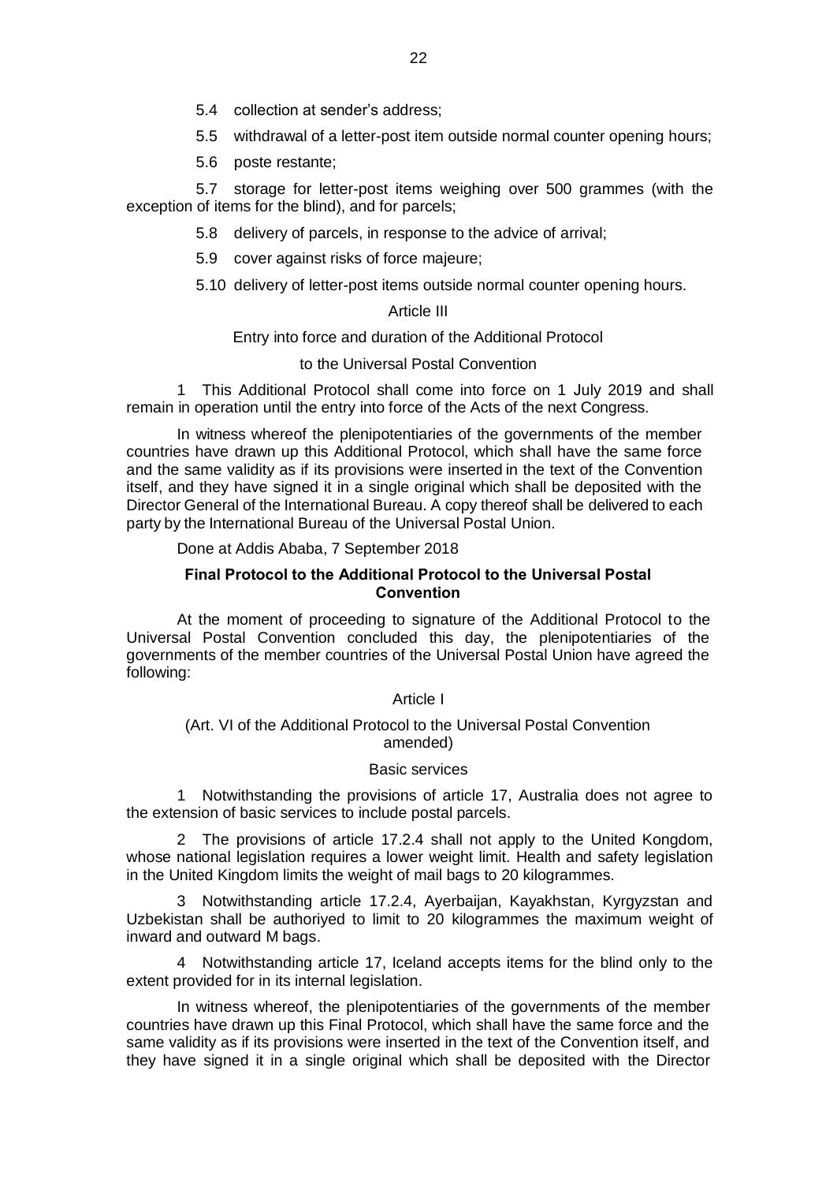5.4 collection at sender's address;

5.5 withdrawal of a letter-post item outside normal counter opening hours;

5.6 poste restante;

5.7 storage for letter-post items weighing over 500 grammes (with the exception of items for the blind), and for parcels;

5.8 delivery of parcels, in response to the advice of arrival;

5.9 cover against risks of force majeure;

5.10 delivery of letter-post items outside normal counter opening hours.

Article III

Entry into force and duration of the Additional Protocol

to the Universal Postal Convention

1 This Additional Protocol shall come into force on 1 July 2019 and shall remain in operation until the entry into force of the Acts of the next Congress.

In witness whereof the plenipotentiaries of the governments of the member countries have drawn up this Additional Protocol, which shall have the same force and the same validity as if its provisions were inserted in the text of the Convention itself, and they have signed it in a single original which shall be deposited with the Director General of the International Bureau. A copy thereof shall be delivered to each party by the International Bureau of the Universal Postal Union.

Done at Addis Ababa, 7 September 2018

**Final Protocol to the Additional Protocol to the Universal Postal Convention**

At the moment of proceeding to signature of the Additional Protocol to the Universal Postal Convention concluded this day, the plenipotentiaries of the governments of the member countries of the Universal Postal Union have agreed the following:

Article I

(Art. VI of the Additional Protocol to the Universal Postal Convention amended)

Basic services

1 Notwithstanding the provisions of article 17, Australia does not agree to the extension of basic services to include postal parcels.

2 The provisions of article 17.2.4 shall not apply to the United Kongdom, whose national legislation requires a lower weight limit. Health and safety legislation in the United Kingdom limits the weight of mail bags to 20 kilogrammes.

3 Notwithstanding article 17.2.4, Ayerbaijan, Kayakhstan, Kyrgyzstan and Uzbekistan shall be authoriyed to limit to 20 kilogrammes the maximum weight of inward and outward M bags.

4 Notwithstanding article 17, Iceland accepts items for the blind only to the extent provided for in its internal legislation.

In witness whereof, the plenipotentiaries of the governments of the member countries have drawn up this Final Protocol, which shall have the same force and the same validity as if its provisions were inserted in the text of the Convention itself, and they have signed it in a single original which shall be deposited with the Director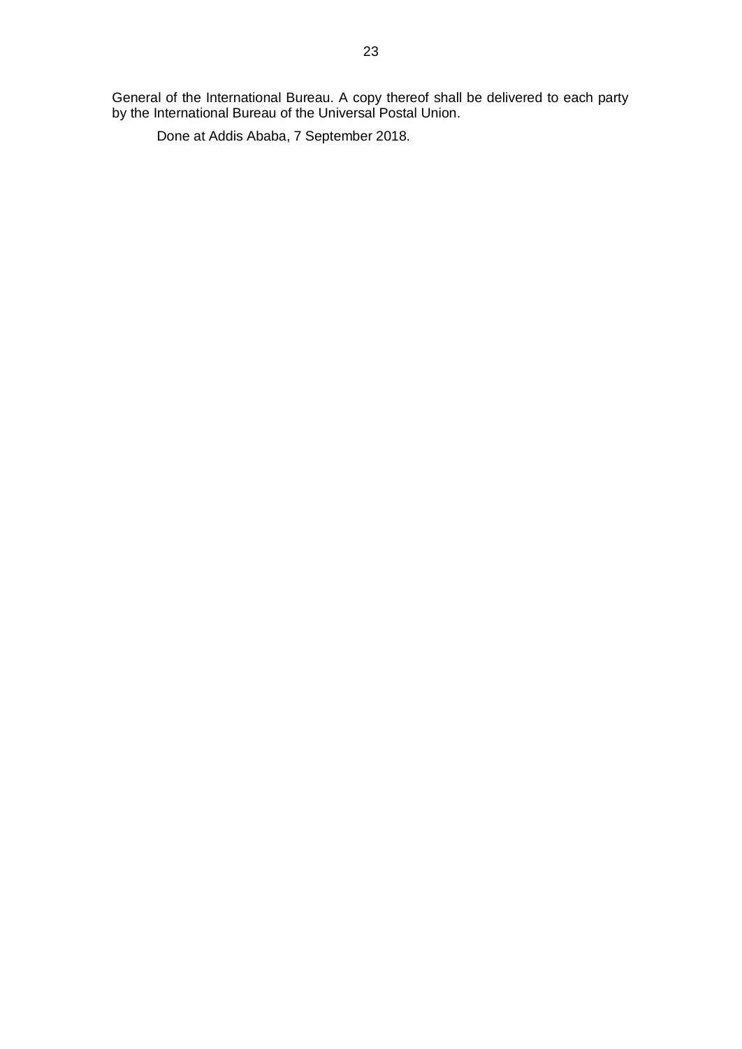General of the International Bureau. A copy thereof shall be delivered to each party by the International Bureau of the Universal Postal Union.

Done at Addis Ababa, 7 September 2018.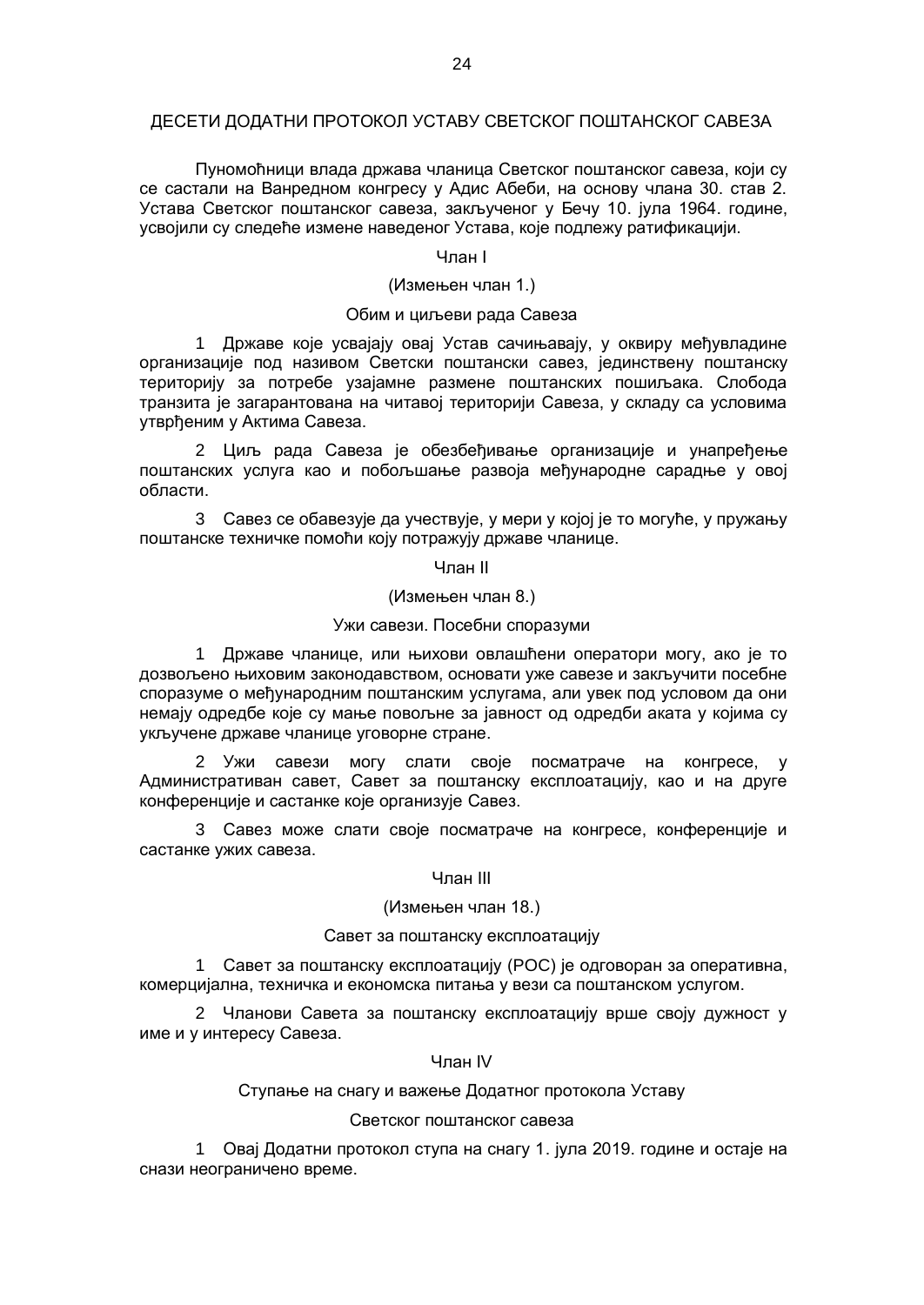## ДЕСЕТИ ДОДАТНИ ПРОТОКОЛ УСТАВУ СВЕТСКОГ ПОШТАНСКОГ САВЕЗА

Пуномоћници влада држава чланица Светског поштанског савеза, који су се састали на Ванредном конгресу у Адис Абеби, на основу члана 30. став 2. Устава Светског поштанског савеза, закљученог у Бечу 10. јула 1964. године, усвојили су следеће измене наведеног Устава, које подлежу ратификацији.

### Члан I

(Измењен члан 1.)

Обим и циљеви рада Савеза

1 Државе које усвајају овај Устав сачињавају, у оквиру међувладине организације под називом Светски поштански савез, јединствену поштанску територију за потребе узајамне размене поштанских пошиљака. Слобода транзита је загарантована на читавој територији Савеза, у складу са условима утврђеним у Актима Савеза.

2 Циљ рада Савеза је обезбеђивање организације и унапређење поштанских услуга као и побољшање развоја међународне сарадње у овој области.

3 Савез се обавезује да учествује, у мери у којој је то могуће, у пружању поштанске техничке помоћи коју потражују државе чланице.

### Члан II

(Измењен члан 8.)

Ужи савези. Посебни споразуми

1 Државе чланице, или њихови овлашћени оператори могу, ако је то дозвољено њиховим законодавством, основати уже савезе и закључити посебне споразуме о међународним поштанским услугама, али увек под условом да они немају одредбе које су мање повољне за јавност од одредби аката у којима су укључене државе чланице уговорне стране.

2 Ужи савези могу слати своје посматраче на конгресе, у Административан савет, Савет за поштанску експлоатацију, као и на друге конференције и састанке које организује Савез.

3 Савез може слати своје посматраче на конгресе, конференције и састанке ужих савеза.

### Члан III

(Измењен члан 18.)

Савет за поштанску експлоатацију

1 Савет за поштанску експлоатацију (POC) је одговоран за оперативна, комерцијална, техничка и економска питања у вези са поштанском услугом.

2 Чланови Савета за поштанску експлоатацију врше своју дужност у име и у интересу Савеза.

### Члан IV

Ступање на снагу и важење Додатног протокола Уставу

Светског поштанског савеза

1 Овај Додатни протокол ступа на снагу 1. јула 2019. године и остаје на снази неограничено време.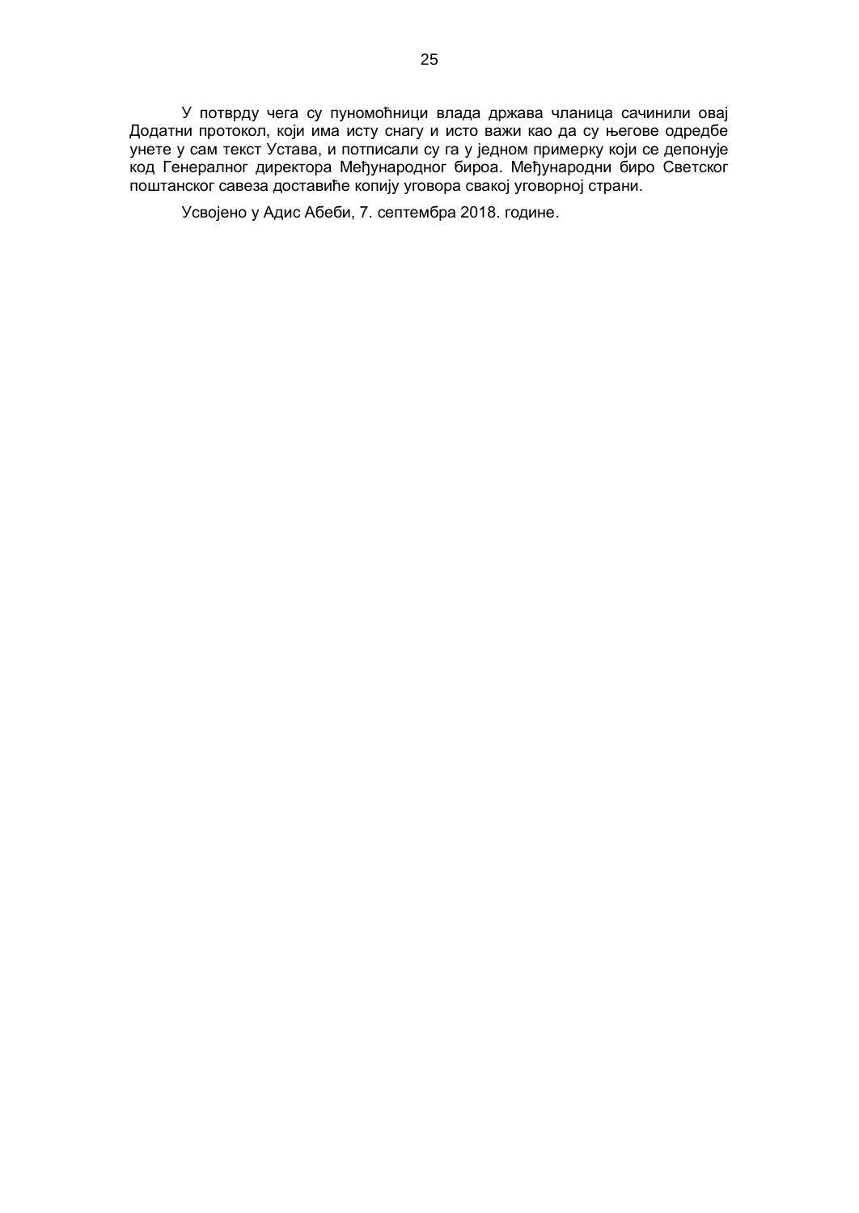У потврду чега су пуномоћници влада држава чланица сачинили овај Додатни протокол, који има исту снагу и исто важи као да су његове одредбе унете у сам текст Устава, и потписали су га у једном примерку који се депонује код Генералног директора Међународног бироа. Међународни биро Светског поштанског савеза доставиће копију уговора свакој уговорној страни.

Усвојено у Адис Абеби, 7. септембра 2018. године.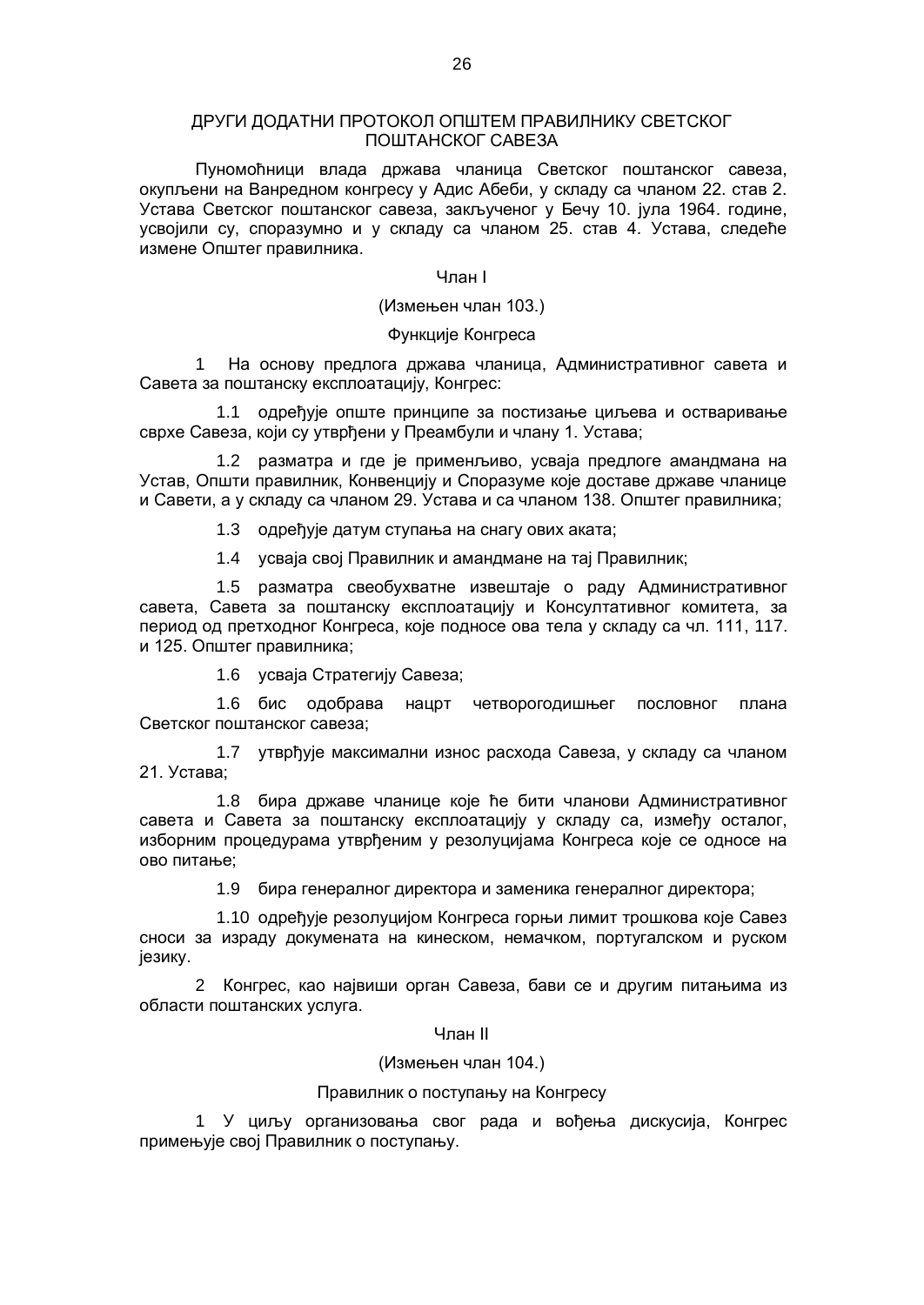## ДРУГИ ДОДАТНИ ПРОТОКОЛ ОПШТЕМ ПРАВИЛНИКУ СВЕТСКОГ ПОШТАНСКОГ САВЕЗА

Пуномоћници влада држава чланица Светског поштанског савеза, окупљени на Ванредном конгресу у Адис Абеби, у складу са чланом 22. став 2. Устава Светског поштанског савеза, закљученог у Бечу 10. јула 1964. године, усвојили су, споразумно и у складу са чланом 25. став 4. Устава, следеће измене Општег правилника.

### Члан I

(Измењен члан 103.)

Функције Конгреса

1 На основу предлога држава чланица, Административног савета и Савета за поштанску експлоатацију, Конгрес:

1.1 одређује опште принципе за постизање циљева и остваривање сврхе Савеза, који су утврђени у Преамбули и члану 1. Устава;

1.2 разматра и где је применљиво, усваја предлоге амандмана на Устав, Општи правилник, Конвенцију и Споразуме које доставе државе чланице и Савети, а у складу са чланом 29. Устава и са чланом 138. Општег правилника;

1.3 одређује датум ступања на снагу ових аката;

1.4 усваја свој Правилник и амандмане на тај Правилник;

1.5 разматра свеобухватне извештаје о раду Административног савета, Савета за поштанску експлоатацију и Консултативног комитета, за период од претходног Конгреса, које подносе ова тела у складу са чл. 111, 117. и 125. Општег правилника;

1.6 усваја Стратегију Савеза;

1.6 бис одобрава нацрт четворогодишњег пословног плана Светског поштанског савеза;

1.7 утврђује максимални износ расхода Савеза, у складу са чланом 21. Устава;

1.8 бира државе чланице које ће бити чланови Административног савета и Савета за поштанску експлоатацију у складу са, између осталог, изборним процедурама утврђеним у резолуцијама Конгреса које се односе на ово питање;

1.9 бира генералног директора и заменика генералног директора;

1.10 одређује резолуцијом Конгреса горњи лимит трошкова које Савез сноси за израду докумената на кинеском, немачком, португалском и руском језику.

2 Конгрес, као највиши орган Савеза, бави се и другим питањима из области поштанских услуга.

### Члан II

(Измењен члан 104.)

Правилник о поступању на Конгресу

1 У циљу организовања свог рада и вођења дискусија, Конгрес примењује свој Правилник о поступању.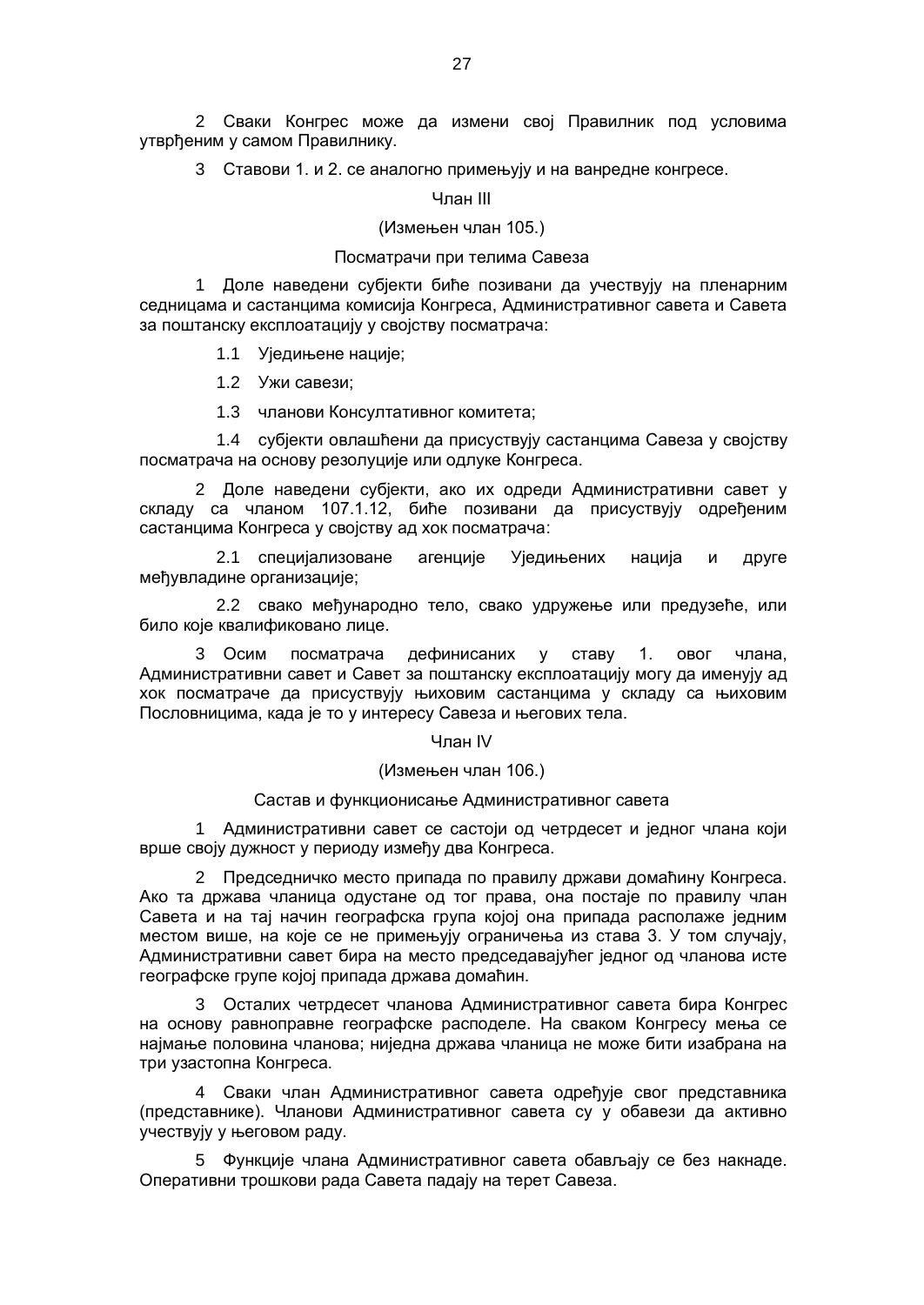2 Сваки Конгрес може да измени свој Правилник под условима утврђеним у самом Правилнику.

3 Ставови 1. и 2. се аналогно примењују и на ванредне конгресе.

Члан III

(Измењен члан 105.)

Посматрачи при телима Савеза

1 Доле наведени субјекти биће позивани да учествују на пленарним седницама и састанцима комисија Конгреса, Административног савета и Савета за поштанску експлоатацију у својству посматрача:

1.1 Уједињене нације;

1.2 Ужи савези;

1.3 чланови Консултативног комитета;

1.4 субјекти овлашћени да присуствују састанцима Савеза у својству посматрача на основу резолуције или одлуке Конгреса.

2 Доле наведени субјекти, ако их одреди Административни савет у складу са чланом 107.1.12, биће позивани да присуствују одређеним састанцима Конгреса у својству ад хок посматрача:

2.1 специјализоване агенције Уједињених нација и друге међувладине организације;

2.2 свако међународно тело, свако удружење или предузеће, или било које квалификовано лице.

3 Осим посматрача дефинисаних у ставу 1. овог члана, Административни савет и Савет за поштанску експлоатацију могу да именују ад хок посматраче да присуствују њиховим састанцима у складу са њиховим Пословницима, када је то у интересу Савеза и његових тела.

Члан IV

(Измењен члан 106.)

Састав и функционисање Административног савета

1 Административни савет се састоји од четрдесет и једног члана који врше своју дужност у периоду између два Конгреса.

2 Председничко место припада по правилу држави домаћину Конгреса. Ако та држава чланица одустане од тог права, она постаје по правилу члан Савета и на тај начин географска група којој она припада располаже једним местом више, на које се не примењују ограничења из става 3. У том случају, Административни савет бира на место председавајућег једног од чланова исте географске групе којој припада држава домаћин.

3 Осталих четрдесет чланова Административног савета бира Конгрес на основу равноправне географске расподеле. На сваком Конгресу мења се најмање половина чланова; ниједна држава чланица не може бити изабрана на три узастопна Конгреса.

4 Сваки члан Административног савета одређује свог представника (представнике). Чланови Административног савета су у обавези да активно учествују у његовом раду.

5 Функције члана Административног савета обављају се без накнаде. Оперативни трошкови рада Савета падају на терет Савеза.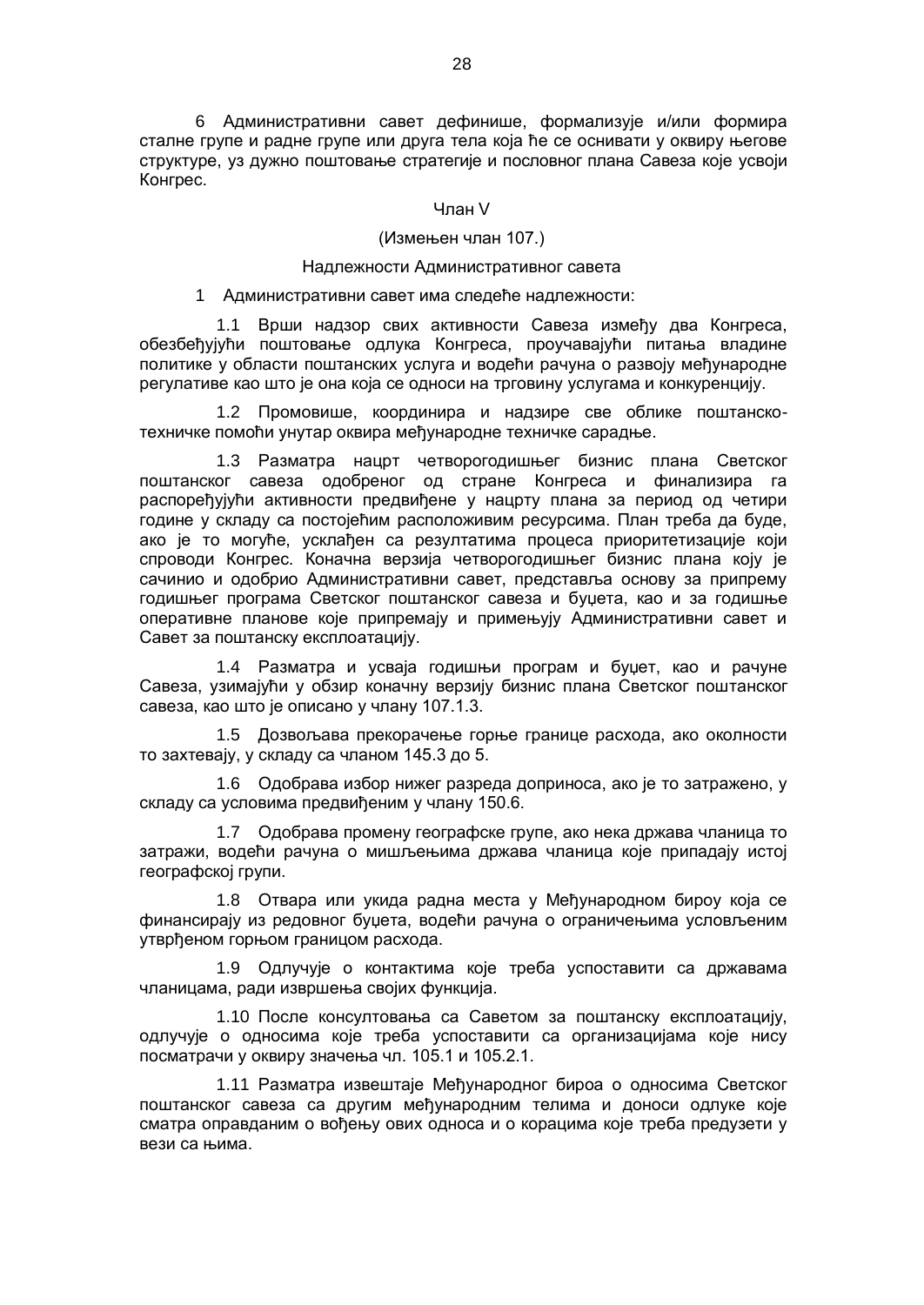6 Административни савет дефинише, формализује и/или формира сталне групе и радне групе или друга тела која ће се оснивати у оквиру његове структуре, уз дужно поштовање стратегије и пословног плана Савеза које усвоји Конгрес.

Члан V

(Измењен члан 107.)

Надлежности Административног савета

1 Административни савет има следеће надлежности:

1.1 Врши надзор свих активности Савеза између два Конгреса, обезбеђујући поштовање одлука Конгреса, проучавајући питања владине политике у области поштанских услуга и водећи рачуна о развоју међународне регулативе као што је она која се односи на трговину услугама и конкуренцију.

1.2 Промовише, координира и надзире све облике поштанско-техничке помоћи унутар оквира међународне техничке сарадње.

1.3 Разматра нацрт четворогодишњег бизнис плана Светског поштанског савеза одобреног од стране Конгреса и финализира га распоређујући активности предвиђене у нацрту плана за период од четири године у складу са постојећим расположивим ресурсима. План треба да буде, ако је то могуће, усклађен са резултатима процеса приоритетизације који спроводи Конгрес. Коначна верзија четворогодишњег бизнис плана коју је сачинио и одобрио Административни савет, представља основу за припрему годишњег програма Светског поштанског савеза и буџета, као и за годишње оперативне планове које припремају и примењују Административни савет и Савет за поштанску експлоатацију.

1.4 Разматра и усваја годишњи програм и буџет, као и рачуне Савеза, узимајући у обзир коначну верзију бизнис плана Светског поштанског савеза, као што је описано у члану 107.1.3.

1.5 Дозвољава прекорачење горње границе расхода, ако околности то захтевају, у складу са чланом 145.3 до 5.

1.6 Одобрава избор нижег разреда доприноса, ако је то затражено, у складу са условима предвиђеним у члану 150.6.

1.7 Одобрава промену географске групе, ако нека држава чланица то затражи, водећи рачуна о мишљењима држава чланица које припадају истој географској групи.

1.8 Отвара или укида радна места у Међународном бироу која се финансирају из редовног буџета, водећи рачуна о ограничењима условљеним утврђеном горњом границом расхода.

1.9 Одлучује о контактима које треба успоставити са државама чланицама, ради извршења својих функција.

1.10 После консултовања са Саветом за поштанску експлоатацију, одлучује о односима које треба успоставити са организацијама које нису посматрачи у оквиру значења чл. 105.1 и 105.2.1.

1.11 Разматра извештаје Међународног бироа о односима Светског поштанског савеза са другим међународним телима и доноси одлуке које сматра оправданим о вођењу ових односа и о корацима које треба предузети у вези са њима.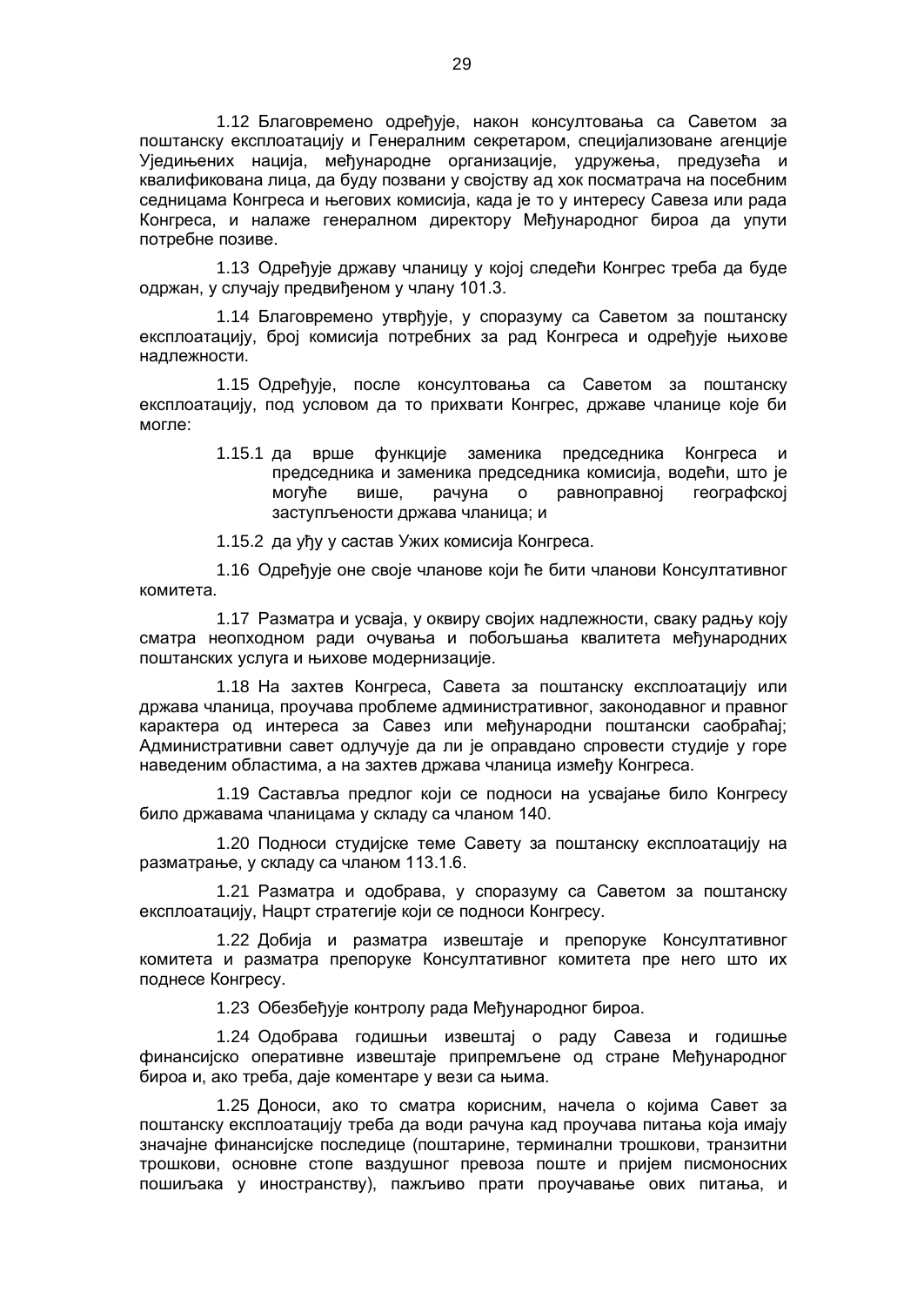1.12 Благовремено одређује, након консултовања са Саветом за поштанску експлоатацију и Генералним секретаром, специјализоване агенције Уједињених нација, међународне организације, удружења, предузећа и квалификована лица, да буду позвани у својству ад хок посматрача на посебним седницама Конгреса и његових комисија, када је то у интересу Савеза или рада Конгреса, и налаже генералном директору Међународног бироа да упути потребне позиве.

1.13 Одређује државу чланицу у којој следећи Конгрес треба да буде одржан, у случају предвиђеном у члану 101.3.

1.14 Благовремено утврђује, у споразуму са Саветом за поштанску експлоатацију, број комисија потребних за рад Конгреса и одређује њихове надлежности.

1.15 Одређује, после консултовања са Саветом за поштанску експлоатацију, под условом да то прихвати Конгрес, државе чланице које би могле:

1.15.1 да врше функције заменика председника Конгреса и председника и заменика председника комисија, водећи, што је могуће више, рачуна о равноправној географској заступљености држава чланица; и

1.15.2 да уђу у састав Ужих комисија Конгреса.

1.16 Одређује оне своје чланове који ће бити чланови Консултативног комитета.

1.17 Разматра и усваја, у оквиру својих надлежности, сваку радњу коју сматра неопходном ради очувања и побољшања квалитета међународних поштанских услуга и њихове модернизације.

1.18 На захтев Конгреса, Савета за поштанску експлоатацију или држава чланица, проучава проблеме административног, законодавног и правног карактера од интереса за Савез или међународни поштански саобраћај; Административни савет одлучује да ли је оправдано спровести студије у горе наведеним областима, а на захтев држава чланица између Конгреса.

1.19 Саставља предлог који се подноси на усвајање било Конгресу било државама чланицама у складу са чланом 140.

1.20 Подноси студијске теме Савету за поштанску експлоатацију на разматрање, у складу са чланом 113.1.6.

1.21 Разматра и одобрава, у споразуму са Саветом за поштанску експлоатацију, Нацрт стратегије који се подноси Конгресу.

1.22 Добија и разматра извештаје и препоруке Консултативног комитета и разматра препоруке Консултативног комитета пре него што их поднесе Конгресу.

1.23 Обезбеђује контролу рада Међународног бироа.

1.24 Одобрава годишњи извештај о раду Савеза и годишње финансијско оперативне извештаје припремљене од стране Међународног бироа и, ако треба, даје коментаре у вези са њима.

1.25 Доноси, ако то сматра корисним, начела о којима Савет за поштанску експлоатацију треба да води рачуна кад проучава питања која имају значајне финансијске последице (поштарине, терминални трошкови, транзитни трошкови, основне стопе ваздушног превоза поште и пријем писмоносних пошиљака у иностранству), пажљиво прати проучавање ових питања, и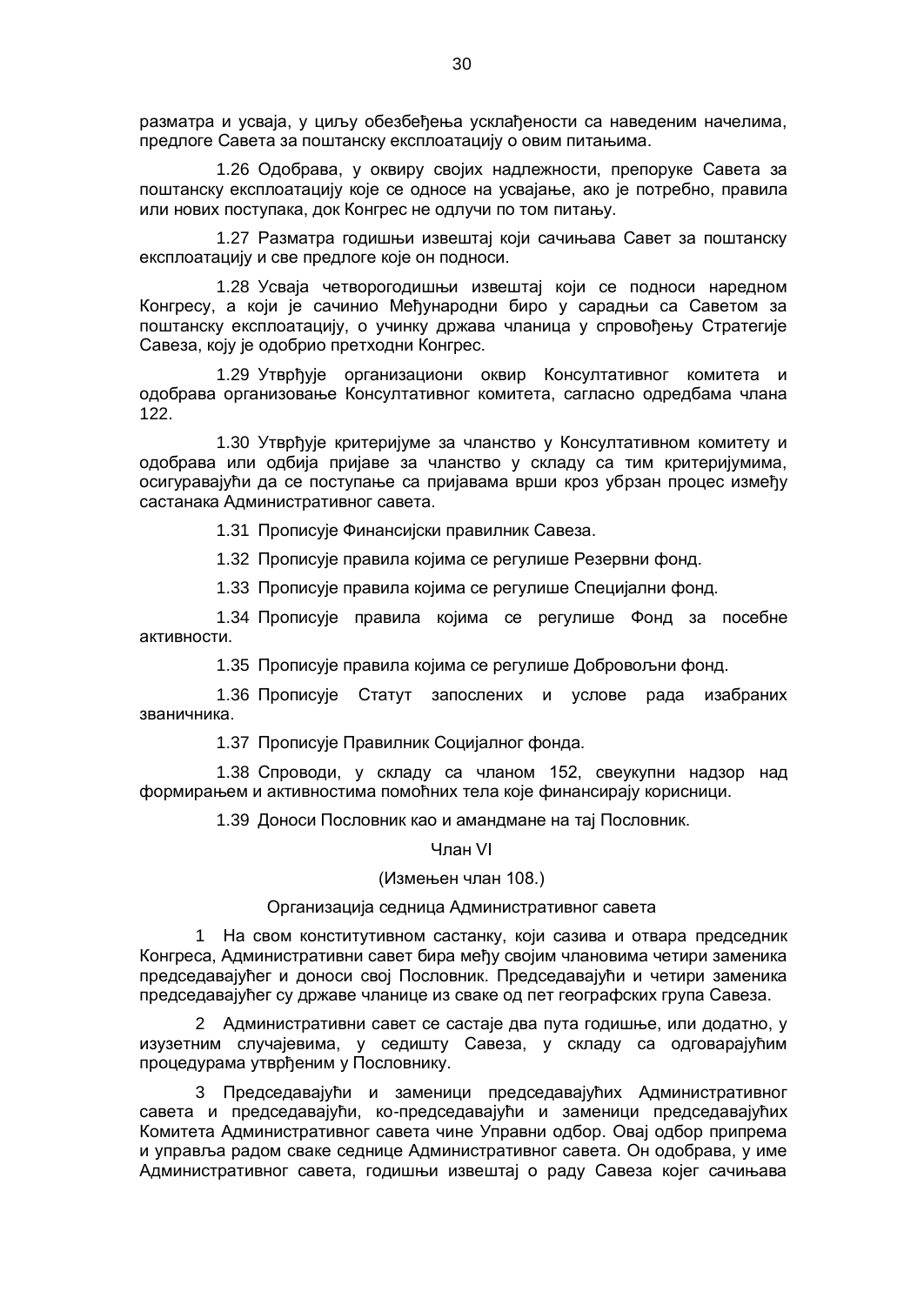разматра и усваја, у циљу обезбеђења усклађености са наведеним начелима, предлоге Савета за поштанску експлоатацију о овим питањима.

1.26 Одобрава, у оквиру својих надлежности, препоруке Савета за поштанску експлоатацију које се односе на усвајање, ако је потребно, правила или нових поступака, док Конгрес не одлучи по том питању.

1.27 Разматра годишњи извештај који сачињава Савет за поштанску експлоатацију и све предлоге које он подноси.

1.28 Усваја четворогодишња извештај који се подноси наредном Конгресу, а који је сачинио Међународни биро у сарадњи са Саветом за поштанску експлоатацију, о учинку држава чланица у спровођењу Стратегије Савеза, коју је одобрио претходни Конгрес.

1.29 Утврђује организациони оквир Консултативног комитета и одобрава организовање Консултативног комитета, сагласно одредбама члана 122.

1.30 Утврђује критеријуме за чланство у Консултативном комитету и одобрава или одбија пријаве за чланство у складу са тим критеријумима, осигуравајући да се поступање са пријавама врши кроз убрзан процес између састанака Административног савета.

1.31 Прописује Финансијски правилник Савеза.

1.32 Прописује правила којима се регулише Резервни фонд.

1.33 Прописује правила којима се регулише Специјални фонд.

1.34 Прописује правила којима се регулише Фонд за посебне активности.

1.35 Прописује правила којима се регулише Добровољни фонд.

1.36 Прописује Статут запослених и услове рада изабраних званичника.

1.37 Прописује Правилник Социјалног фонда.

1.38 Спроводи, у складу са чланом 152, свеукупни надзор над формирањем и активностима помоћних тела које финансирају корисници.

1.39 Доноси Пословник као и амандмане на тај Пословник.

Члан VI

(Измењен члан 108.)

Организација седница Административног савета

1 На свом конститутивном састанку, који сазива и отвара председник Конгреса, Административни савет бира међу својим члановима четири заменика председавајућег и доноси свој Пословник. Председавајући и четири заменика председавајућег су државе чланице из сваке од пет географских група Савеза.

2 Административни савет се састаје два пута годишње, или додатно, у изузетним случајевима, у седишту Савеза, у складу са одговарајућим процедурама утврђеним у Пословнику.

3 Председавајући и заменици председавајућих Административног савета и председавајући, ко-председавајући и заменици председавајућих Комитета Административног савета чине Управни одбор. Овај одбор припрема и управља радом сваке седнице Административног савета. Он одобрава, у име Административног савета, годишњи извештај о раду Савеза којег сачињава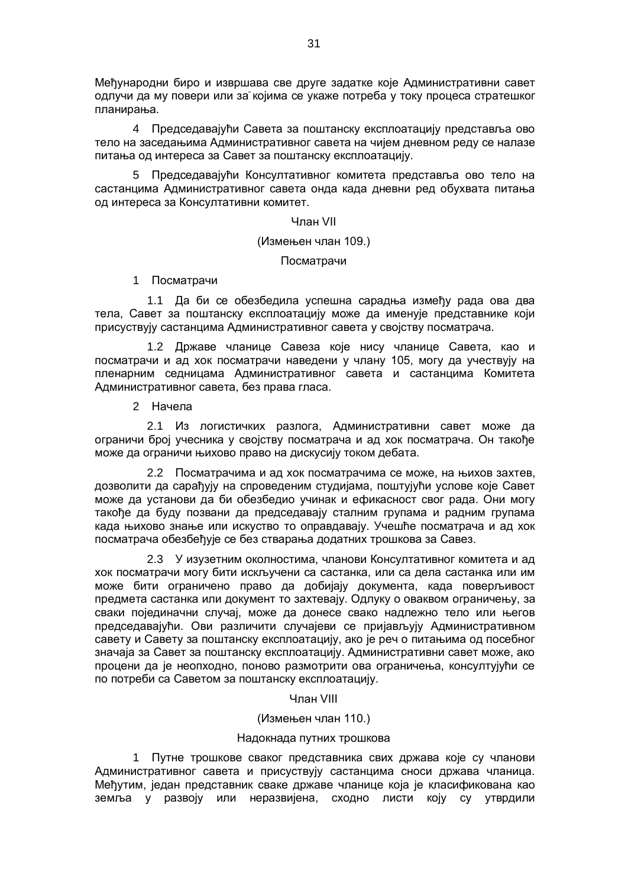Међународни биро и извршава све друге задатке које Административни савет одлучи да му повери или за којима се укаже потреба у току процеса стратешког планирања.

4 Председавајући Савета за поштанску експлоатацију представља ово тело на заседањима Административног савета на чијем дневном реду се налазе питања од интереса за Савет за поштанску експлоатацију.

5 Председавајући Консултативног комитета представља ово тело на састанцима Административног савета онда када дневни ред обухвата питања од интереса за Консултативни комитет.

Члан VII

(Измењен члан 109.)

Посматрачи

1 Посматрачи

1.1 Да би се обезбедила успешна сарадња између рада ова два тела, Савет за поштанску експлоатацију може да именује представнике који присуствују састанцима Административног савета у својству посматрача.

1.2 Државе чланице Савеза које нису чланице Савета, као и посматрачи и ад хок посматрачи наведени у члану 105, могу да учествују на пленарним седницама Административног савета и састанцима Комитета Административног савета, без права гласа.

2 Начела

2.1 Из логистичких разлога, Административни савет може да ограничи број учесника у својству посматрача и ад хок посматрача. Он такође може да ограничи њихово право на дискусију током дебата.

2.2 Посматрачима и ад хок посматрачима се може, на њихов захтев, дозволити да сарађују на спроведеним студијама, поштујући услове које Савет може да установи да би обезбедио учинак и ефикасност свог рада. Они могу такође да буду позвани да председавају сталним групама и радним групама када њихово знање или искуство то оправдавају. Учешће посматрача и ад хок посматрача обезбеђује се без стварања додатних трошкова за Савез.

2.3 У изузетним околностима, чланови Консултативног комитета и ад хок посматрачи могу бити искључени са састанка, или са дела састанка или им може бити ограничено право да добијају документа, када поверљивост предмета састанка или документ то захтевају. Одлуку о оваквом ограничењу, за сваки појединачни случај, може да донесе свако надлежно тело или његов председавајући. Ови различити случајеви се пријављују Административном савету и Савету за поштанску експлоатацију, ако је реч о питањима од посебног значаја за Савет за поштанску експлоатацију. Административни савет може, ако процени да је неопходно, поново размотрити ова ограничења, консултујући се по потреби са Саветом за поштанску експлоатацију.

Члан VIII

(Измењен члан 110.)

Надокнада путних трошкова

1 Путне трошкове сваког представника свих држава које су чланови Административног савета и присуствују састанцима сноси држава чланица. Међутим, један представник сваке државе чланице која је класификована као земља у развоју или неразвијена, сходно листи коју су утврдили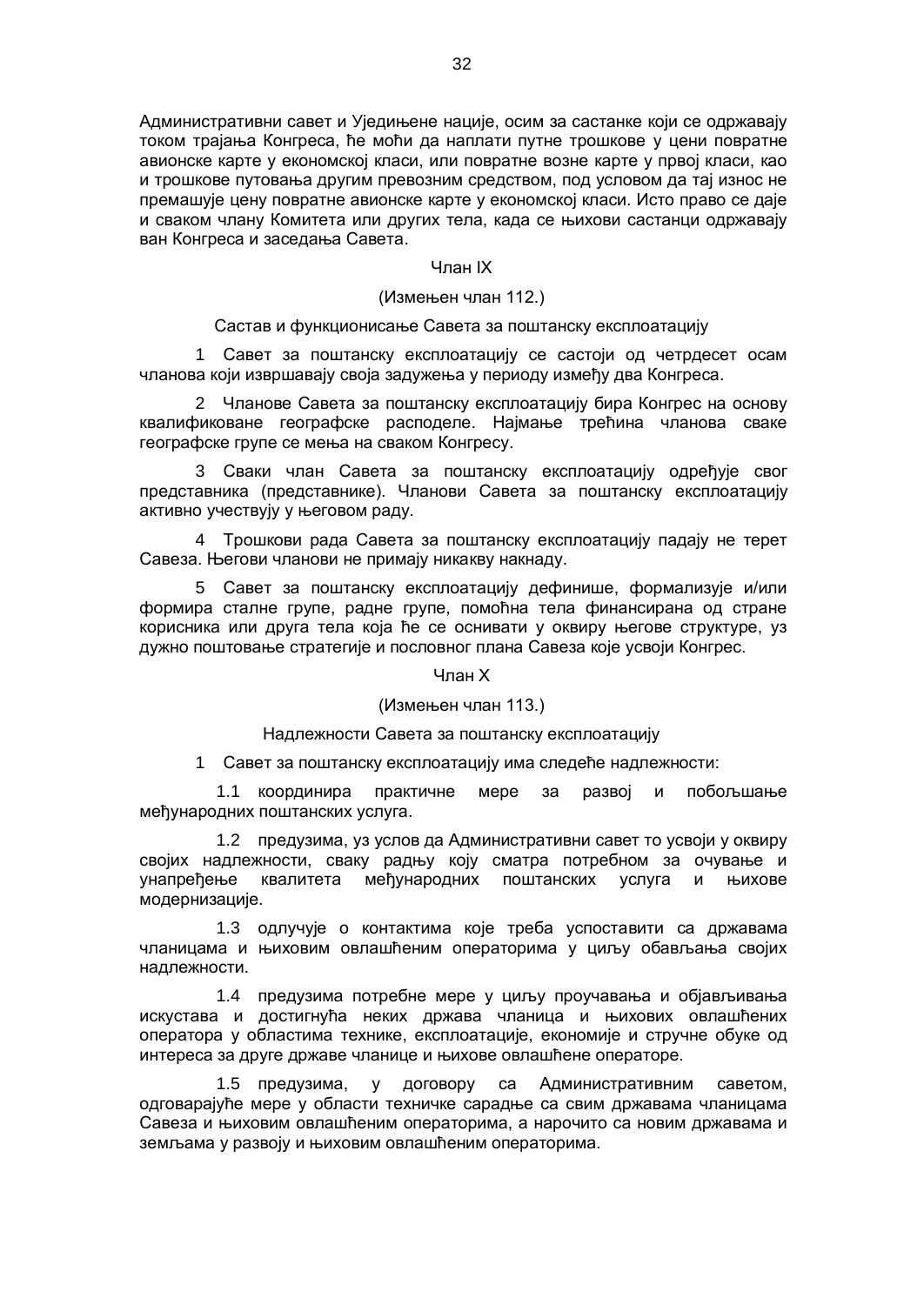Административни савет и Уједињене нације, осим за састанке који се одржавају током трајања Конгреса, ће моћи да наплати путне трошкове у цени повратне авионске карте у економској класи, или повратне возне карте у првој класи, као и трошкове путовања другим превозним средством, под условом да тај износ не премашује цену повратне авионске карте у економској класи. Исто право се даје и сваком члану Комитета или других тела, када се њихови састанци одржавају ван Конгреса и заседања Савета.

Члан IX

(Измењен члан 112.)

Састав и функционисање Савета за поштанску експлоатацију

1 Савет за поштанску експлоатацију се састоји од четрдесет осам чланова који извршавају своја задужења у периоду између два Конгреса.

2 Чланове Савета за поштанску експлоатацију бира Конгрес на основу квалификоване географске расподеле. Најмање трећина чланова сваке географске групе се мења на сваком Конгресу.

3 Сваки члан Савета за поштанску експлоатацију одређује свог представника (представнике). Чланови Савета за поштанску експлоатацију активно учествују у његовом раду.

4 Трошкови рада Савета за поштанску експлоатацију падају не терет Савеза. Његови чланови не примају никакву накнаду.

5 Савет за поштанску експлоатацију дефинише, формализује и/или формира сталне групе, радне групе, помоћна тела финансирана од стране корисника или друга тела која ће се оснивати у оквиру његове структуре, уз дужно поштовање стратегије и пословног плана Савеза које усвоји Конгрес.

Члан X

(Измењен члан 113.)

Надлежности Савета за поштанску експлоатацију

1 Савет за поштанску експлоатацију има следеће надлежности:

1.1 координира практичне мере за развој и побољшање међународних поштанских услуга.

1.2 предузима, уз услов да Административни савет то усвоји у оквиру својих надлежности, сваку радњу коју сматра потребном за очување и унапређење квалитета међународних поштанских услуга и њихове модернизације.

1.3 одлучује о контактима које треба успоставити са државама чланицама и њиховим овлашћеним операторима у циљу обављања својих надлежности.

1.4 предузима потребне мере у циљу проучавања и објављивања искустава и достигнућа неких држава чланица и њихових овлашћених оператора у областима технике, експлоатације, економије и стручне обуке од интереса за друге државе чланице и њихове овлашћене операторе.

1.5 предузима, у договору са Административним саветом, одговарајуће мере у области техничке сарадње са свим државама чланицама Савеза и њиховим овлашћеним операторима, а нарочито са новим државама и земљама у развоју и њиховим овлашћеним операторима.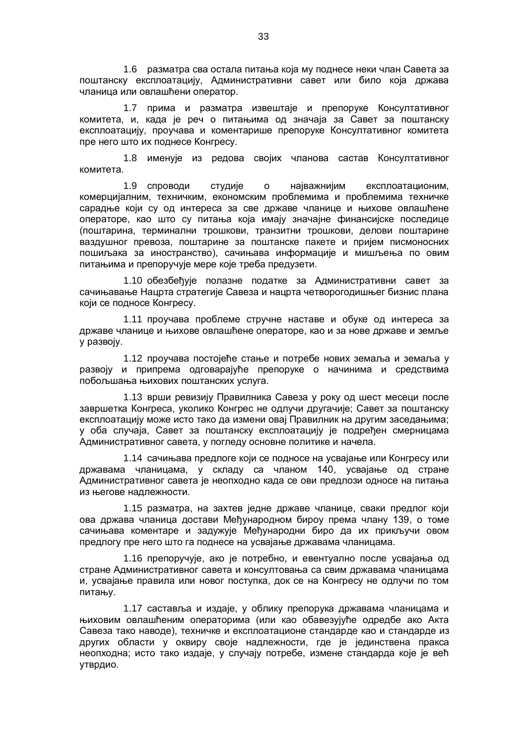1.6 разматра сва остала питања која му поднесе неки члан Савета за поштанску експлоатацију, Административни савет или било која држава чланица или овлашћени оператор.

1.7 прима и разматра извештаје и препоруке Консултативног комитета, и, када је реч о питањима од значаја за Савет за поштанску експлоатацију, проучава и коментарише препоруке Консултативног комитета пре него што их поднесе Конгресу.

1.8 именује из редова својих чланова састав Консултативног комитета.

1.9 спроводи студије о најважнијим експлоатационим, комерцијалним, техничким, економским проблемима и проблемима техничке сарадње који су од интереса за све државе чланице и њихове овлашћене операторе, као што су питања која имају значајне финансијске последице (поштарина, терминални трошкови, транзитни трошкови, делови поштарине ваздушног превоза, поштарине за поштанске пакете и пријем писмоносних пошиљака за иностранство), сачињава информације и мишљења по овим питањима и препоручује мере које треба предузети.

1.10 обезбеђује полазне податке за Административни савет за сачињавање Нацрта стратегије Савеза и нацрта четворогодишњег бизнис плана који се подносе Конгресу.

1.11 проучава проблеме стручне наставе и обуке од интереса за државе чланице и њихове овлашћене операторе, као и за нове државе и земље у развоју.

1.12 проучава постојеће стање и потребе нових земаља и земаља у развоју и припрема одговарајуће препоруке о начинима и средствима побољшања њихових поштанских услуга.

1.13 врши ревизију Правилника Савеза у року од шест месеци после завршетка Конгреса, уколико Конгрес не одлучи другачије; Савет за поштанску експлоатацију може исто тако да измени овај Правилник на другим заседањима; у оба случаја, Савет за поштанску експлоатацију је подређен смерницама Административног савета, у погледу основне политике и начела.

1.14 сачињава предлоге који се подносе на усвајање или Конгресу или државама чланицама, у складу са чланом 140, усвајање од стране Административног савета је неопходно када се ови предлози односе на питања из његове надлежности.

1.15 разматра, на захтев једне државе чланице, сваки предлог који ова држава чланица достави Међународном бироу према члану 139, о томе сачињава коментаре и задужује Међународни биро да их прикључи овом предлогу пре него што га поднесе на усвајање државама чланицама.

1.16 препоручује, ако је потребно, и евентуално после усвајања од стране Административног савета и консултовања са свим државама чланицама и, усвајање правила или новог поступка, док се на Конгресу не одлучи по том питању.

1.17 саставља и издаје, у облику препорука државама чланицама и њиховим овлашћеним операторима (или као обавезујуће одредбе ако Акта Савеза тако наводе), техничке и експлоатационе стандарде као и стандарде из других области у оквиру своје надлежности, где је јединствена пракса неопходна; исто тако издаје, у случају потребе, измене стандарда које је већ утврдио.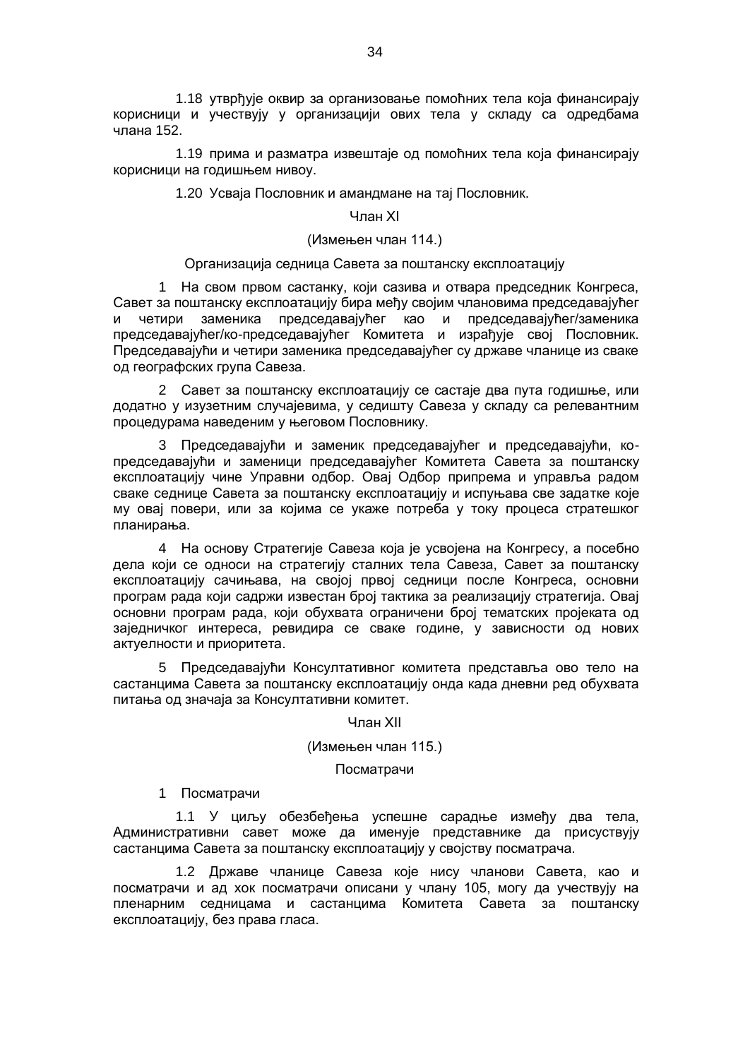1.18 утврђује оквир за организовање помоћних тела која финансирају корисници и учествују у организацији ових тела у складу са одредбама члана 152.

1.19 прима и разматра извештаје од помоћних тела која финансирају корисници на годишњем нивоу.

1.20 Усваја Пословник и амандмане на тај Пословник.

Члан XI

(Измењен члан 114.)

Организација седница Савета за поштанску експлоатацију

1 На свом првом састанку, који сазива и отвара председник Конгреса, Савет за поштанску експлоатацију бира међу својим члановима председавајућег и четири заменика председавајућег као и председавајућег/заменика председавајућег/ко-председавајућег Комитета и израђује свој Пословник. Председавајући и четири заменика председавајућег су државе чланице из сваке од географских група Савеза.

2 Савет за поштанску експлоатацију се састаје два пута годишње, или додатно у изузетним случајевима, у седишту Савеза у складу са релевантним процедурама наведеним у његовом Пословнику.

3 Председавајући и заменик председавајућег и председавајући, ко-председавајући и заменици председавајућег Комитета Савета за поштанску експлоатацију чине Управни одбор. Овај Одбор припрема и управља радом сваке седнице Савета за поштанску експлоатацију и испуњава све задатке које му овај повери, или за којима се укаже потреба у току процеса стратешког планирања.

4 На основу Стратегије Савеза која је усвојена на Конгресу, а посебно дела који се односи на стратегију сталних тела Савеза, Савет за поштанску експлоатацију сачињава, на својој првој седници после Конгреса, основни програм рада који садржи известан број тактика за реализацију стратегија. Овај основни програм рада, који обухвата ограничени број тематских пројеката од заједничког интереса, ревидира се сваке године, у зависности од нових актуелности и приоритета.

5 Председавајући Консултативног комитета представља ово тело на састанцима Савета за поштанску експлоатацију онда када дневни ред обухвата питања од значаја за Консултативни комитет.

Члан XII

(Измењен члан 115.)

Посматрачи

1 Посматрачи

1.1 У циљу обезбеђења успешне сарадње између два тела, Административни савет може да именује представнике да присуствују састанцима Савета за поштанску експлоатацију у својству посматрача.

1.2 Државе чланице Савеза које нису чланови Савета, као и посматрачи и ад хок посматрачи описани у члану 105, могу да учествују на пленарним седницама и састанцима Комитета Савета за поштанску експлоатацију, без права гласа.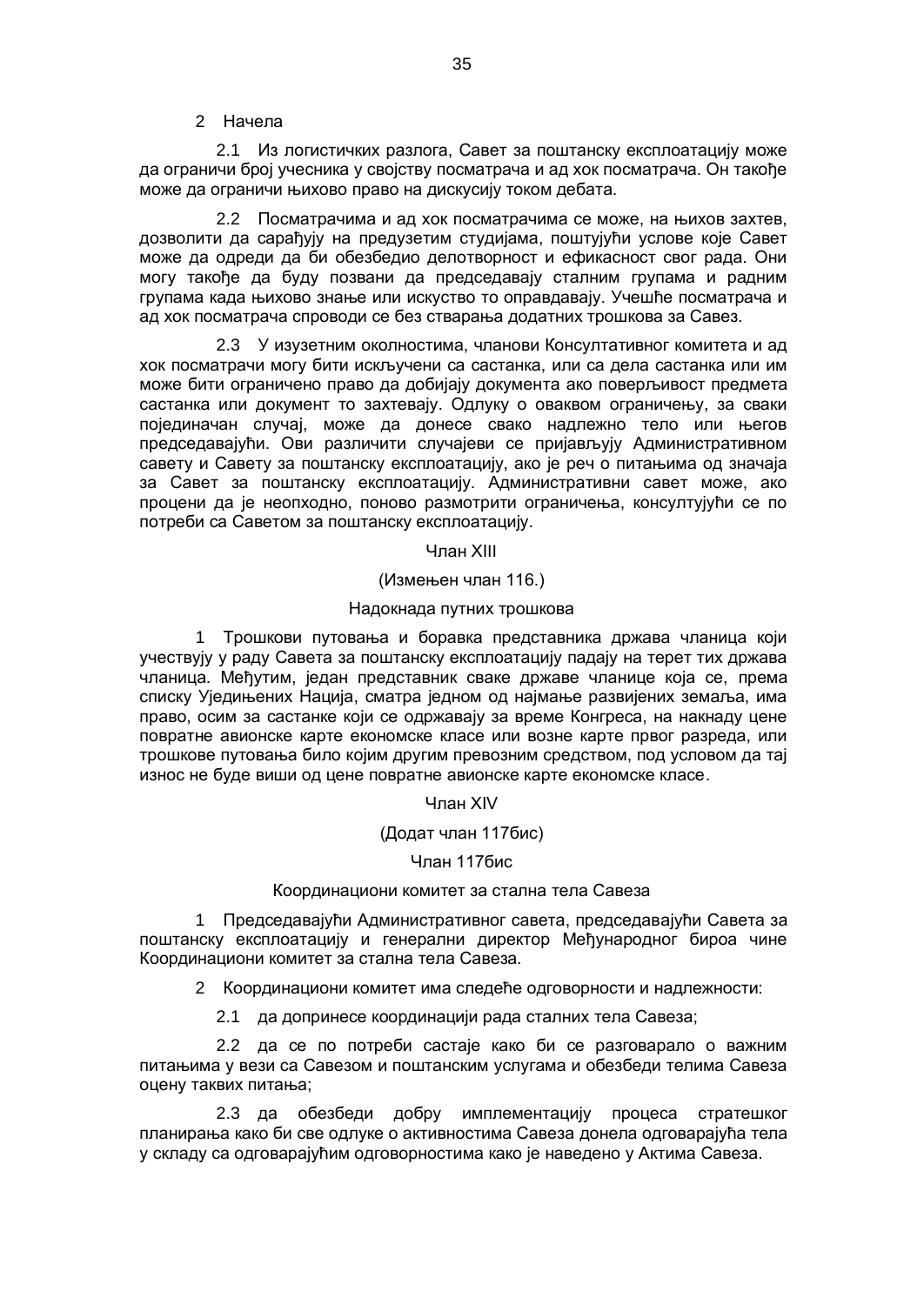2 Начела

2.1 Из логистичких разлога, Савет за поштанску експлоатацију може да ограничи број учесника у својству посматрача и ад хок посматрача. Он такође може да ограничи њихово право на дискусију током дебата.

2.2 Посматрачима и ад хок посматрачима се може, на њихов захтев, дозволити да сарађују на предузетим студијама, поштујући услове које Савет може да одреди да би обезбедио делотворност и ефикасност свог рада. Они могу такође да буду позвани да председавају сталним групама и радним групама када њихово знање или искуство то оправдавају. Учешће посматрача и ад хок посматрача спроводи се без стварања додатних трошкова за Савез.

2.3 У изузетним околностима, чланови Консултативног комитета и ад хок посматрачи могу бити искључени са састанка, или са дела састанка или им може бити ограничено право да добијају документа ако поверљивост предмета састанка или документ то захтевају. Одлуку о оваквом ограничењу, за сваки појединачан случај, може да донесе свако надлежно тело или његов председавајући. Ови различити случајеви се пријављују Административном савету и Савету за поштанску експлоатацију, ако је реч о питањима од значаја за Савет за поштанску експлоатацију. Административни савет може, ако процени да је неопходно, поново размотрити ограничења, консултујући се по потреби са Саветом за поштанску експлоатацију.

Члан XIII

(Измењен члан 116.)

Надокнада путних трошкова

1 Трошкови путовања и боравка представника држава чланица који учествују у раду Савета за поштанску експлоатацију падају на терет тих држава чланица. Међутим, један представник сваке државе чланице која се, према списку Уједињених Нација, сматра једном од најмање развијених земаља, има право, осим за састанке који се одржавају за време Конгреса, на накнаду цене повратне авионске карте економске класе или возне карте првог разреда, или трошкове путовања било којим другим превозним средством, под условом да тај износ не буде виши од цене повратне авионске карте економске класе.

Члан XIV

(Додат члан 117бис)

Члан 117бис

Координациони комитет за стална тела Савеза

1 Председавајући Административног савета, председавајући Савета за поштанску експлоатацију и генерални директор Међународног бироа чине Координациони комитет за стална тела Савеза.

2 Координациони комитет има следеће одговорности и надлежности:

2.1 да допринесе координацији рада сталних тела Савеза;

2.2 да се по потреби састаје како би се разговарало о важним питањима у вези са Савезом и поштанским услугама и обезбеди телима Савеза оцену таквих питања;

2.3 да обезбеди добру имплементацију процеса стратешког планирања како би све одлуке о активностима Савеза донела одговарајућа тела у складу са одговарајућим одговорностима како је наведено у Актима Савеза.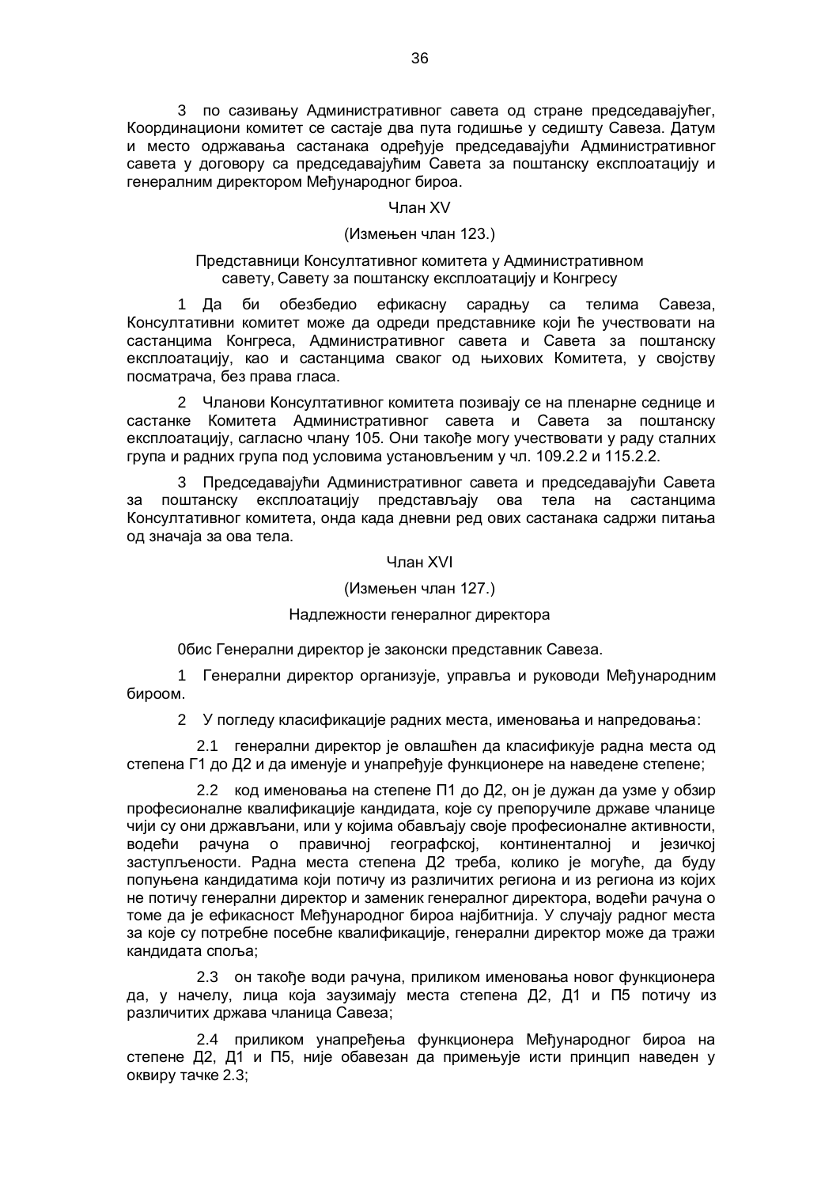3 по сазивању Административног савета од стране председавајућег, Координациони комитет се састаје два пута годишње у седишту Савеза. Датум и место одржавања састанака одређује председавајући Административног савета у договору са председавајућим Савета за поштанску експлоатацију и генералним директором Међународног бироа.

Члан XV

(Измењен члан 123.)

Представници Консултативног комитета у Административном савету, Савету за поштанску експлоатацију и Конгресу

1 Да би обезбедио ефикасну сарадњу са телима Савеза, Консултативни комитет може да одреди представнике који ће учествовати на састанцима Конгреса, Административног савета и Савета за поштанску експлоатацију, као и састанцима сваког од њихових Комитета, у својству посматрача, без права гласа.

2 Чланови Консултативног комитета позивају се на пленарне седнице и састанке Комитета Административног савета и Савета за поштанску експлоатацију, сагласно члану 105. Они такође могу учествовати у раду сталних група и радних група под условима установљеним у чл. 109.2.2 и 115.2.2.

3 Председавајући Административног савета и председавајући Савета за поштанску експлоатацију представљају ова тела на састанцима Консултативног комитета, онда када дневни ред ових састанака садржи питања од значаја за ова тела.

Члан XVI

(Измењен члан 127.)

Надлежности генералног директора

0бис Генерални директор је законски представник Савеза.

1 Генерални директор организује, управља и руководи Међународним бироом.

2 У погледу класификације радних места, именовања и напредовања:

2.1 генерални директор је овлашћен да класификује радна места од степена Г1 до Д2 и да именује и унапређује функционере на наведене степене;

2.2 код именовања на степене П1 до Д2, он је дужан да узме у обзир професионалне квалификације кандидата, које су препоручиле државе чланице чији су они држављани, или у којима обављају своје професионалне активности, водећи рачуна о правичној географској, континенталној и језичкој заступљености. Радна места степена Д2 треба, колико је могуће, да буду попуњена кандидатима који потичу из различитих региона и из региона из којих не потичу генерални директор и заменик генералног директора, водећи рачуна о томе да је ефикасност Међународног бироа најбитнија. У случају радног места за које су потребне посебне квалификације, генерални директор може да тражи кандидата споља;

2.3 он такође води рачуна, приликом именовања новог функционера да, у начелу, лица која заузимају места степена Д2, Д1 и П5 потичу из различитих држава чланица Савеза;

2.4 приликом унапређења функционера Међународног бироа на степене Д2, Д1 и П5, није обавезан да примењује исти принцип наведен у оквиру тачке 2.3;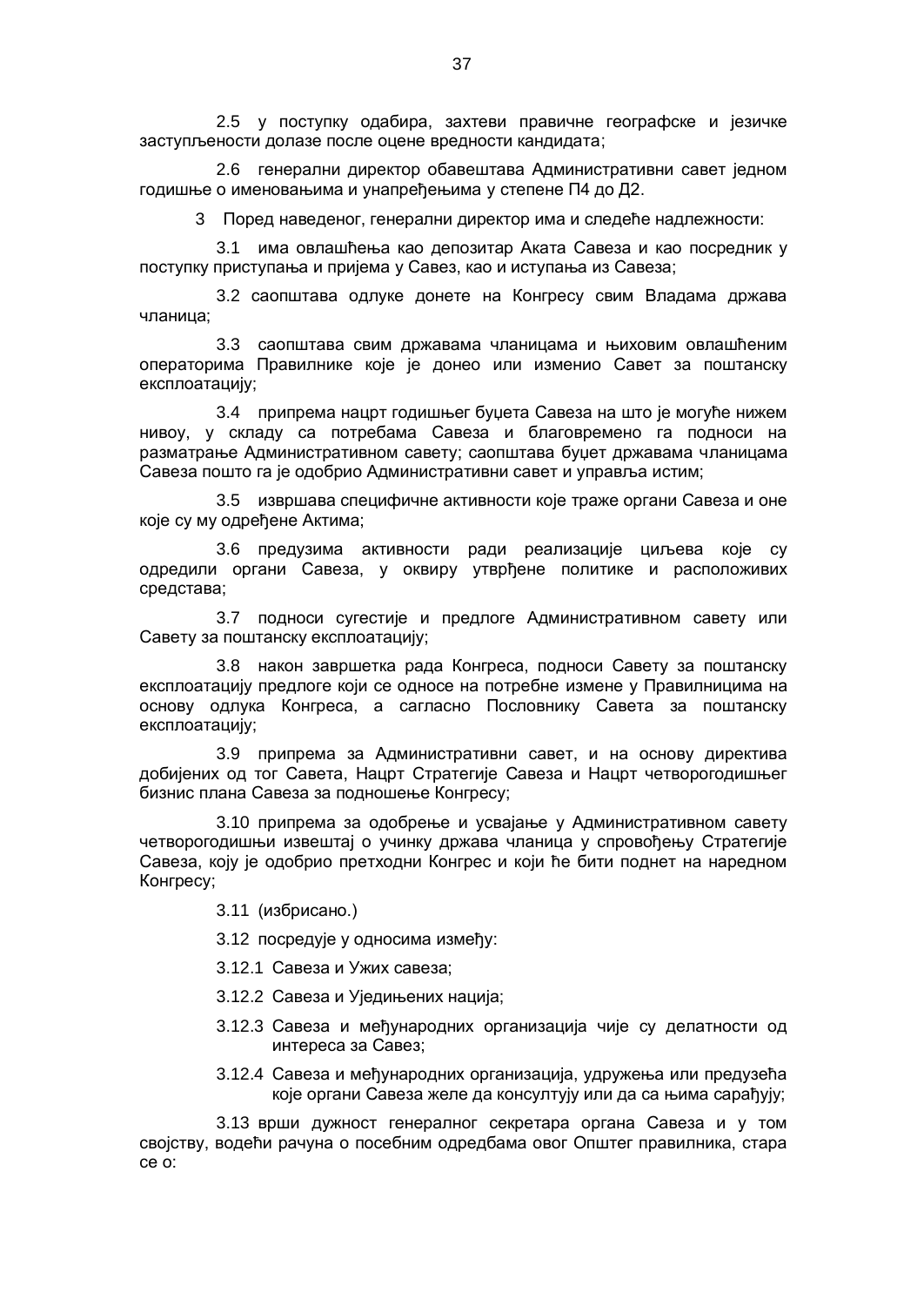2.5 у поступку одабира, захтеви правичне географске и језичке заступљености долазе после оцене вредности кандидата;

2.6 генерални директор обавештава Административни савет једном годишње о именовањима и унапређењима у степене П4 до Д2.

3 Поред наведеног, генерални директор има и следеће надлежности:

3.1 има овлашћења као депозитар Аката Савеза и као посредник у поступку приступања и пријема у Савез, као и иступања из Савеза;

3.2 саопштава одлуке донете на Конгресу свим Владама држава чланица;

3.3 саопштава свим државама чланицама и њиховим овлашћеним операторима Правилнике које је донео или изменио Савет за поштанску експлоатацију;

3.4 припрема нацрт годишњег буџета Савеза на што је могуће нижем нивоу, у складу са потребама Савеза и благовремено га подноси на разматрање Административном савету; саопштава буџет државама чланицама Савеза пошто га је одобрио Административни савет и управља истим;

3.5 извршава специфичне активности које траже органи Савеза и оне које су му одређене Актима;

3.6 предузима активности ради реализације циљева које су одредили органи Савеза, у оквиру утврђене политике и расположивих средстава;

3.7 подноси сугестије и предлоге Административном савету или Савету за поштанску експлоатацију;

3.8 након завршетка рада Конгреса, подноси Савету за поштанску експлоатацију предлоге који се односе на потребне измене у Правилницима на основу одлука Конгреса, а сагласно Пословнику Савета за поштанску експлоатацију;

3.9 припрема за Административни савет, и на основу директива добијених од тог Савета, Нацрт Стратегије Савеза и Нацрт четворогодишњег бизнис плана Савеза за подношење Конгресу;

3.10 припрема за одобрење и усвајање у Административном савету четворогодишњи извештај о учинку држава чланица у спровођењу Стратегије Савеза, коју је одобрио претходни Конгрес и који ће бити поднет на наредном Конгресу;

3.11 (избрисано.)

3.12 посредује у односима између:

3.12.1 Савеза и Ужих савеза;

3.12.2 Савеза и Уједињених нација;

3.12.3 Савеза и међународних организација чије су делатности од интереса за Савез;

3.12.4 Савеза и међународних организација, удружења или предузећа које органи Савеза желе да консултују или да са њима сарађују;

3.13 врши дужност генералног секретара органа Савеза и у том својству, водећи рачуна о посебним одредбама овог Општег правилника, стара се о: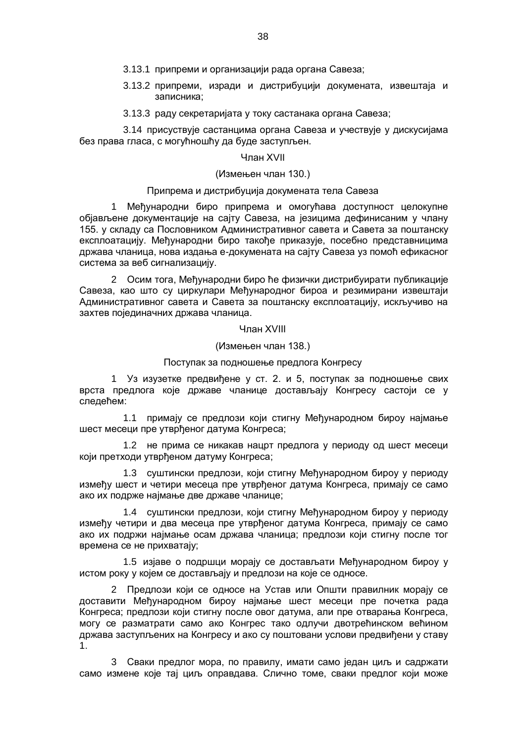3.13.1 припреми и организацији рада органа Савеза;

3.13.2 припреми, изради и дистрибуцији докумената, извештаја и записника;

3.13.3 раду секретаријата у току састанака органа Савеза;

3.14 присуствује састанцима органа Савеза и учествује у дискусијама без права гласа, с могућношћу да буде заступљен.

Члан XVII

(Измењен члан 130.)

Припрема и дистрибуција докумената тела Савеза

1 Међународни биро припрема и омогућава доступност целокупне објављене документације на сајту Савеза, на језицима дефинисаним у члану 155. у складу са Пословником Административног савета и Савета за поштанску експлоатацију. Међународни биро такође приказује, посебно представницима држава чланица, нова издања е-докумената на сајту Савеза уз помоћ ефикасног система за веб сигнализацију.

2 Осим тога, Међународни биро ће физички дистрибуирати публикације Савеза, као што су циркулари Међународног бироа и резимирани извештаји Административног савета и Савета за поштанску експлоатацију, искључиво на захтев појединачних држава чланица.

Члан XVIII

(Измењен члан 138.)

Поступак за подношење предлога Конгресу

1 Уз изузетке предвиђене у ст. 2. и 5, поступак за подношење свих врста предлога које државе чланице достављају Конгресу састоји се у следећем:

1.1 примају се предлози који стигну Међународном бироу најмање шест месеци пре утврђеног датума Конгреса;

1.2 не прима се никакав нацрт предлога у периоду од шест месеци који претходи утврђеном датуму Конгреса;

1.3 суштински предлози, који стигну Међународном бироу у периоду између шест и четири месеца пре утврђеног датума Конгреса, примају се само ако их подрже најмање две државе чланице;

1.4 суштински предлози, који стигну Међународном бироу у периоду између четири и два месеца пре утврђеног датума Конгреса, примају се само ако их подржи најмање осам држава чланица; предлози који стигну после тог времена се не прихватају;

1.5 изјаве о подршци морају се достављати Међународном бироу у истом року у којем се достављају и предлози на које се односе.

2 Предлози који се односе на Устав или Општи правилник морају се доставити Међународном бироу најмање шест месеци пре почетка рада Конгреса; предлози који стигну после овог датума, али пре отварања Конгреса, могу се разматрати само ако Конгрес тако одлучи двотрећинском већином држава заступљених на Конгресу и ако су поштовани услови предвиђени у ставу 1.

3 Сваки предлог мора, по правилу, имати само један циљ и садржати само измене које тај циљ оправдава. Слично томе, сваки предлог који може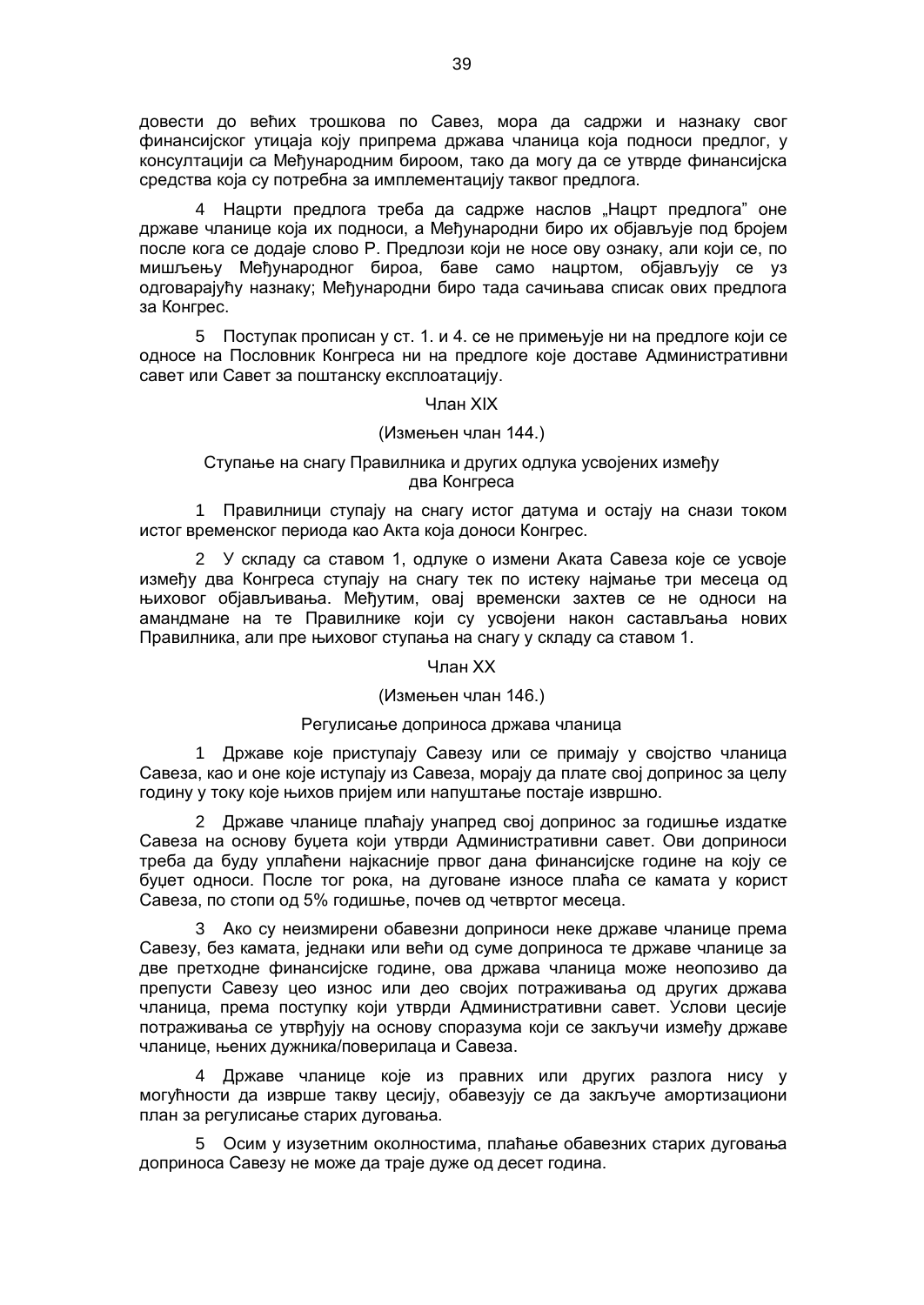довести до већих трошкова по Савез, мора да садржи и назнаку свог финансијског утицаја коју припрема држава чланица која подноси предлог, у консултацији са Међународним бироом, тако да могу да се утврде финансијска средства која су потребна за имплементацију таквог предлога.

4 Нацрти предлога треба да садрже наслов „Нацрт предлога" оне државе чланице која их подноси, а Међународни биро их објављује под бројем после кога се додаје слово P. Предлози који не носе ову ознаку, али који се, по мишљењу Међународног бироа, баве само нацртом, објављују се уз одговарајућу назнаку; Међународни биро тада сачињава списак ових предлога за Конгрес.

5 Поступак прописан у ст. 1. и 4. се не примењује ни на предлоге који се односе на Пословник Конгреса ни на предлоге које доставе Административни савет или Савет за поштанску експлоатацију.

Члан XIX

(Измењен члан 144.)

Ступање на снагу Правилника и других одлука усвојених између два Конгреса

1 Правилници ступају на снагу истог датума и остају на снази током истог временског периода као Акта која доноси Конгрес.

2 У складу са ставом 1, одлуке о измени Аката Савеза које се усвоје између два Конгреса ступају на снагу тек по истеку најмање три месеца од њиховог објављивања. Међутим, овај временски захтев се не односи на амандмане на те Правилнике који су усвојени након састављања нових Правилника, али пре њиховог ступања на снагу у складу са ставом 1.

Члан XX

(Измењен члан 146.)

Регулисање доприноса држава чланица

1 Државе које приступају Савезу или се примају у својство чланица Савеза, као и оне које иступају из Савеза, морају да плате свој допринос за целу годину у току које њихов пријем или напуштање постаје извршно.

2 Државе чланице плаћају унапред свој допринос за годишње издатке Савеза на основу буџета који утврди Административни савет. Ови доприноси треба да буду уплаћени најкасније првог дана финансијске године на коју се буџет односи. После тог рока, на дуговане износе плаћа се камата у корист Савеза, по стопи од 5% годишње, почев од четвртог месеца.

3 Ако су неизмирени обавезни доприноси неке државе чланице према Савезу, без камата, једнаки или већи од суме доприноса те државе чланице за две претходне финансијске године, ова држава чланица може неопозиво да препусти Савезу цео износ или део својих потраживања од других држава чланица, према поступку који утврди Административни савет. Услови цесије потраживања се утврђују на основу споразума који се закључи између државе чланице, њених дужника/поверилаца и Савеза.

4 Државе чланице које из правних или других разлога нису у могућности да изврше такву цесију, обавезују се да закључе амортизациони план за регулисање старих дуговања.

5 Осим у изузетним околностима, плаћање обавезних старих дуговања доприноса Савезу не може да траје дуже од десет година.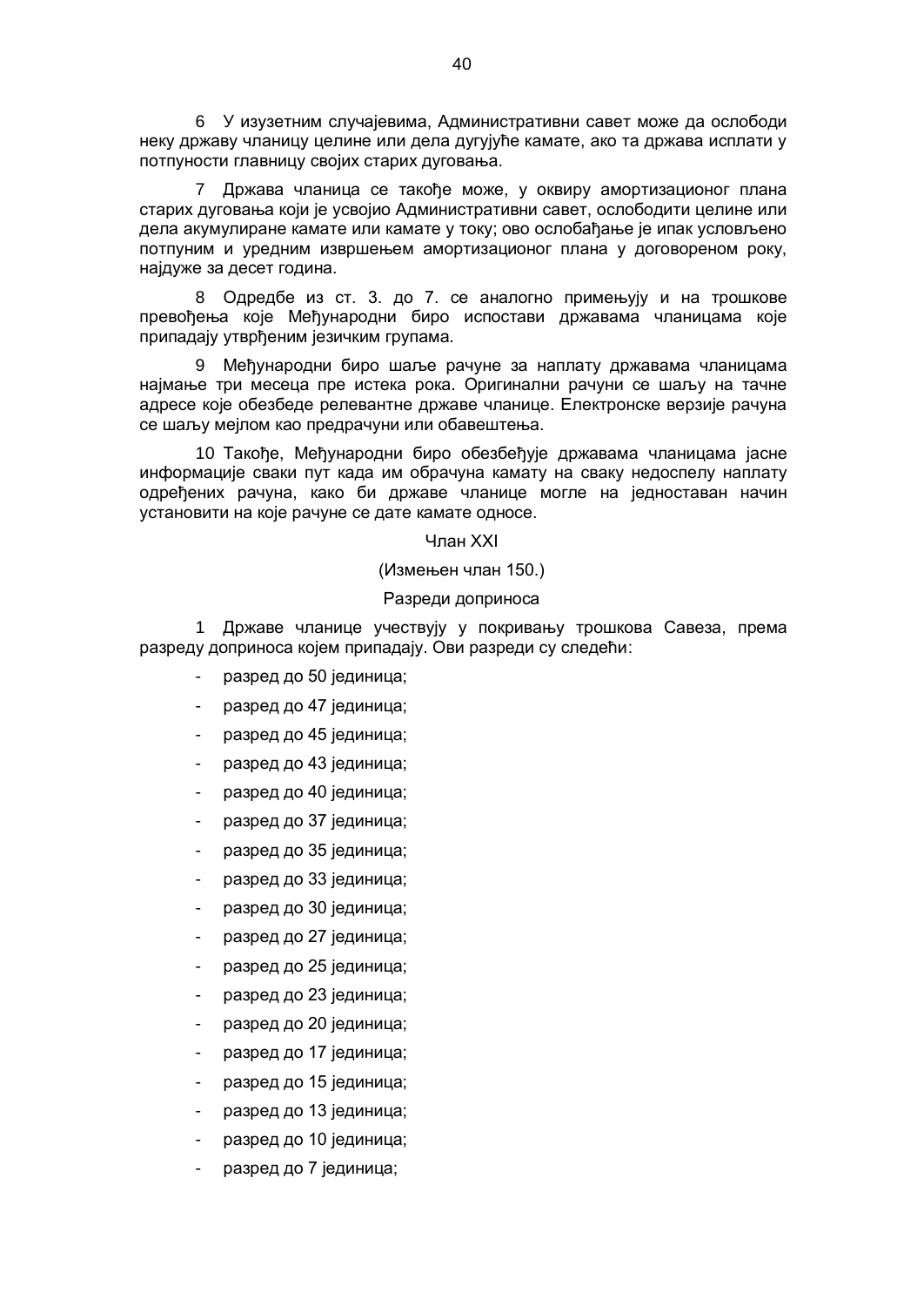6 У изузетним случајевима, Административни савет може да ослободи неку државу чланицу целине или дела дугујуће камате, ако та држава исплати у потпуности главницу својих старих дуговања.

7 Држава чланица се такође може, у оквиру амортизационог плана старих дуговања који је усвојио Административни савет, ослободити целине или дела акумулиране камате или камате у току; ово ослобађање је ипак условљено потпуним и уредним извршењем амортизационог плана у договореном року, најдуже за десет година.

8 Одредбе из ст. 3. до 7. се аналогно примењују и на трошкове превођења које Међународни биро испостави државама чланицама које припадају утврђеним језичким групама.

9 Међународни биро шаље рачуне за наплату државама чланицама најмање три месеца пре истека рока. Оригинални рачуни се шаљу на тачне адресе које обезбеде релевантне државе чланице. Електронске верзије рачуна се шаљу мејлом као предрачуни или обавештења.

10 Такође, Међународни биро обезбеђује државама чланицама јасне информације сваки пут када им обрачуна камату на сваку недоспелу наплату одређених рачуна, како би државе чланице могле на једноставан начин установити на које рачуне се дате камате односе.

Члан XXI

(Измењен члан 150.)

Разреди доприноса

1 Државе чланице учествују у покривању трошкова Савеза, према разреду доприноса којем припадају. Ови разреди су следећи:

- разред до 50 јединица;
- разред до 47 јединица;
- разред до 45 јединица;
- разред до 43 јединица;
- разред до 40 јединица;
- разред до 37 јединица;
- разред до 35 јединица;
- разред до 33 јединица;
- разред до 30 јединица;
- разред до 27 јединица;
- разред до 25 јединица;
- разред до 23 јединица;
- разред до 20 јединица;
- разред до 17 јединица;
- разред до 15 јединица;
- разред до 13 јединица;
- разред до 10 јединица;
- разред до 7 јединица;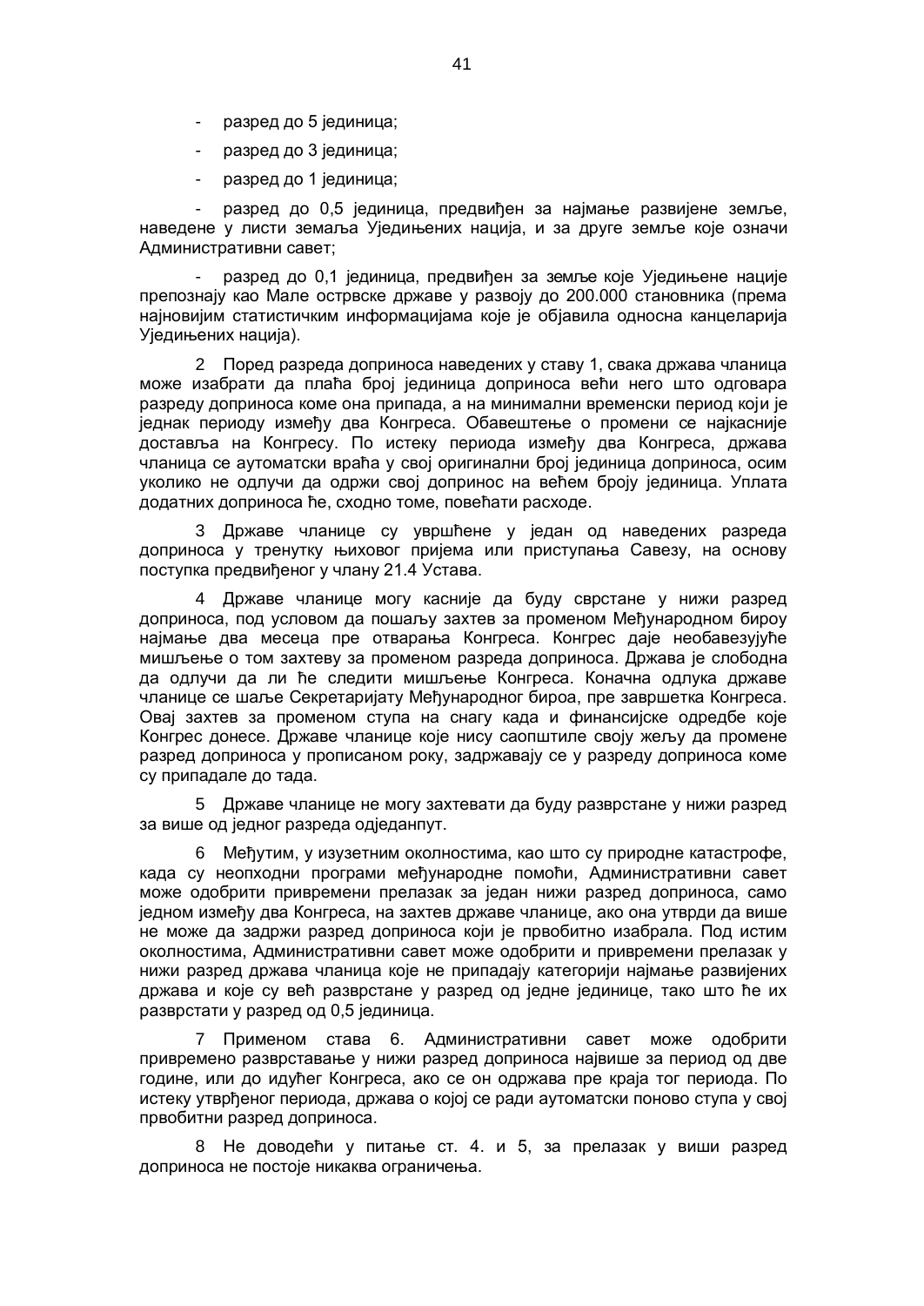- разред до 5 јединица;
- разред до 3 јединица;
- разред до 1 јединица;
- разред до 0,5 јединица, предвиђен за најмање развијене земље, наведене у листи земаља Уједињених нација, и за друге земље које означи Административни савет;
- разред до 0,1 јединица, предвиђен за земље које Уједињене нације препознају као Мале острвске државе у развоју до 200.000 становника (према најновијим статистичким информацијама које је објавила односна канцеларија Уједињених нација).

2 Поред разреда доприноса наведених у ставу 1, свака држава чланица може изабрати да плаћа број јединица доприноса већи него што одговара разреду доприноса коме она припада, а на минимални временски период који је једнак периоду између два Конгреса. Обавештење о промени се најкасније доставља на Конгресу. По истеку периода између два Конгреса, држава чланица се аутоматски враћа у свој оригинални број јединица доприноса, осим уколико не одлучи да одржи свој допринос на већем броју јединица. Уплата додатних доприноса ће, сходно томе, повећати расходе.

3 Државе чланице су уврштене у један од наведених разреда доприноса у тренутку њиховог пријема или приступања Савезу, на основу поступка предвиђеног у члану 21.4 Устава.

4 Државе чланице могу касније да буду сврстане у нижи разред доприноса, под условом да пошаљу захтев за променом Међународном бироу најмање два месеца пре отварања Конгреса. Конгрес даје необавезујуће мишљење о том захтеву за променом разреда доприноса. Држава је слободна да одлучи да ли ће следити мишљење Конгреса. Коначна одлука државе чланице се шаље Секретаријату Међународног бироа, пре завршетка Конгреса. Овај захтев за променом ступа на снагу када и финансијске одредбе које Конгрес донесе. Државе чланице које нису саопштиле своју жељу да промене разред доприноса у прописаном року, задржавају се у разреду доприноса коме су припадале до тада.

5 Државе чланице не могу захтевати да буду разврстане у нижи разред за више од једног разреда одједанпут.

6 Међутим, у изузетним околностима, као што су природне катастрофе, када су неопходни програми међународне помоћи, Административни савет може одобрити привремени прелазак за један нижи разред доприноса, само једном између два Конгреса, на захтев државе чланице, ако она утврди да више не може да задржи разред доприноса који је првобитно изабрала. Под истим околностима, Административни савет може одобрити и привремени прелазак у нижи разред држава чланица које не припадају категорији најмање развијених држава и које су већ разврстане у разред од једне јединице, тако што ће их разврстати у разред од 0,5 јединица.

7 Применом става 6. Административни савет може одобрити привремено разврставање у нижи разред доприноса највише за период од две године, или до идућег Конгреса, ако се он одржава пре краја тог периода. По истеку утврђеног периода, држава о којој се ради аутоматски поново ступа у свој првобитни разред доприноса.

8 Не доводећи у питање ст. 4. и 5, за прелазак у виши разред доприноса не постоје никаква ограничења.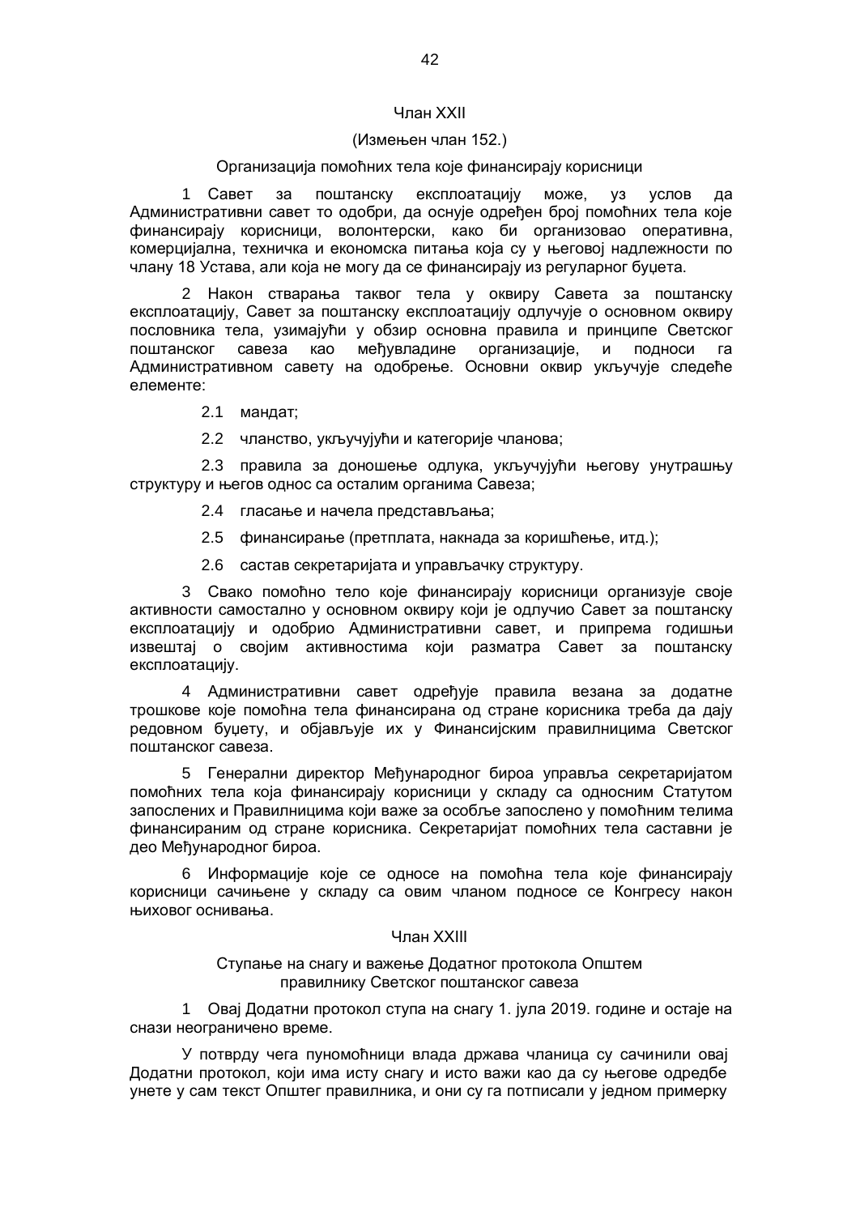Члан XXII

(Измењен члан 152.)

Организација помоћних тела које финансирају корисници

1 Савет за поштанску експлоатацију може, уз услов да Административни савет то одобри, да оснује одређен број помоћних тела које финансирају корисници, волонтерски, како би организовао оперативна, комерцијална, техничка и економска питања која су у његовој надлежности по члану 18 Устава, али која не могу да се финансирају из регуларног буџета.

2 Након стварања таквог тела у оквиру Савета за поштанску експлоатацију, Савет за поштанску експлоатацију одлучује о основном оквиру пословника тела, узимајући у обзир основна правила и принципе Светског поштанског савеза као међувладине организације, и подноси га Административном савету на одобрење. Основни оквир укључује следеће елементе:

2.1 мандат;

2.2 чланство, укључујући и категорије чланова;

2.3 правила за доношење одлука, укључујући његову унутрашњу структуру и његов однос са осталим органима Савеза;

2.4 гласање и начела представљања;

2.5 финансирање (претплата, накнада за коришћење, итд.);

2.6 састав секретаријата и управљачку структуру.

3 Свако помоћно тело које финансирају корисници организује своје активности самостално у основном оквиру који је одлучио Савет за поштанску експлоатацију и одобрио Административни савет, и припрема годишњи извештај о својим активностима који разматра Савет за поштанску експлоатацију.

4 Административни савет одређује правила везана за додатне трошкове које помоћна тела финансирана од стране корисника треба да дају редовном буџету, и објављује их у Финансијским правилницима Светског поштанског савеза.

5 Генерални директор Међународног бироа управља секретаријатом помоћних тела која финансирају корисници у складу са односним Статутом запослених и Правилницима који важе за особље запослено у помоћним телима финансираним од стране корисника. Секретаријат помоћних тела саставни је део Међународног бироа.

6 Информације које се односе на помоћна тела које финансирају корисници сачињене у складу са овим чланом подносе се Конгресу након њиховог оснивања.

Члан XXIII

Ступање на снагу и важење Додатног протокола Општем правилнику Светског поштанског савеза

1 Овај Додатни протокол ступа на снагу 1. јула 2019. године и остаје на снази неограничено време.

У потврду чега пуномоћници влада држава чланица су сачинили овај Додатни протокол, који има исту снагу и исто важи као да су његове одредбе унете у сам текст Општег правилника, и они су га потписали у једном примерку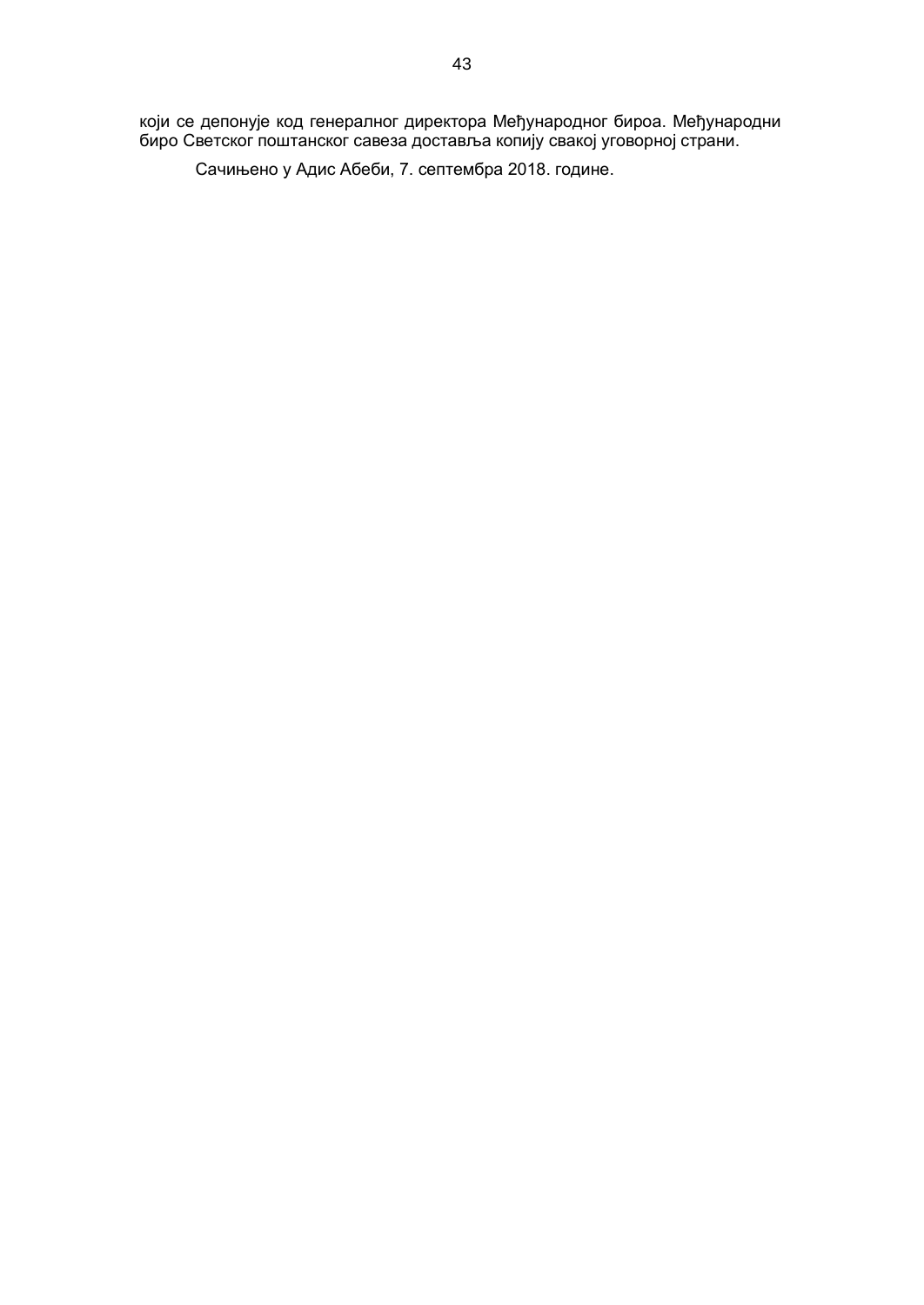који се депонује код генералног директора Међународног бироа. Међународни биро Светског поштанског савеза доставља копију свакој уговорној страни.

Сачињено у Адис Абеби, 7. септембра 2018. године.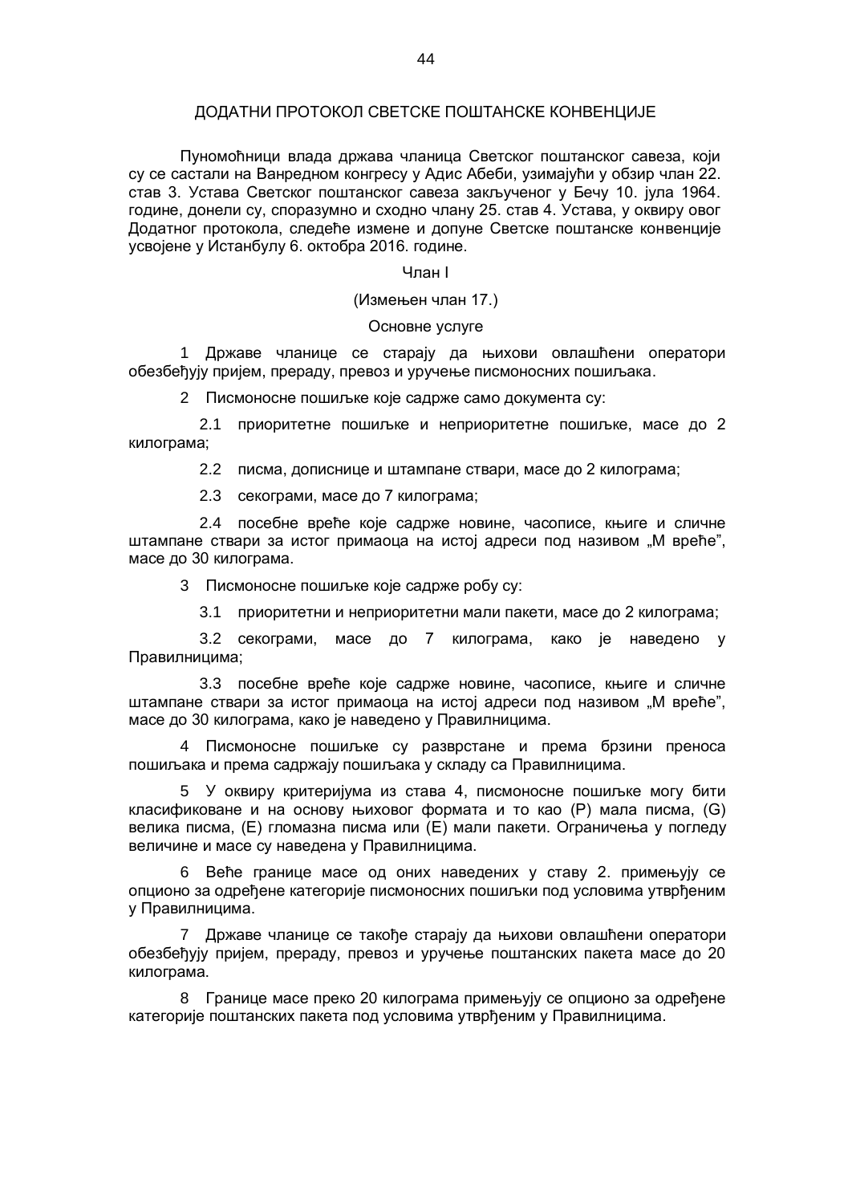## ДОДАТНИ ПРОТОКОЛ СВЕТСКЕ ПОШТАНСКЕ КОНВЕНЦИЈЕ

Пуномоћници влада држава чланица Светског поштанског савеза, који су се састали на Ванредном конгресу у Адис Абеби, узимајући у обзир члан 22. став 3. Устава Светског поштанског савеза закљученог у Бечу 10. јула 1964. године, донели су, споразумно и сходно члану 25. став 4. Устава, у оквиру овог Додатног протокола, следеће измене и допуне Светске поштанске конвенције усвојене у Истанбулу 6. октобра 2016. године.

Члан I

(Измењен члан 17.)

Основне услуге

1 Државе чланице се старају да њихови овлашћени оператори обезбеђују пријем, прераду, превоз и уручење писмоносних пошиљака.

2 Писмоносне пошиљке које садрже само документа су:

2.1 приоритетне пошиљке и неприоритетне пошиљке, масе до 2 килограма;

2.2 писма, дописнице и штампане ствари, масе до 2 килограма;

2.3 секограми, масе до 7 килограма;

2.4 посебне вреће које садрже новине, часописе, књиге и сличне штампане ствари за истог примаоца на истој адреси под називом „М вреће”, масе до 30 килограма.

3 Писмоносне пошиљке које садрже робу су:

3.1 приоритетни и неприоритетни мали пакети, масе до 2 килограма;

3.2 секограми, масе до 7 килограма, како је наведено у Правилницима;

3.3 посебне вреће које садрже новине, часописе, књиге и сличне штампане ствари за истог примаоца на истој адреси под називом „М вреће”, масе до 30 килограма, како је наведено у Правилницима.

4 Писмоносне пошиљке су разврстане и према брзини преноса пошиљака и према садржају пошиљака у складу са Правилницима.

5 У оквиру критеријума из става 4, писмоносне пошиљке могу бити класификоване и на основу њиховог формата и то као (Р) мала писма, (G) велика писма, (Е) гломазна писма или (Е) мали пакети. Ограничења у погледу величине и масе су наведена у Правилницима.

6 Веће границе масе од оних наведених у ставу 2. примењују се опционо за одређене категорије писмоносних пошиљки под условима утврђеним у Правилницима.

7 Државе чланице се такође старају да њихови овлашћени оператори обезбеђују пријем, прераду, превоз и уручење поштанских пакета масе до 20 килограма.

8 Границе масе преко 20 килограма примењују се опционо за одређене категорије поштанских пакета под условима утврђеним у Правилницима.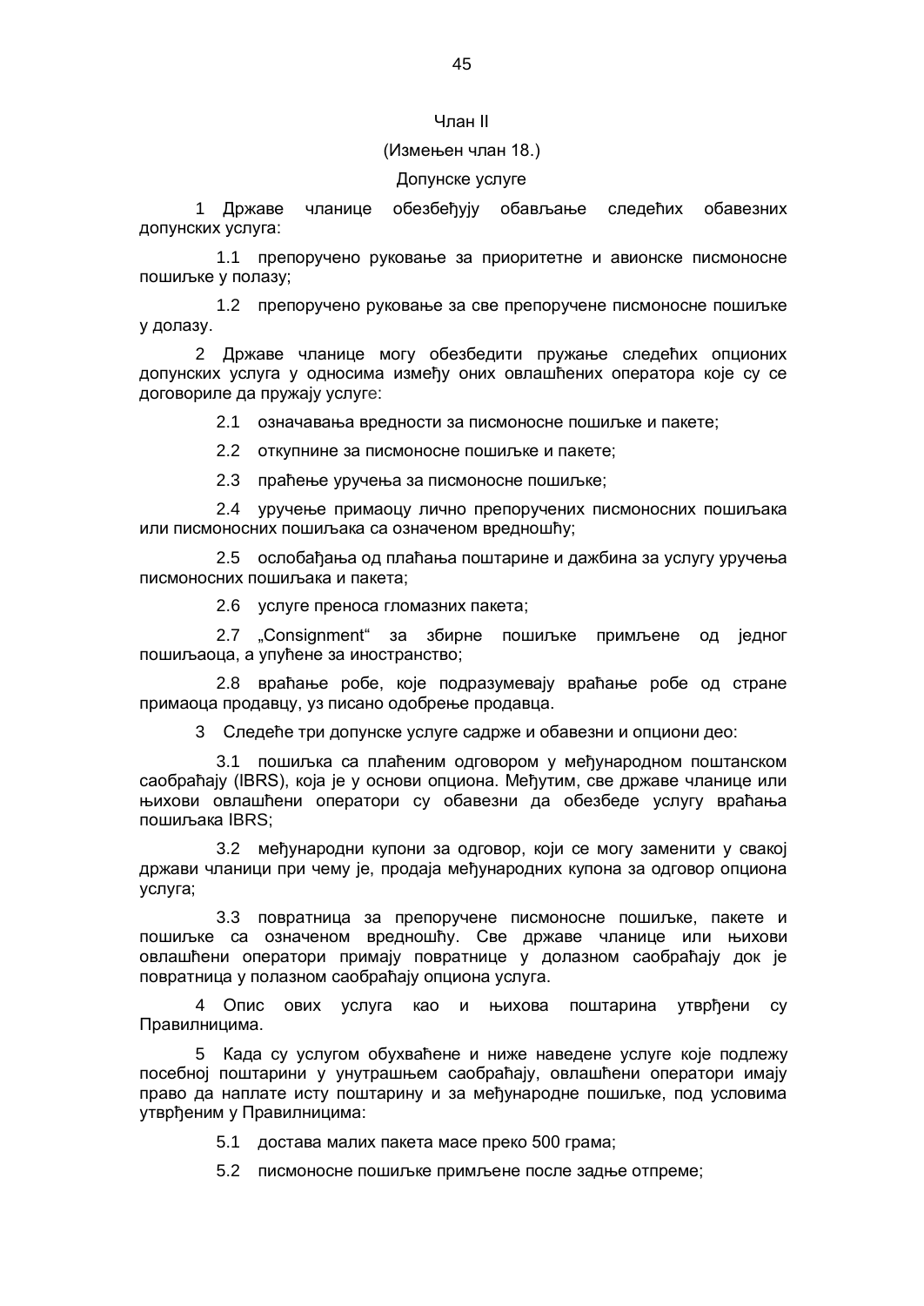Члан II

(Измењен члан 18.)

Допунске услуге

1 Државе чланице обезбеђују обављање следећих обавезних допунских услуга:

1.1 препоручено руковање за приоритетне и авионске писмоносне пошиљке у полазу;

1.2 препоручено руковање за све препоручене писмоносне пошиљке у долазу.

2 Државе чланице могу обезбедити пружање следећих опционих допунских услуга у односима између оних овлашћених оператора које су се договориле да пружају услуге:

2.1 означавања вредности за писмоносне пошиљке и пакете;

2.2 откупнине за писмоносне пошиљке и пакете;

2.3 праћење уручења за писмоносне пошиљке;

2.4 уручење примаоцу лично препоручених писмоносних пошиљака или писмоносних пошиљака са означеном вредношћу;

2.5 ослобађања од плаћања поштарине и дажбина за услугу уручења писмоносних пошиљака и пакета;

2.6 услуге преноса гломазних пакета;

2.7 „Consignment“ за збирне пошиљке примљене од једног пошиљаоца, а упућене за иностранство;

2.8 враћање робе, које подразумевају враћање робе од стране примаоца продавцу, уз писано одобрење продавца.

3 Следеће три допунске услуге садрже и обавезни и опциони део:

3.1 пошиљка са плаћеним одговором у међународном поштанском саобраћају (IBRS), која је у основи опциона. Међутим, све државе чланице или њихови овлашћени оператори су обавезни да обезбеде услугу враћања пошиљака IBRS;

3.2 међународни купони за одговор, који се могу заменити у свакој држави чланици при чему је, продаја међународних купона за одговор опциона услуга;

3.3 повратница за препоручене писмоносне пошиљке, пакете и пошиљке са означеном вредношћу. Све државе чланице или њихови овлашћени оператори примају повратнице у долазном саобраћају док је повратница у полазном саобраћају опциона услуга.

4 Опис ових услуга као и њихова поштарина утврђени су Правилницима.

5 Када су услугом обухваћене и ниже наведене услуге које подлежу посебној поштарини у унутрашњем саобраћају, овлашћени оператори имају право да наплате исту поштарину и за међународне пошиљке, под условима утврђеним у Правилницима:

5.1 достава малих пакета масе преко 500 грама;

5.2 писмоносне пошиљке примљене после задње отпреме;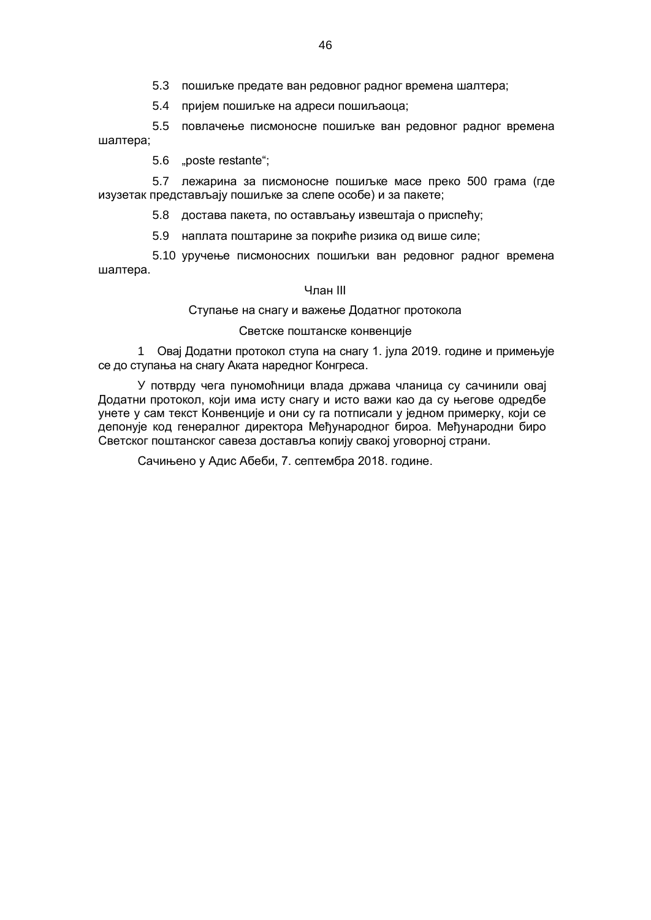5.3 пошиљке предате ван редовног радног времена шалтера;

5.4 пријем пошиљке на адреси пошиљаоца;

5.5 повлачење писмоносне пошиљке ван редовног радног времена шалтера;

5.6 „poste restante“;

5.7 лежарина за писмоносне пошиљке масе преко 500 грама (где изузетак представљају пошиљке за слепе особе) и за пакете;

5.8 достава пакета, по остављању извештаја о приспећу;

5.9 наплата поштарине за покриће ризика од више силе;

5.10 уручење писмоносних пошиљки ван редовног радног времена шалтера.

Члан III

Ступање на снагу и важење Додатног протокола

Светске поштанске конвенције

1 Овај Додатни протокол ступа на снагу 1. јула 2019. године и примењује се до ступања на снагу Аката наредног Конгреса.

У потврду чега пуномоћници влада држава чланица су сачинили овај Додатни протокол, који има исту снагу и исто важи као да су његове одредбе унете у сам текст Конвенције и они су га потписали у једном примерку, који се депонује код генералног директора Међународног бироа. Међународни биро Светског поштанског савеза доставља копију свакој уговорној страни.

Сачињено у Адис Абеби, 7. септембра 2018. године.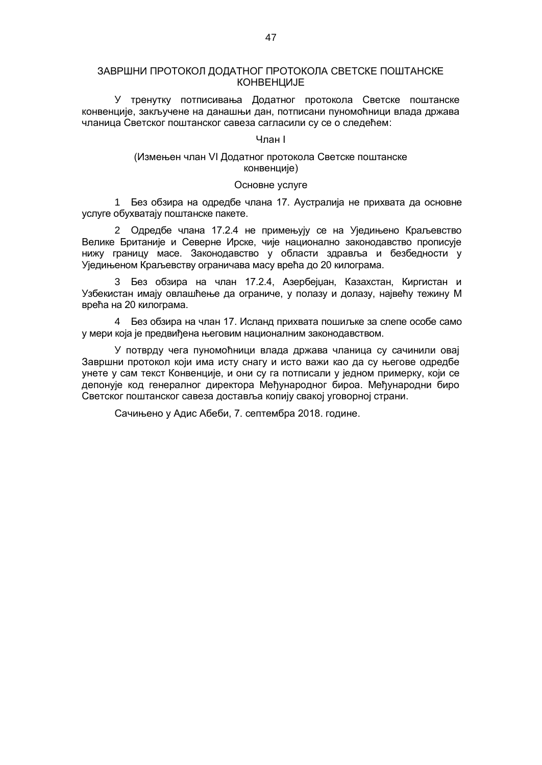# ЗАВРШНИ ПРОТОКОЛ ДОДАТНОГ ПРОТОКОЛА СВЕТСКЕ ПОШТАНСКЕ КОНВЕНЦИЈЕ

У тренутку потписивања Додатног протокола Светске поштанске конвенције, закључене на данашњи дан, потписани пуномоћници влада држава чланица Светског поштанског савеза сагласили су се о следећем:

Члан I

(Измењен члан VI Додатног протокола Светске поштанске конвенције)

Основне услуге

1 Без обзира на одредбе члана 17. Аустралија не прихвата да основне услуге обухватају поштанске пакете.

2 Одредбе члана 17.2.4 не примењују се на Уједињено Краљевство Велике Британије и Северне Ирске, чије национално законодавство прописује нижу границу масе. Законодавство у области здравља и безбедности у Уједињеном Краљевству ограничава масу врећа до 20 килограма.

3 Без обзира на члан 17.2.4, Азербејџан, Казахстан, Киргистан и Узбекистан имају овлашћење да ограниче, у полазу и долазу, највећу тежину М врећа на 20 килограма.

4 Без обзира на члан 17. Исланд прихвата пошиљке за слепе особе само у мери која је предвиђена његовим националним законодавством.

У потврду чега пуномоћници влада држава чланица су сачинили овај Завршни протокол који има исту снагу и исто важи као да су његове одредбе унете у сам текст Конвенције, и они су га потписали у једном примерку, који се депонује код генералног директора Међународног бироа. Међународни биро Светског поштанског савеза доставља копију свакој уговорној страни.

Сачињено у Адис Абеби, 7. септембра 2018. године.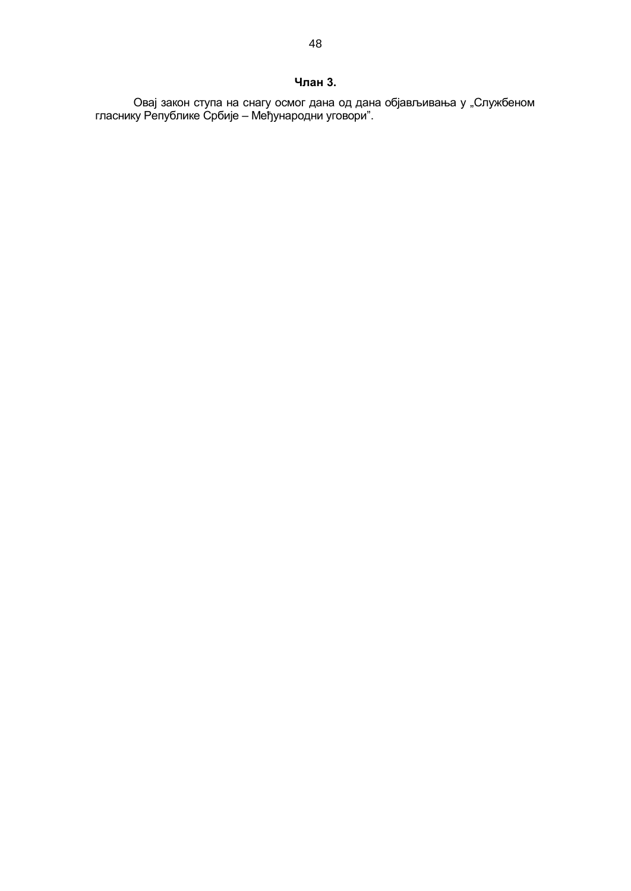**Члан 3.**

Овај закон ступа на снагу осмог дана од дана објављивања у „Службеном гласнику Републике Србије – Међународни уговори”.